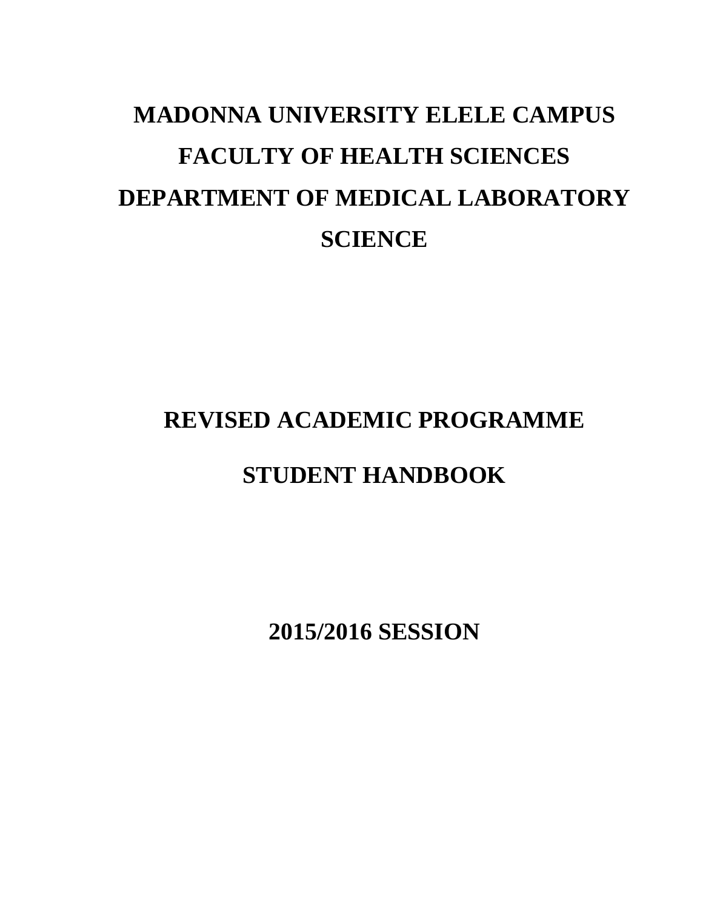# MADONNA UNIVERSITY ELELE CAMPUS

# FACULTY OF HEALTH SCIENCES

# DEPARTMENT OF MEDICAL LABORATORY SCIENCE

## REVISED ACADEMIC PROGRAMME

## STUDENT HANDBOOK

## 2015/2016 SESSION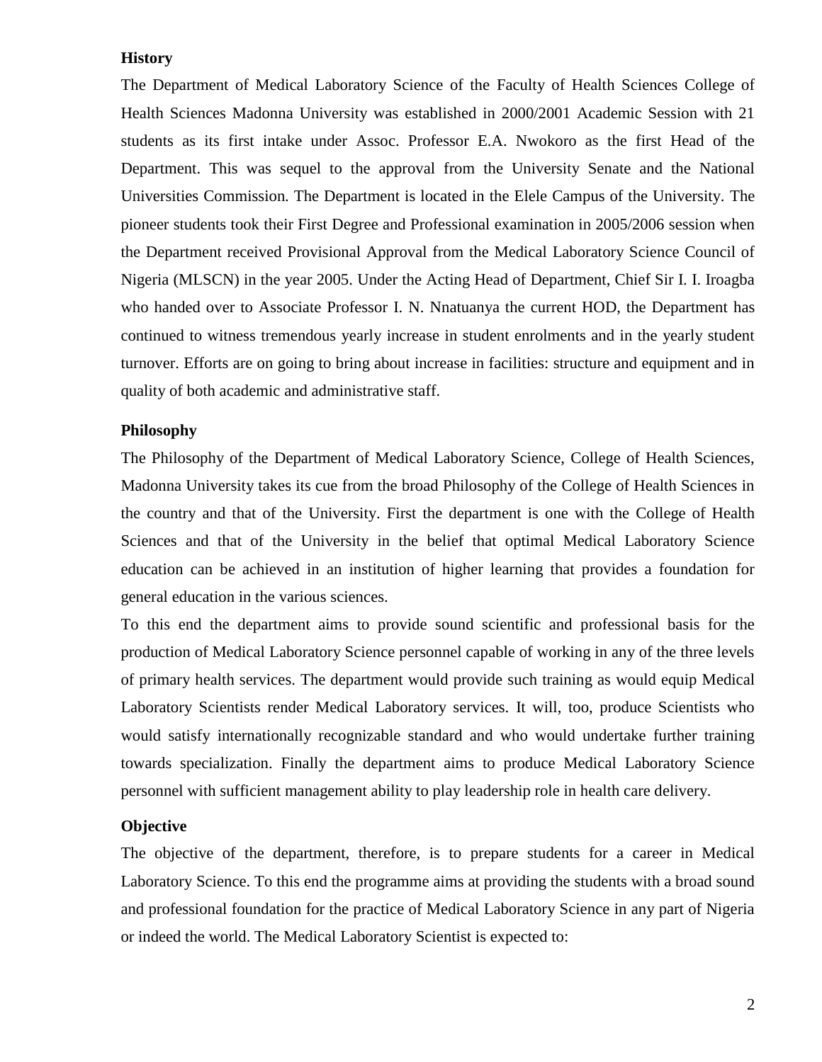**History**

The Department of Medical Laboratory Science of the Faculty of Health Sciences College of Health Sciences Madonna University was established in 2000/2001 Academic Session with 21 students as its first intake under Assoc. Professor E.A. Nwokoro as the first Head of the Department. This was sequel to the approval from the University Senate and the National Universities Commission. The Department is located in the Elele Campus of the University. The pioneer students took their First Degree and Professional examination in 2005/2006 session when the Department received Provisional Approval from the Medical Laboratory Science Council of Nigeria (MLSCN) in the year 2005. Under the Acting Head of Department, Chief Sir I. I. Iroagba who handed over to Associate Professor I. N. Nnatuanya the current HOD, the Department has continued to witness tremendous yearly increase in student enrolments and in the yearly student turnover. Efforts are on going to bring about increase in facilities: structure and equipment and in quality of both academic and administrative staff.

**Philosophy**

The Philosophy of the Department of Medical Laboratory Science, College of Health Sciences, Madonna University takes its cue from the broad Philosophy of the College of Health Sciences in the country and that of the University. First the department is one with the College of Health Sciences and that of the University in the belief that optimal Medical Laboratory Science education can be achieved in an institution of higher learning that provides a foundation for general education in the various sciences.

To this end the department aims to provide sound scientific and professional basis for the production of Medical Laboratory Science personnel capable of working in any of the three levels of primary health services. The department would provide such training as would equip Medical Laboratory Scientists render Medical Laboratory services. It will, too, produce Scientists who would satisfy internationally recognizable standard and who would undertake further training towards specialization. Finally the department aims to produce Medical Laboratory Science personnel with sufficient management ability to play leadership role in health care delivery.

**Objective**

The objective of the department, therefore, is to prepare students for a career in Medical Laboratory Science. To this end the programme aims at providing the students with a broad sound and professional foundation for the practice of Medical Laboratory Science in any part of Nigeria or indeed the world. The Medical Laboratory Scientist is expected to: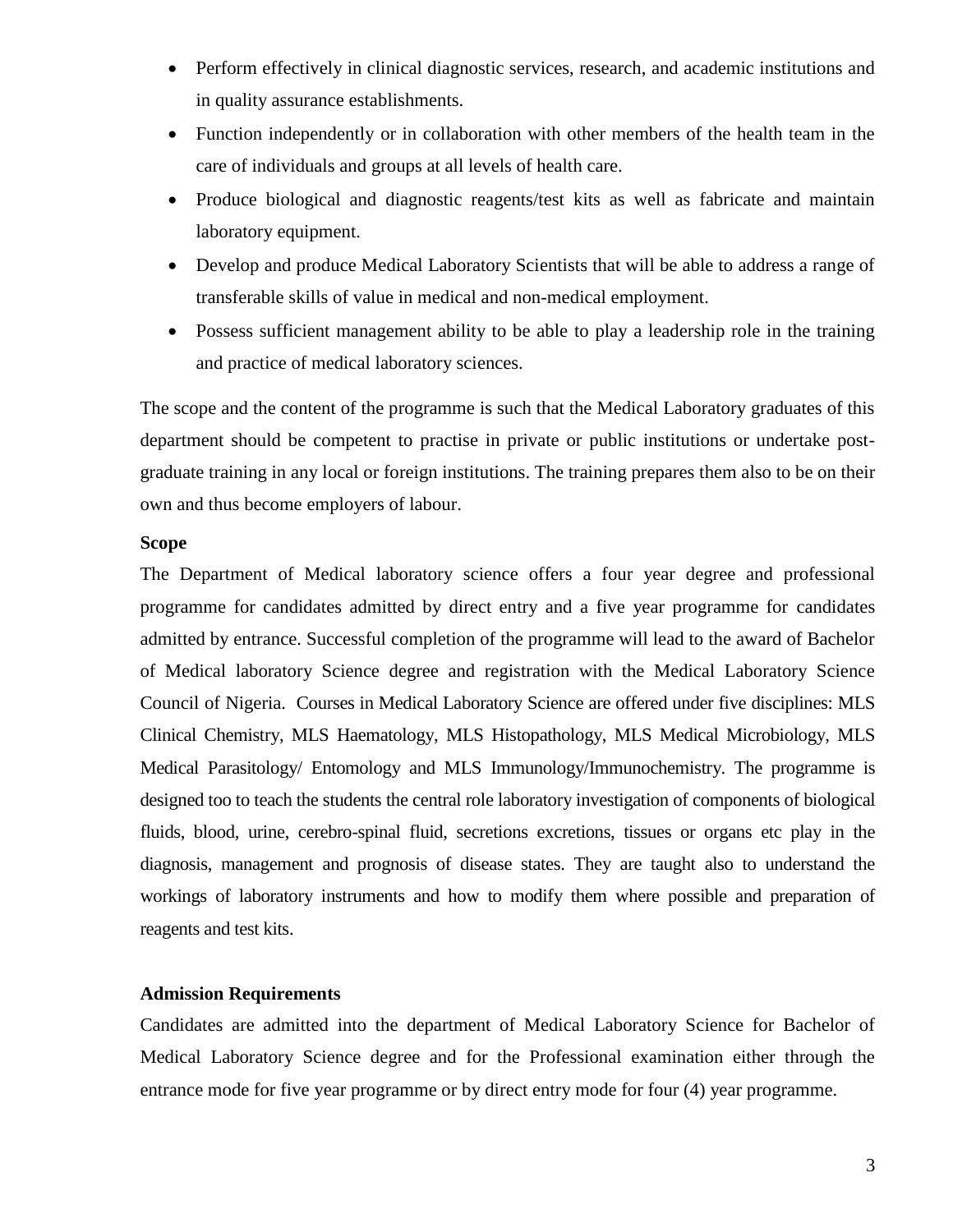- Perform effectively in clinical diagnostic services, research, and academic institutions and in quality assurance establishments.
- Function independently or in collaboration with other members of the health team in the care of individuals and groups at all levels of health care.
- Produce biological and diagnostic reagents/test kits as well as fabricate and maintain laboratory equipment.
- Develop and produce Medical Laboratory Scientists that will be able to address a range of transferable skills of value in medical and non-medical employment.
- Possess sufficient management ability to be able to play a leadership role in the training and practice of medical laboratory sciences.

The scope and the content of the programme is such that the Medical Laboratory graduates of this department should be competent to practise in private or public institutions or undertake post-graduate training in any local or foreign institutions. The training prepares them also to be on their own and thus become employers of labour.

**Scope**

The Department of Medical laboratory science offers a four year degree and professional programme for candidates admitted by direct entry and a five year programme for candidates admitted by entrance. Successful completion of the programme will lead to the award of Bachelor of Medical laboratory Science degree and registration with the Medical Laboratory Science Council of Nigeria. Courses in Medical Laboratory Science are offered under five disciplines: MLS Clinical Chemistry, MLS Haematology, MLS Histopathology, MLS Medical Microbiology, MLS Medical Parasitology/ Entomology and MLS Immunology/Immunochemistry. The programme is designed too to teach the students the central role laboratory investigation of components of biological fluids, blood, urine, cerebro-spinal fluid, secretions excretions, tissues or organs etc play in the diagnosis, management and prognosis of disease states. They are taught also to understand the workings of laboratory instruments and how to modify them where possible and preparation of reagents and test kits.

**Admission Requirements**

Candidates are admitted into the department of Medical Laboratory Science for Bachelor of Medical Laboratory Science degree and for the Professional examination either through the entrance mode for five year programme or by direct entry mode for four (4) year programme.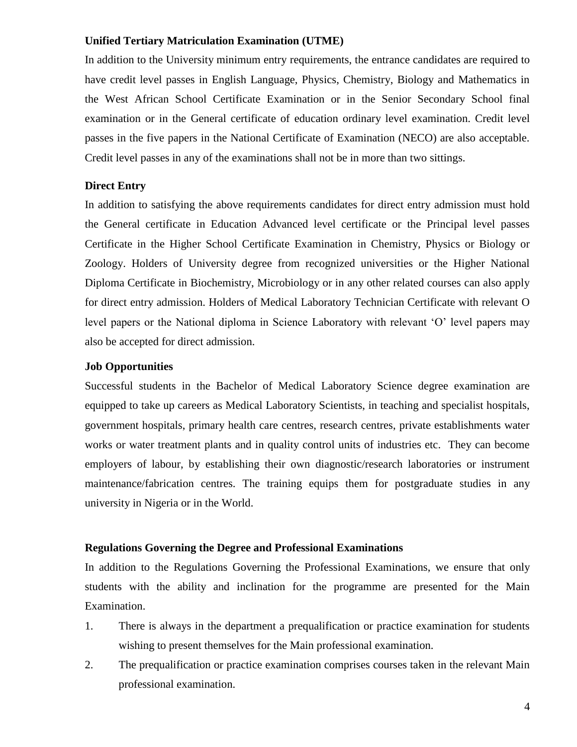**Unified Tertiary Matriculation Examination (UTME)**

In addition to the University minimum entry requirements, the entrance candidates are required to have credit level passes in English Language, Physics, Chemistry, Biology and Mathematics in the West African School Certificate Examination or in the Senior Secondary School final examination or in the General certificate of education ordinary level examination. Credit level passes in the five papers in the National Certificate of Examination (NECO) are also acceptable. Credit level passes in any of the examinations shall not be in more than two sittings.

**Direct Entry**

In addition to satisfying the above requirements candidates for direct entry admission must hold the General certificate in Education Advanced level certificate or the Principal level passes Certificate in the Higher School Certificate Examination in Chemistry, Physics or Biology or Zoology. Holders of University degree from recognized universities or the Higher National Diploma Certificate in Biochemistry, Microbiology or in any other related courses can also apply for direct entry admission. Holders of Medical Laboratory Technician Certificate with relevant O level papers or the National diploma in Science Laboratory with relevant 'O' level papers may also be accepted for direct admission.

**Job Opportunities**

Successful students in the Bachelor of Medical Laboratory Science degree examination are equipped to take up careers as Medical Laboratory Scientists, in teaching and specialist hospitals, government hospitals, primary health care centres, research centres, private establishments water works or water treatment plants and in quality control units of industries etc. They can become employers of labour, by establishing their own diagnostic/research laboratories or instrument maintenance/fabrication centres. The training equips them for postgraduate studies in any university in Nigeria or in the World.

**Regulations Governing the Degree and Professional Examinations**

In addition to the Regulations Governing the Professional Examinations, we ensure that only students with the ability and inclination for the programme are presented for the Main Examination.

1. There is always in the department a prequalification or practice examination for students wishing to present themselves for the Main professional examination.
2. The prequalification or practice examination comprises courses taken in the relevant Main professional examination.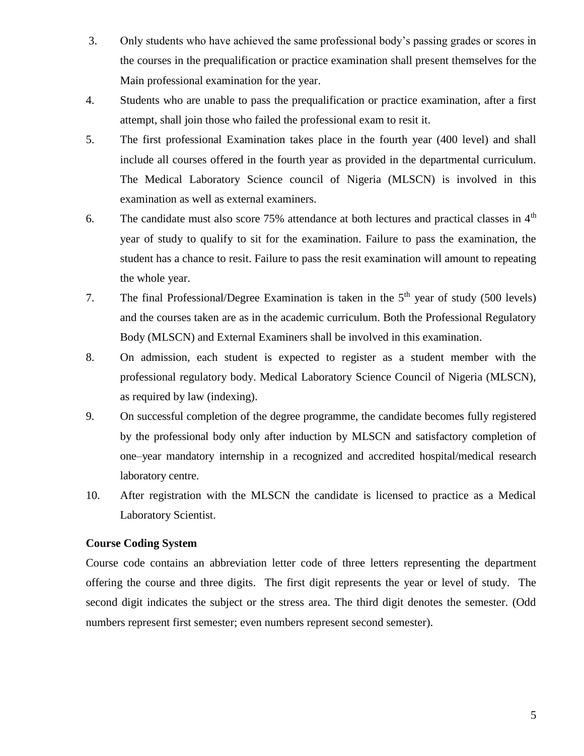3. Only students who have achieved the same professional body's passing grades or scores in the courses in the prequalification or practice examination shall present themselves for the Main professional examination for the year.
4. Students who are unable to pass the prequalification or practice examination, after a first attempt, shall join those who failed the professional exam to resit it.
5. The first professional Examination takes place in the fourth year (400 level) and shall include all courses offered in the fourth year as provided in the departmental curriculum. The Medical Laboratory Science council of Nigeria (MLSCN) is involved in this examination as well as external examiners.
6. The candidate must also score 75% attendance at both lectures and practical classes in 4th year of study to qualify to sit for the examination. Failure to pass the examination, the student has a chance to resit. Failure to pass the resit examination will amount to repeating the whole year.
7. The final Professional/Degree Examination is taken in the 5th year of study (500 levels) and the courses taken are as in the academic curriculum. Both the Professional Regulatory Body (MLSCN) and External Examiners shall be involved in this examination.
8. On admission, each student is expected to register as a student member with the professional regulatory body. Medical Laboratory Science Council of Nigeria (MLSCN), as required by law (indexing).
9. On successful completion of the degree programme, the candidate becomes fully registered by the professional body only after induction by MLSCN and satisfactory completion of one–year mandatory internship in a recognized and accredited hospital/medical research laboratory centre.
10. After registration with the MLSCN the candidate is licensed to practice as a Medical Laboratory Scientist.

**Course Coding System**

Course code contains an abbreviation letter code of three letters representing the department offering the course and three digits. The first digit represents the year or level of study. The second digit indicates the subject or the stress area. The third digit denotes the semester. (Odd numbers represent first semester; even numbers represent second semester).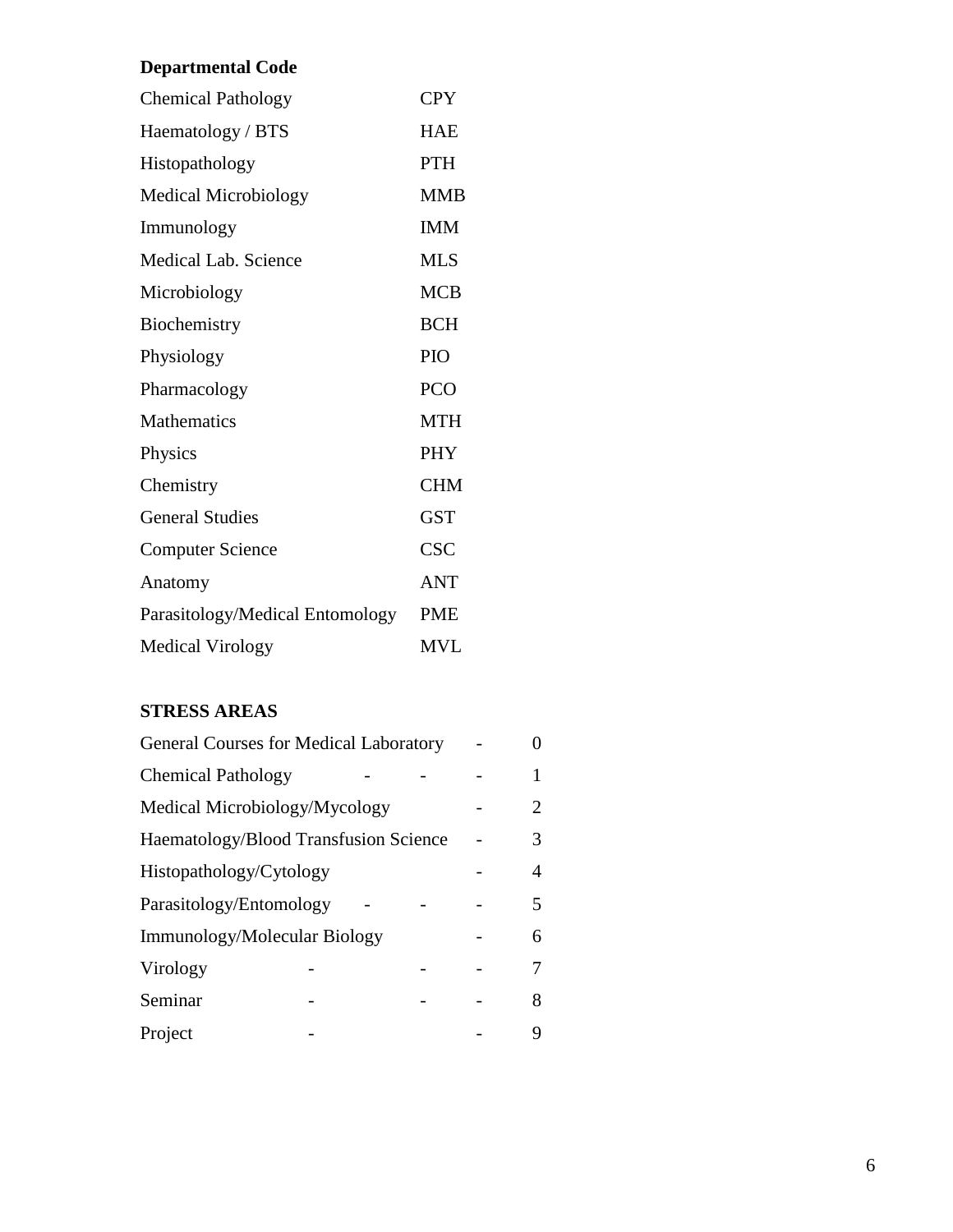**Departmental Code**

| | |
|---|---|
| Chemical Pathology | CPY |
| Haematology / BTS | HAE |
| Histopathology | PTH |
| Medical Microbiology | MMB |
| Immunology | IMM |
| Medical Lab. Science | MLS |
| Microbiology | MCB |
| Biochemistry | BCH |
| Physiology | PIO |
| Pharmacology | PCO |
| Mathematics | MTH |
| Physics | PHY |
| Chemistry | CHM |
| General Studies | GST |
| Computer Science | CSC |
| Anatomy | ANT |
| Parasitology/Medical Entomology | PME |
| Medical Virology | MVL |

**STRESS AREAS**

| | |
|---|---|
| General Courses for Medical Laboratory | 0 |
| Chemical Pathology | 1 |
| Medical Microbiology/Mycology | 2 |
| Haematology/Blood Transfusion Science | 3 |
| Histopathology/Cytology | 4 |
| Parasitology/Entomology | 5 |
| Immunology/Molecular Biology | 6 |
| Virology | 7 |
| Seminar | 8 |
| Project | 9 |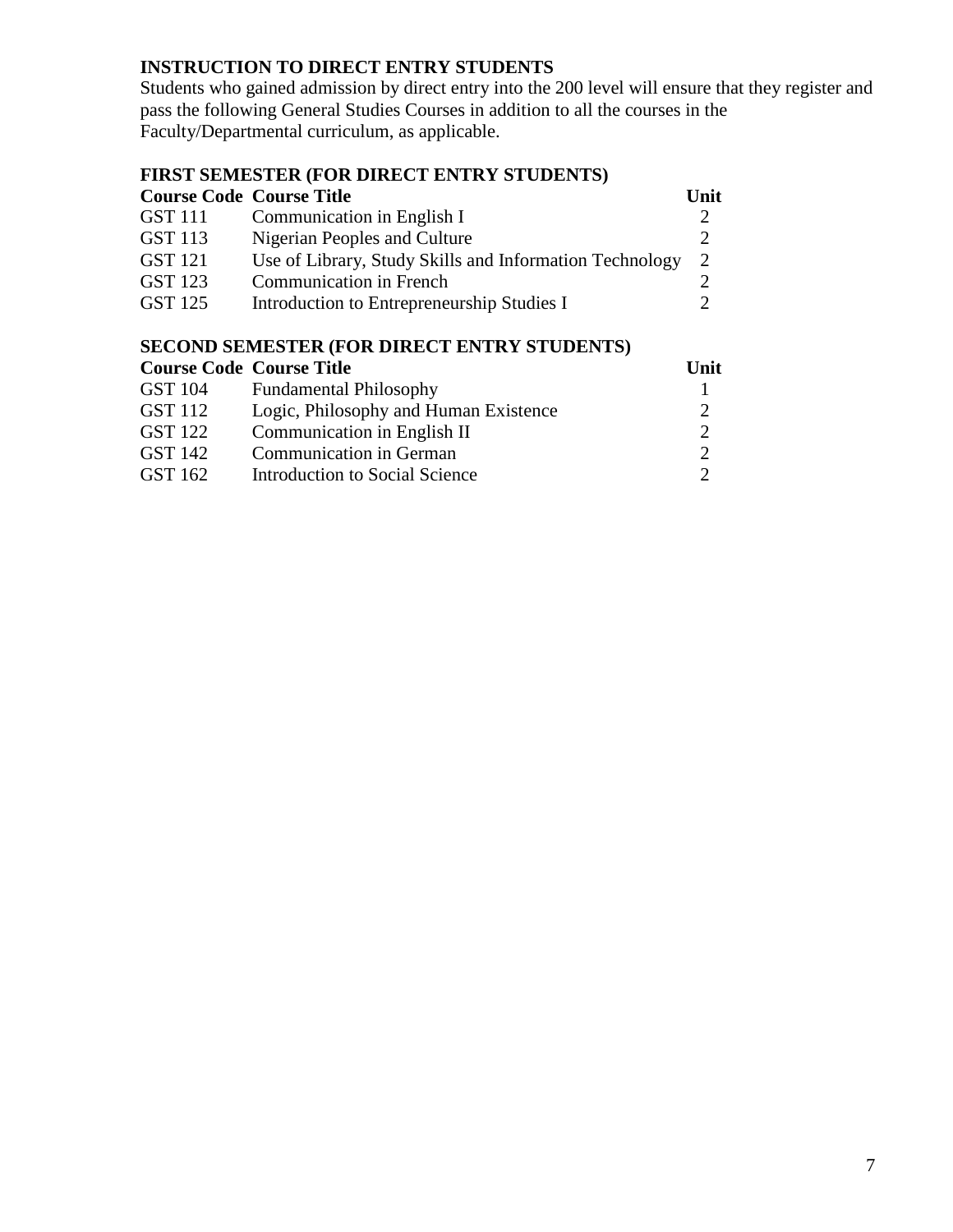## INSTRUCTION TO DIRECT ENTRY STUDENTS

Students who gained admission by direct entry into the 200 level will ensure that they register and pass the following General Studies Courses in addition to all the courses in the Faculty/Departmental curriculum, as applicable.

### FIRST SEMESTER (FOR DIRECT ENTRY STUDENTS)

| Course Code | Course Title | Unit |
|---|---|---|
| GST 111 | Communication in English I | 2 |
| GST 113 | Nigerian Peoples and Culture | 2 |
| GST 121 | Use of Library, Study Skills and Information Technology | 2 |
| GST 123 | Communication in French | 2 |
| GST 125 | Introduction to Entrepreneurship Studies I | 2 |

### SECOND SEMESTER (FOR DIRECT ENTRY STUDENTS)

| Course Code | Course Title | Unit |
|---|---|---|
| GST 104 | Fundamental Philosophy | 1 |
| GST 112 | Logic, Philosophy and Human Existence | 2 |
| GST 122 | Communication in English II | 2 |
| GST 142 | Communication in German | 2 |
| GST 162 | Introduction to Social Science | 2 |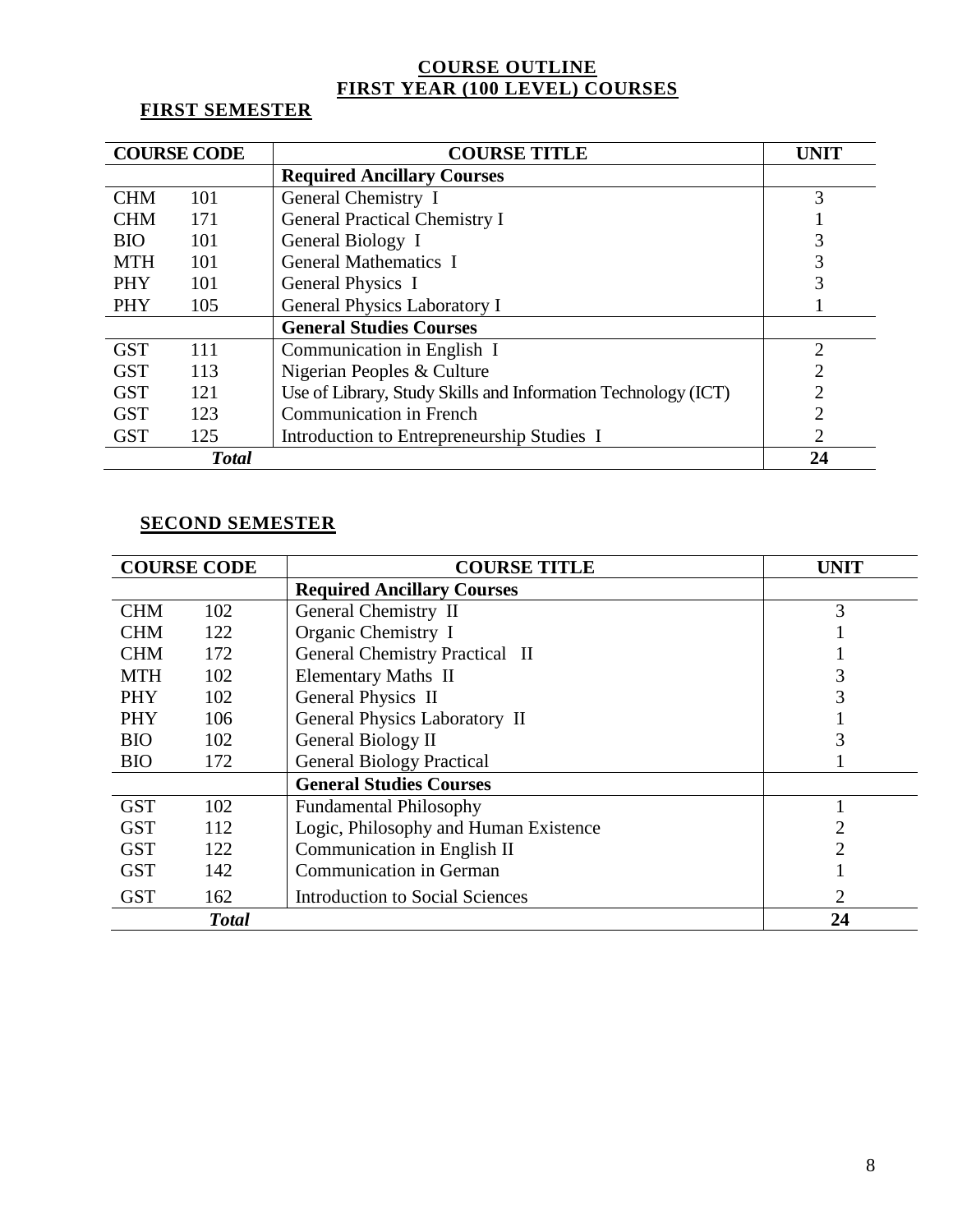# COURSE OUTLINE
# FIRST YEAR (100 LEVEL) COURSES

## FIRST SEMESTER

| COURSE CODE | | COURSE TITLE | UNIT |
|---|---|---|---|
| | | **Required Ancillary Courses** | |
| CHM | 101 | General Chemistry I | 3 |
| CHM | 171 | General Practical Chemistry I | 1 |
| BIO | 101 | General Biology I | 3 |
| MTH | 101 | General Mathematics I | 3 |
| PHY | 101 | General Physics I | 3 |
| PHY | 105 | General Physics Laboratory I | 1 |
| | | **General Studies Courses** | |
| GST | 111 | Communication in English I | 2 |
| GST | 113 | Nigerian Peoples & Culture | 2 |
| GST | 121 | Use of Library, Study Skills and Information Technology (ICT) | 2 |
| GST | 123 | Communication in French | 2 |
| GST | 125 | Introduction to Entrepreneurship Studies I | 2 |
| ***Total*** | | | **24** |

## SECOND SEMESTER

| COURSE CODE | | COURSE TITLE | UNIT |
|---|---|---|---|
| | | **Required Ancillary Courses** | |
| CHM | 102 | General Chemistry II | 3 |
| CHM | 122 | Organic Chemistry I | 1 |
| CHM | 172 | General Chemistry Practical II | 1 |
| MTH | 102 | Elementary Maths II | 3 |
| PHY | 102 | General Physics II | 3 |
| PHY | 106 | General Physics Laboratory II | 1 |
| BIO | 102 | General Biology II | 3 |
| BIO | 172 | General Biology Practical | 1 |
| | | **General Studies Courses** | |
| GST | 102 | Fundamental Philosophy | 1 |
| GST | 112 | Logic, Philosophy and Human Existence | 2 |
| GST | 122 | Communication in English II | 2 |
| GST | 142 | Communication in German | 1 |
| GST | 162 | Introduction to Social Sciences | 2 |
| ***Total*** | | | **24** |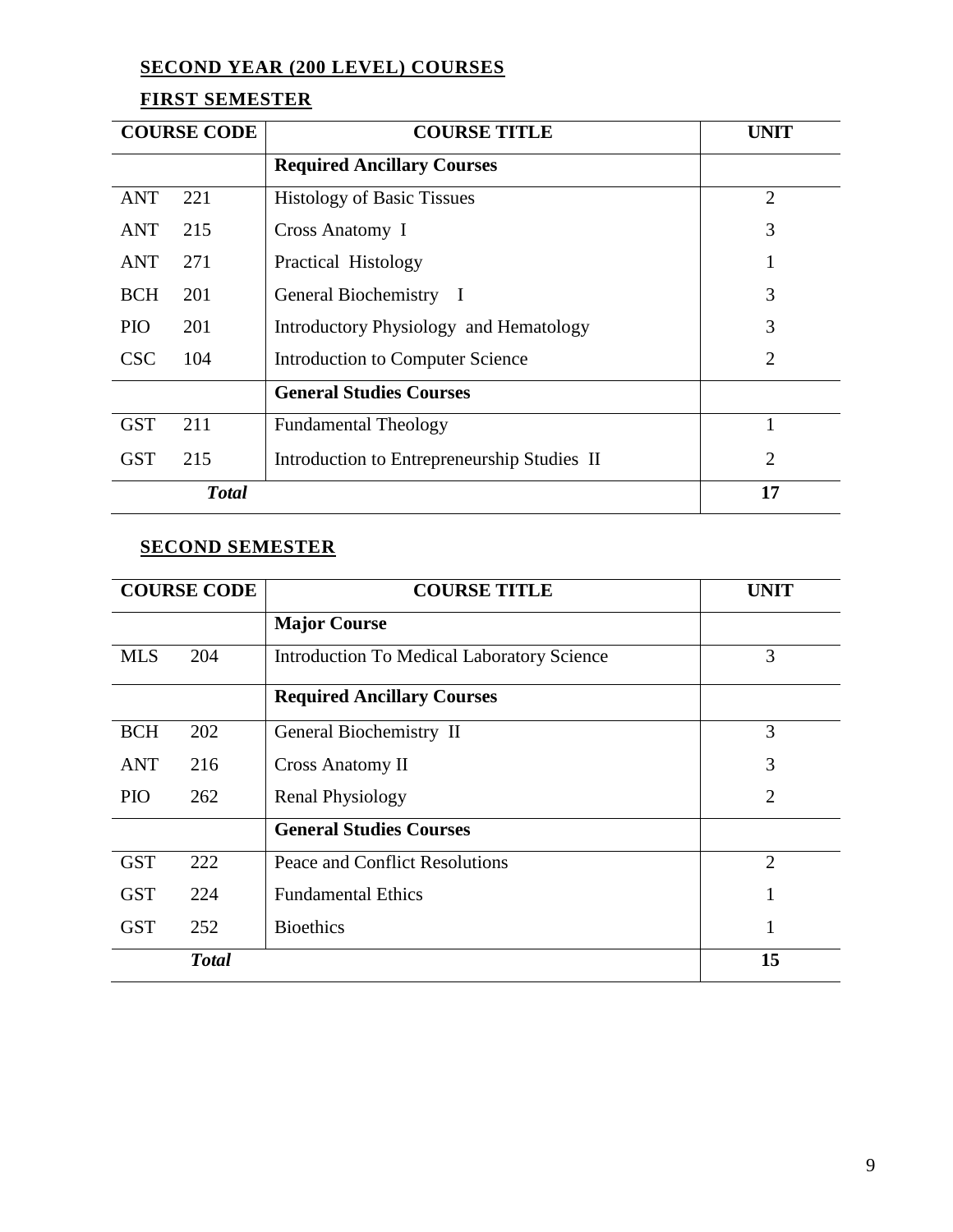## SECOND YEAR (200 LEVEL) COURSES

### FIRST SEMESTER

| COURSE CODE | COURSE TITLE | UNIT |
|---|---|---|
| | **Required Ancillary Courses** | |
| ANT 221 | Histology of Basic Tissues | 2 |
| ANT 215 | Cross Anatomy I | 3 |
| ANT 271 | Practical Histology | 1 |
| BCH 201 | General Biochemistry I | 3 |
| PIO 201 | Introductory Physiology and Hematology | 3 |
| CSC 104 | Introduction to Computer Science | 2 |
| | **General Studies Courses** | |
| GST 211 | Fundamental Theology | 1 |
| GST 215 | Introduction to Entrepreneurship Studies II | 2 |
| ***Total*** | | **17** |

### SECOND SEMESTER

| COURSE CODE | COURSE TITLE | UNIT |
|---|---|---|
| | **Major Course** | |
| MLS 204 | Introduction To Medical Laboratory Science | 3 |
| | **Required Ancillary Courses** | |
| BCH 202 | General Biochemistry II | 3 |
| ANT 216 | Cross Anatomy II | 3 |
| PIO 262 | Renal Physiology | 2 |
| | **General Studies Courses** | |
| GST 222 | Peace and Conflict Resolutions | 2 |
| GST 224 | Fundamental Ethics | 1 |
| GST 252 | Bioethics | 1 |
| ***Total*** | | **15** |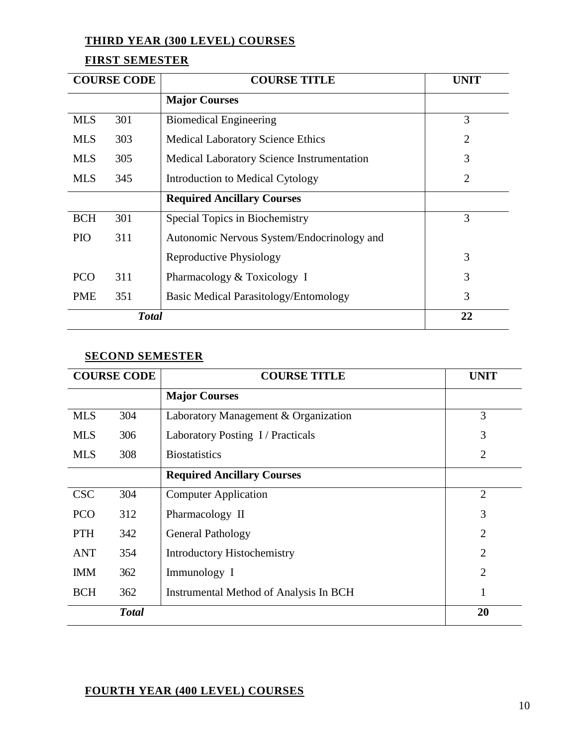## THIRD YEAR (300 LEVEL) COURSES

### FIRST SEMESTER

| COURSE CODE | | COURSE TITLE | UNIT |
|---|---|---|---|
| | | **Major Courses** | |
| MLS | 301 | Biomedical Engineering | 3 |
| MLS | 303 | Medical Laboratory Science Ethics | 2 |
| MLS | 305 | Medical Laboratory Science Instrumentation | 3 |
| MLS | 345 | Introduction to Medical Cytology | 2 |
| | | **Required Ancillary Courses** | |
| BCH | 301 | Special Topics in Biochemistry | 3 |
| PIO | 311 | Autonomic Nervous System/Endocrinology and Reproductive Physiology | 3 |
| PCO | 311 | Pharmacology & Toxicology I | 3 |
| PME | 351 | Basic Medical Parasitology/Entomology | 3 |
| ***Total*** | | | **22** |

### SECOND SEMESTER

| COURSE CODE | | COURSE TITLE | UNIT |
|---|---|---|---|
| | | **Major Courses** | |
| MLS | 304 | Laboratory Management & Organization | 3 |
| MLS | 306 | Laboratory Posting I / Practicals | 3 |
| MLS | 308 | Biostatistics | 2 |
| | | **Required Ancillary Courses** | |
| CSC | 304 | Computer Application | 2 |
| PCO | 312 | Pharmacology II | 3 |
| PTH | 342 | General Pathology | 2 |
| ANT | 354 | Introductory Histochemistry | 2 |
| IMM | 362 | Immunology I | 2 |
| BCH | 362 | Instrumental Method of Analysis In BCH | 1 |
| ***Total*** | | | **20** |

## FOURTH YEAR (400 LEVEL) COURSES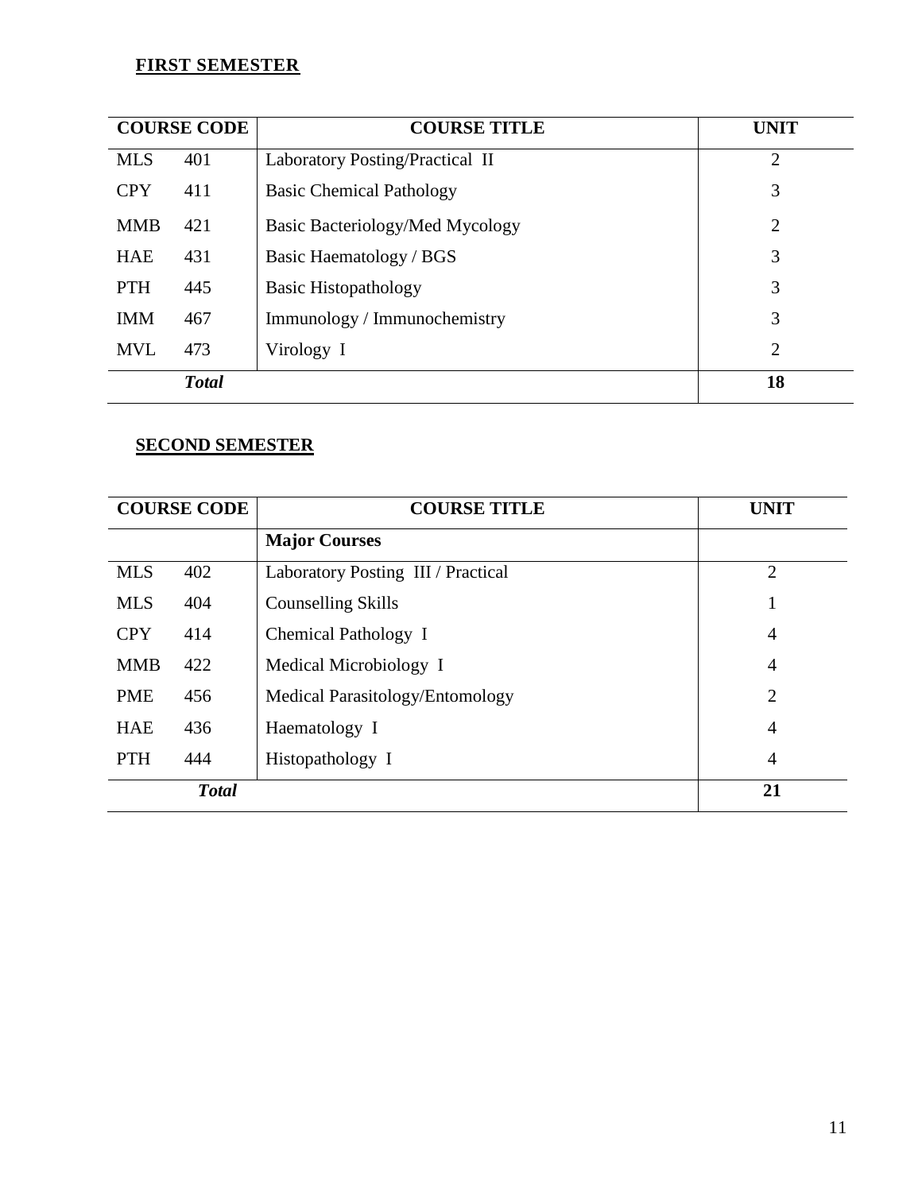**FIRST SEMESTER**

| COURSE CODE | | COURSE TITLE | UNIT |
|---|---|---|---|
| MLS | 401 | Laboratory Posting/Practical II | 2 |
| CPY | 411 | Basic Chemical Pathology | 3 |
| MMB | 421 | Basic Bacteriology/Med Mycology | 2 |
| HAE | 431 | Basic Haematology / BGS | 3 |
| PTH | 445 | Basic Histopathology | 3 |
| IMM | 467 | Immunology / Immunochemistry | 3 |
| MVL | 473 | Virology I | 2 |
| ***Total*** | | | **18** |

**SECOND SEMESTER**

| COURSE CODE | | COURSE TITLE | UNIT |
|---|---|---|---|
| | | **Major Courses** | |
| MLS | 402 | Laboratory Posting III / Practical | 2 |
| MLS | 404 | Counselling Skills | 1 |
| CPY | 414 | Chemical Pathology I | 4 |
| MMB | 422 | Medical Microbiology I | 4 |
| PME | 456 | Medical Parasitology/Entomology | 2 |
| HAE | 436 | Haematology I | 4 |
| PTH | 444 | Histopathology I | 4 |
| ***Total*** | | | **21** |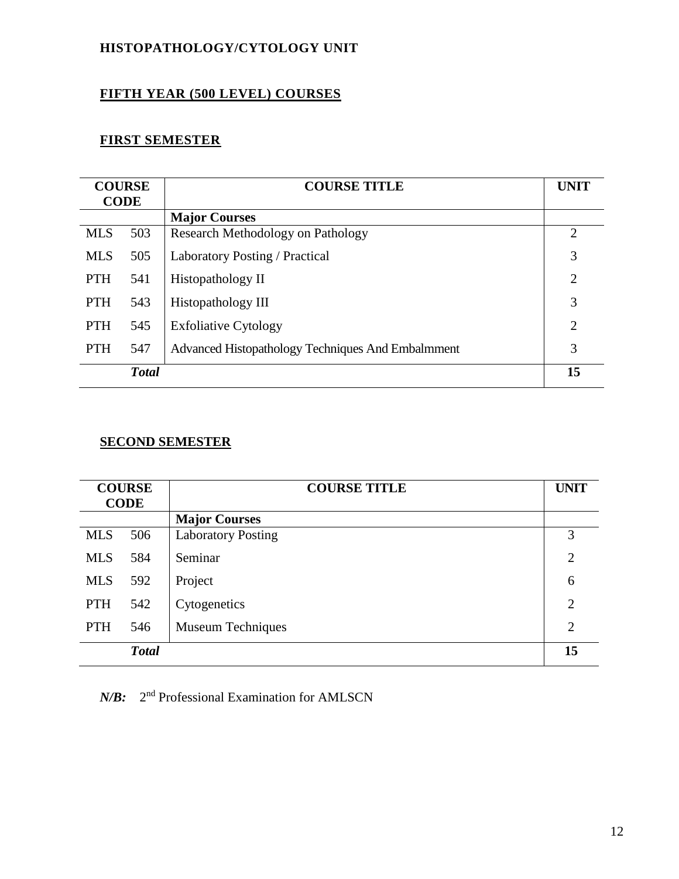## HISTOPATHOLOGY/CYTOLOGY UNIT

### FIFTH YEAR (500 LEVEL) COURSES

#### FIRST SEMESTER

| COURSE CODE | | COURSE TITLE | UNIT |
|---|---|---|---|
| | | **Major Courses** | |
| MLS | 503 | Research Methodology on Pathology | 2 |
| MLS | 505 | Laboratory Posting / Practical | 3 |
| PTH | 541 | Histopathology II | 2 |
| PTH | 543 | Histopathology III | 3 |
| PTH | 545 | Exfoliative Cytology | 2 |
| PTH | 547 | Advanced Histopathology Techniques And Embalmment | 3 |
| | ***Total*** | | **15** |

#### SECOND SEMESTER

| COURSE CODE | | COURSE TITLE | UNIT |
|---|---|---|---|
| | | **Major Courses** | |
| MLS | 506 | Laboratory Posting | 3 |
| MLS | 584 | Seminar | 2 |
| MLS | 592 | Project | 6 |
| PTH | 542 | Cytogenetics | 2 |
| PTH | 546 | Museum Techniques | 2 |
| | ***Total*** | | **15** |

***N/B:*** 2nd Professional Examination for AMLSCN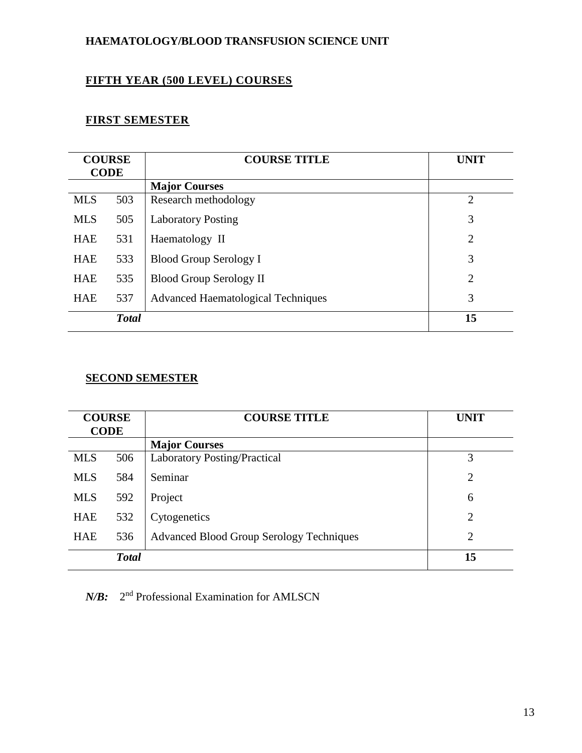**HAEMATOLOGY/BLOOD TRANSFUSION SCIENCE UNIT**

## FIFTH YEAR (500 LEVEL) COURSES

### FIRST SEMESTER

| COURSE CODE | | COURSE TITLE | UNIT |
|---|---|---|---|
| | | **Major Courses** | |
| MLS | 503 | Research methodology | 2 |
| MLS | 505 | Laboratory Posting | 3 |
| HAE | 531 | Haematology II | 2 |
| HAE | 533 | Blood Group Serology I | 3 |
| HAE | 535 | Blood Group Serology II | 2 |
| HAE | 537 | Advanced Haematological Techniques | 3 |
| ***Total*** | | | **15** |

### SECOND SEMESTER

| COURSE CODE | | COURSE TITLE | UNIT |
|---|---|---|---|
| | | **Major Courses** | |
| MLS | 506 | Laboratory Posting/Practical | 3 |
| MLS | 584 | Seminar | 2 |
| MLS | 592 | Project | 6 |
| HAE | 532 | Cytogenetics | 2 |
| HAE | 536 | Advanced Blood Group Serology Techniques | 2 |
| ***Total*** | | | **15** |

***N/B:*** 2nd Professional Examination for AMLSCN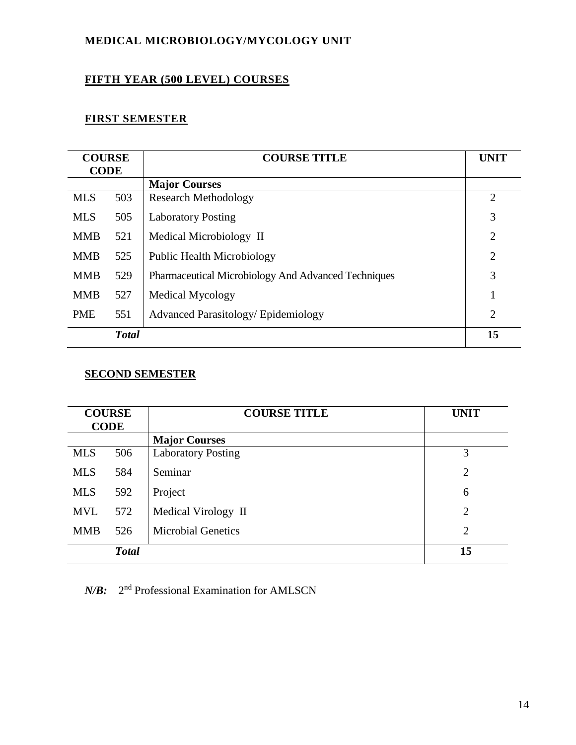**MEDICAL MICROBIOLOGY/MYCOLOGY UNIT**

## FIFTH YEAR (500 LEVEL) COURSES

### FIRST SEMESTER

| COURSE CODE | | COURSE TITLE | UNIT |
|---|---|---|---|
| | | **Major Courses** | |
| MLS | 503 | Research Methodology | 2 |
| MLS | 505 | Laboratory Posting | 3 |
| MMB | 521 | Medical Microbiology II | 2 |
| MMB | 525 | Public Health Microbiology | 2 |
| MMB | 529 | Pharmaceutical Microbiology And Advanced Techniques | 3 |
| MMB | 527 | Medical Mycology | 1 |
| PME | 551 | Advanced Parasitology/ Epidemiology | 2 |
| | ***Total*** | | **15** |

### SECOND SEMESTER

| COURSE CODE | | COURSE TITLE | UNIT |
|---|---|---|---|
| | | **Major Courses** | |
| MLS | 506 | Laboratory Posting | 3 |
| MLS | 584 | Seminar | 2 |
| MLS | 592 | Project | 6 |
| MVL | 572 | Medical Virology II | 2 |
| MMB | 526 | Microbial Genetics | 2 |
| | ***Total*** | | **15** |

***N/B:*** $2^{nd}$ Professional Examination for AMLSCN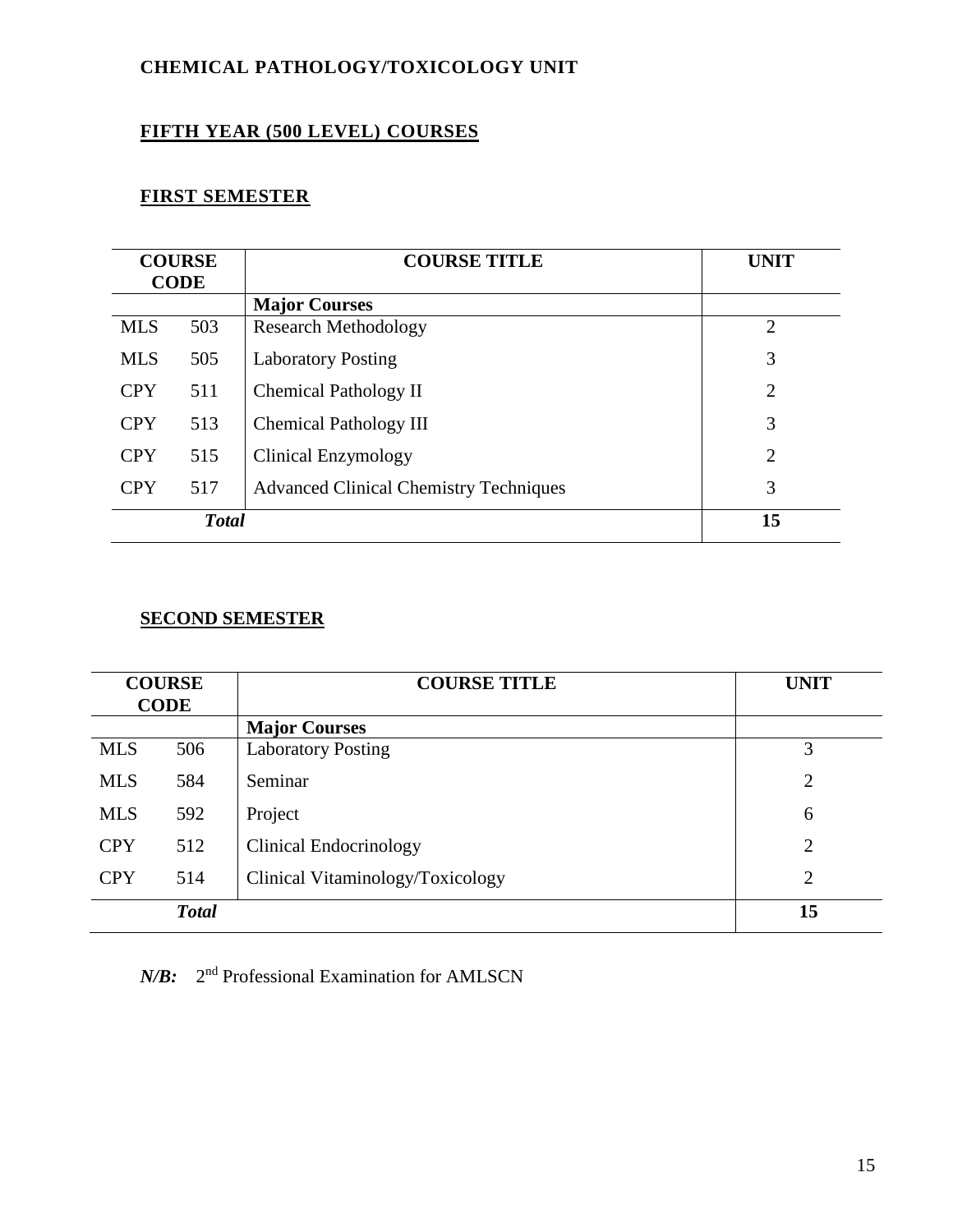## CHEMICAL PATHOLOGY/TOXICOLOGY UNIT

### FIFTH YEAR (500 LEVEL) COURSES

#### FIRST SEMESTER

| COURSE CODE | | COURSE TITLE | UNIT |
|---|---|---|---|
| | | **Major Courses** | |
| MLS | 503 | Research Methodology | 2 |
| MLS | 505 | Laboratory Posting | 3 |
| CPY | 511 | Chemical Pathology II | 2 |
| CPY | 513 | Chemical Pathology III | 3 |
| CPY | 515 | Clinical Enzymology | 2 |
| CPY | 517 | Advanced Clinical Chemistry Techniques | 3 |
| ***Total*** | | | **15** |

#### SECOND SEMESTER

| COURSE CODE | | COURSE TITLE | UNIT |
|---|---|---|---|
| | | **Major Courses** | |
| MLS | 506 | Laboratory Posting | 3 |
| MLS | 584 | Seminar | 2 |
| MLS | 592 | Project | 6 |
| CPY | 512 | Clinical Endocrinology | 2 |
| CPY | 514 | Clinical Vitaminology/Toxicology | 2 |
| ***Total*** | | | **15** |

***N/B:*** 2nd Professional Examination for AMLSCN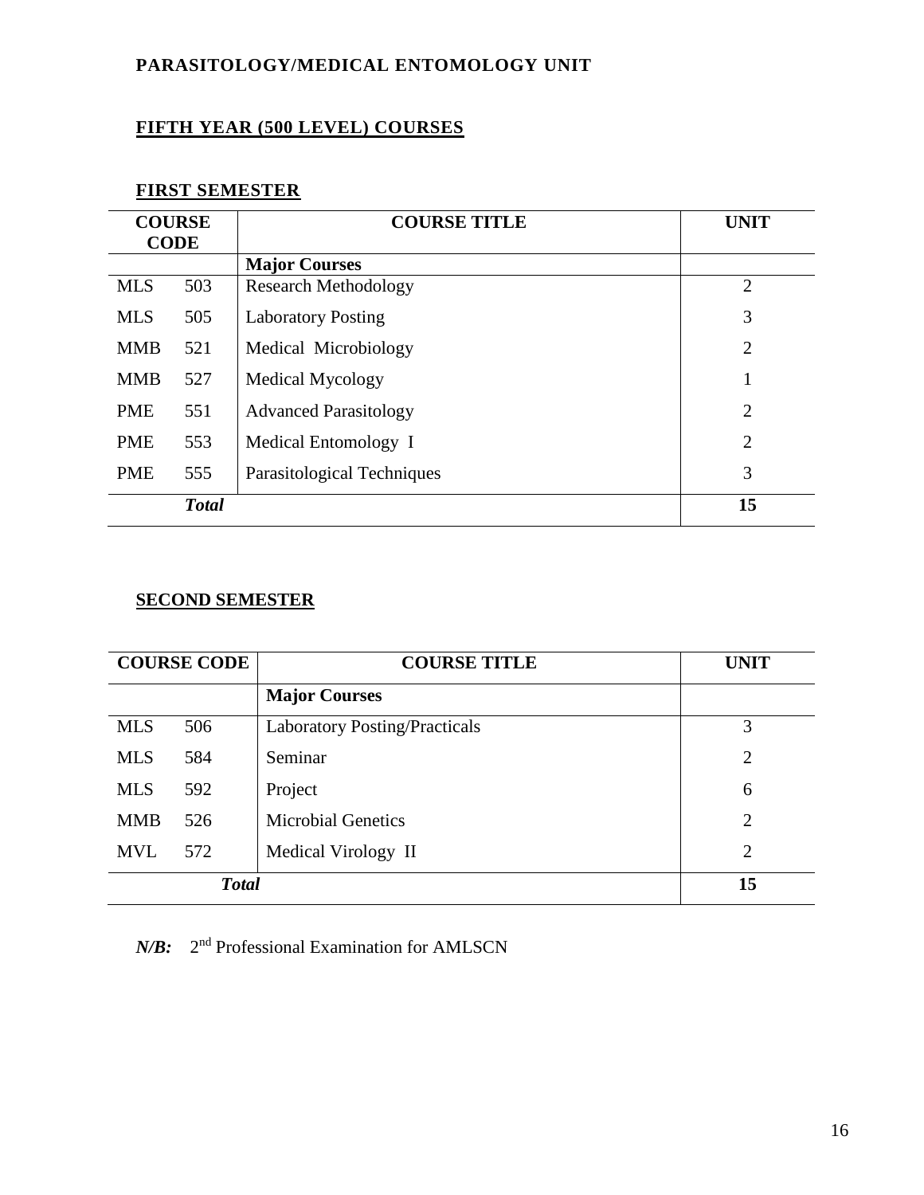## PARASITOLOGY/MEDICAL ENTOMOLOGY UNIT

### FIFTH YEAR (500 LEVEL) COURSES

#### FIRST SEMESTER

| COURSE CODE | | COURSE TITLE | UNIT |
|---|---|---|---|
| | | **Major Courses** | |
| MLS | 503 | Research Methodology | 2 |
| MLS | 505 | Laboratory Posting | 3 |
| MMB | 521 | Medical Microbiology | 2 |
| MMB | 527 | Medical Mycology | 1 |
| PME | 551 | Advanced Parasitology | 2 |
| PME | 553 | Medical Entomology I | 2 |
| PME | 555 | Parasitological Techniques | 3 |
| ***Total*** | | | **15** |

#### SECOND SEMESTER

| COURSE CODE | | COURSE TITLE | UNIT |
|---|---|---|---|
| | | **Major Courses** | |
| MLS | 506 | Laboratory Posting/Practicals | 3 |
| MLS | 584 | Seminar | 2 |
| MLS | 592 | Project | 6 |
| MMB | 526 | Microbial Genetics | 2 |
| MVL | 572 | Medical Virology II | 2 |
| ***Total*** | | | **15** |

***N/B:*** 2nd Professional Examination for AMLSCN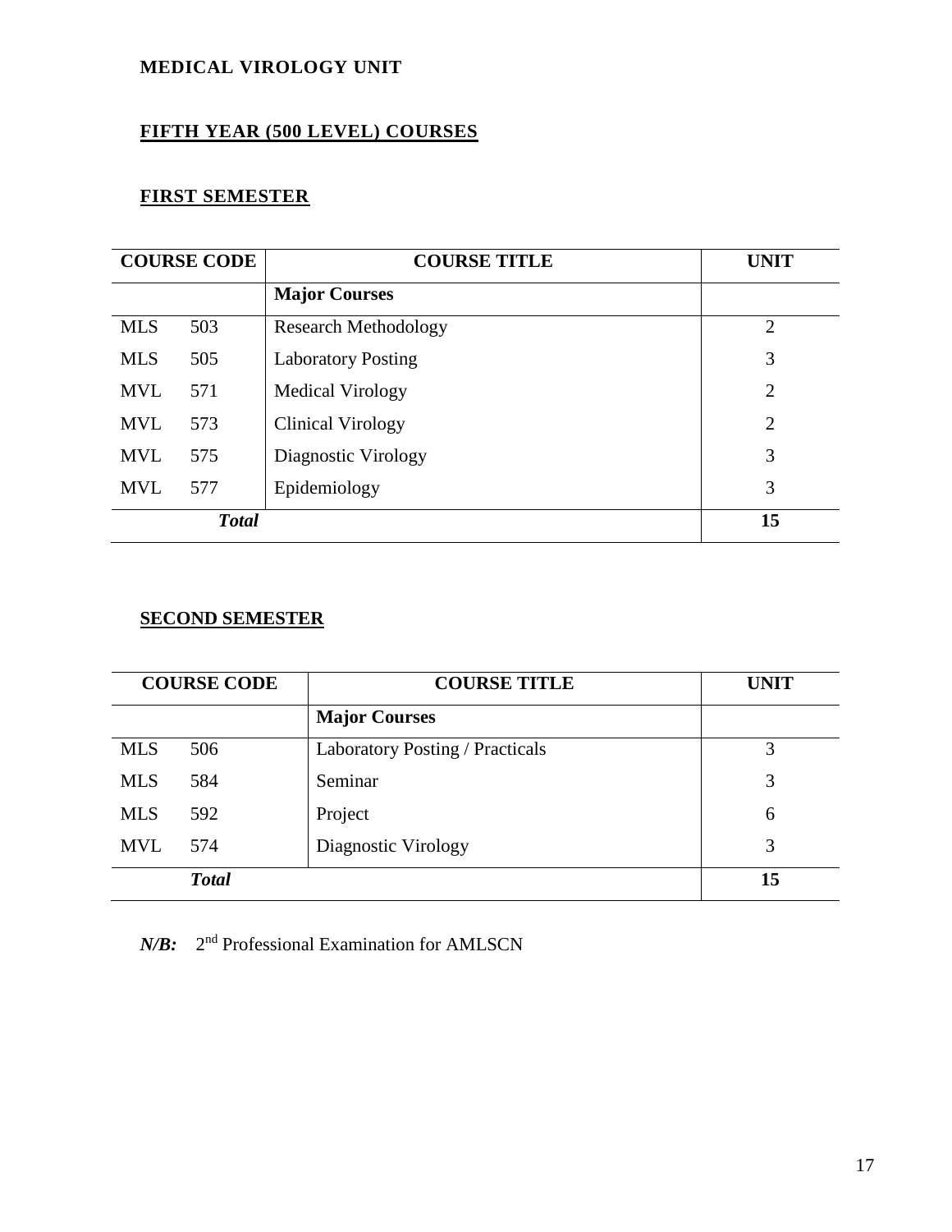## MEDICAL VIROLOGY UNIT

### FIFTH YEAR (500 LEVEL) COURSES

#### FIRST SEMESTER

| COURSE CODE | | COURSE TITLE | UNIT |
|---|---|---|---|
| | | **Major Courses** | |
| MLS | 503 | Research Methodology | 2 |
| MLS | 505 | Laboratory Posting | 3 |
| MVL | 571 | Medical Virology | 2 |
| MVL | 573 | Clinical Virology | 2 |
| MVL | 575 | Diagnostic Virology | 3 |
| MVL | 577 | Epidemiology | 3 |
| | ***Total*** | | **15** |

#### SECOND SEMESTER

| COURSE CODE | | COURSE TITLE | UNIT |
|---|---|---|---|
| | | **Major Courses** | |
| MLS | 506 | Laboratory Posting / Practicals | 3 |
| MLS | 584 | Seminar | 3 |
| MLS | 592 | Project | 6 |
| MVL | 574 | Diagnostic Virology | 3 |
| | ***Total*** | | **15** |

***N/B:*** 2nd Professional Examination for AMLSCN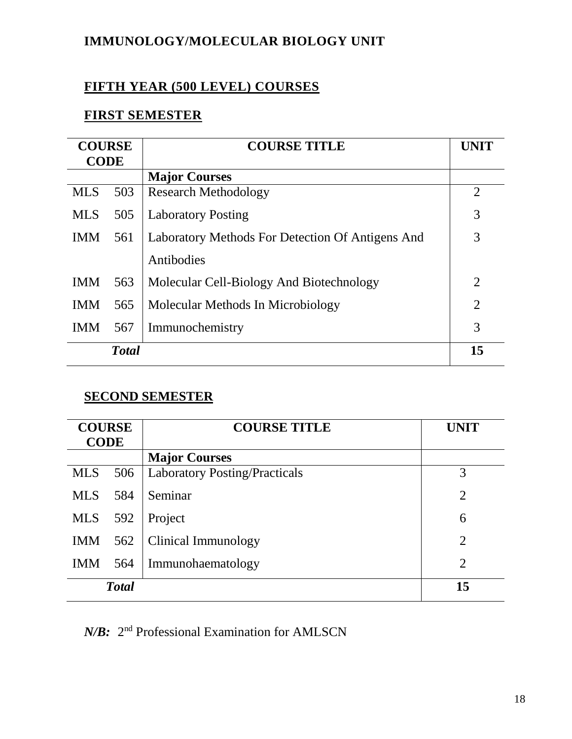## IMMUNOLOGY/MOLECULAR BIOLOGY UNIT

### FIFTH YEAR (500 LEVEL) COURSES

### FIRST SEMESTER

| COURSE CODE | COURSE TITLE | UNIT |
|---|---|---|
| | **Major Courses** | |
| MLS 503 | Research Methodology | 2 |
| MLS 505 | Laboratory Posting | 3 |
| IMM 561 | Laboratory Methods For Detection Of Antigens And Antibodies | 3 |
| IMM 563 | Molecular Cell-Biology And Biotechnology | 2 |
| IMM 565 | Molecular Methods In Microbiology | 2 |
| IMM 567 | Immunochemistry | 3 |
| ***Total*** | | **15** |

### SECOND SEMESTER

| COURSE CODE | COURSE TITLE | UNIT |
|---|---|---|
| | **Major Courses** | |
| MLS 506 | Laboratory Posting/Practicals | 3 |
| MLS 584 | Seminar | 2 |
| MLS 592 | Project | 6 |
| IMM 562 | Clinical Immunology | 2 |
| IMM 564 | Immunohaematology | 2 |
| ***Total*** | | **15** |

***N/B:*** 2nd Professional Examination for AMLSCN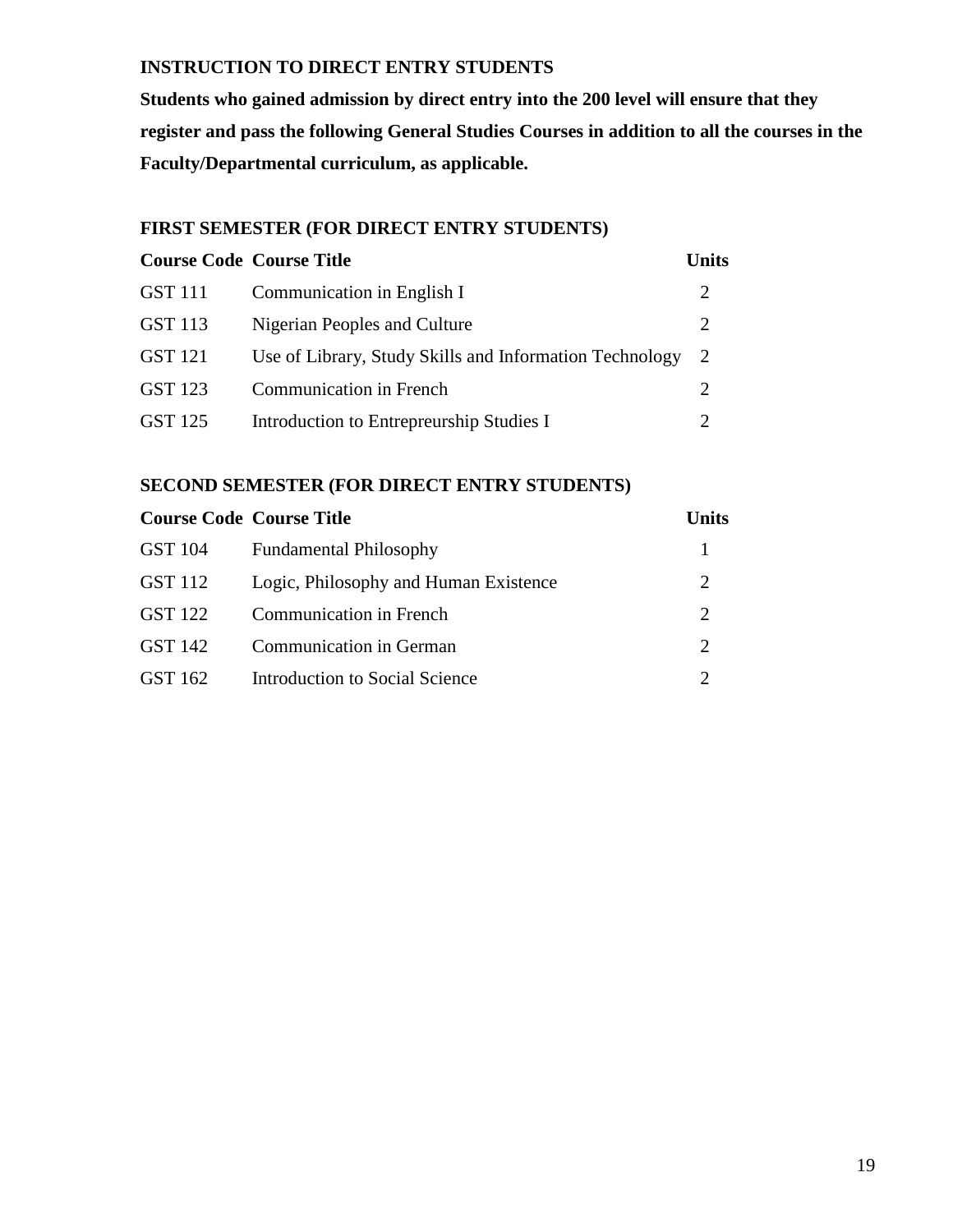**INSTRUCTION TO DIRECT ENTRY STUDENTS**

**Students who gained admission by direct entry into the 200 level will ensure that they register and pass the following General Studies Courses in addition to all the courses in the Faculty/Departmental curriculum, as applicable.**

**FIRST SEMESTER (FOR DIRECT ENTRY STUDENTS)**

| Course Code | Course Title | Units |
|---|---|---|
| GST 111 | Communication in English I | 2 |
| GST 113 | Nigerian Peoples and Culture | 2 |
| GST 121 | Use of Library, Study Skills and Information Technology | 2 |
| GST 123 | Communication in French | 2 |
| GST 125 | Introduction to Entrepreurship Studies I | 2 |

**SECOND SEMESTER (FOR DIRECT ENTRY STUDENTS)**

| Course Code | Course Title | Units |
|---|---|---|
| GST 104 | Fundamental Philosophy | 1 |
| GST 112 | Logic, Philosophy and Human Existence | 2 |
| GST 122 | Communication in French | 2 |
| GST 142 | Communication in German | 2 |
| GST 162 | Introduction to Social Science | 2 |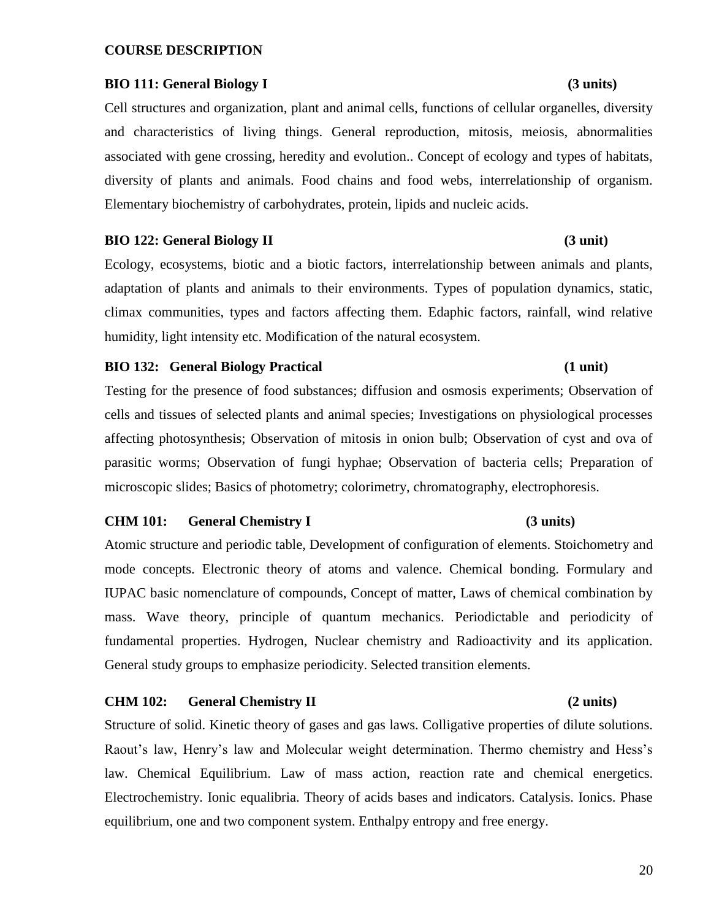## COURSE DESCRIPTION

### BIO 111: General Biology I (3 units)

Cell structures and organization, plant and animal cells, functions of cellular organelles, diversity and characteristics of living things. General reproduction, mitosis, meiosis, abnormalities associated with gene crossing, heredity and evolution.. Concept of ecology and types of habitats, diversity of plants and animals. Food chains and food webs, interrelationship of organism. Elementary biochemistry of carbohydrates, protein, lipids and nucleic acids.

### BIO 122: General Biology II (3 unit)

Ecology, ecosystems, biotic and a biotic factors, interrelationship between animals and plants, adaptation of plants and animals to their environments. Types of population dynamics, static, climax communities, types and factors affecting them. Edaphic factors, rainfall, wind relative humidity, light intensity etc. Modification of the natural ecosystem.

### BIO 132: General Biology Practical (1 unit)

Testing for the presence of food substances; diffusion and osmosis experiments; Observation of cells and tissues of selected plants and animal species; Investigations on physiological processes affecting photosynthesis; Observation of mitosis in onion bulb; Observation of cyst and ova of parasitic worms; Observation of fungi hyphae; Observation of bacteria cells; Preparation of microscopic slides; Basics of photometry; colorimetry, chromatography, electrophoresis.

### CHM 101: General Chemistry I (3 units)

Atomic structure and periodic table, Development of configuration of elements. Stoichometry and mode concepts. Electronic theory of atoms and valence. Chemical bonding. Formulary and IUPAC basic nomenclature of compounds, Concept of matter, Laws of chemical combination by mass. Wave theory, principle of quantum mechanics. Periodictable and periodicity of fundamental properties. Hydrogen, Nuclear chemistry and Radioactivity and its application. General study groups to emphasize periodicity. Selected transition elements.

### CHM 102: General Chemistry II (2 units)

Structure of solid. Kinetic theory of gases and gas laws. Colligative properties of dilute solutions. Raout's law, Henry's law and Molecular weight determination. Thermo chemistry and Hess's law. Chemical Equilibrium. Law of mass action, reaction rate and chemical energetics. Electrochemistry. Ionic equalibria. Theory of acids bases and indicators. Catalysis. Ionics. Phase equilibrium, one and two component system. Enthalpy entropy and free energy.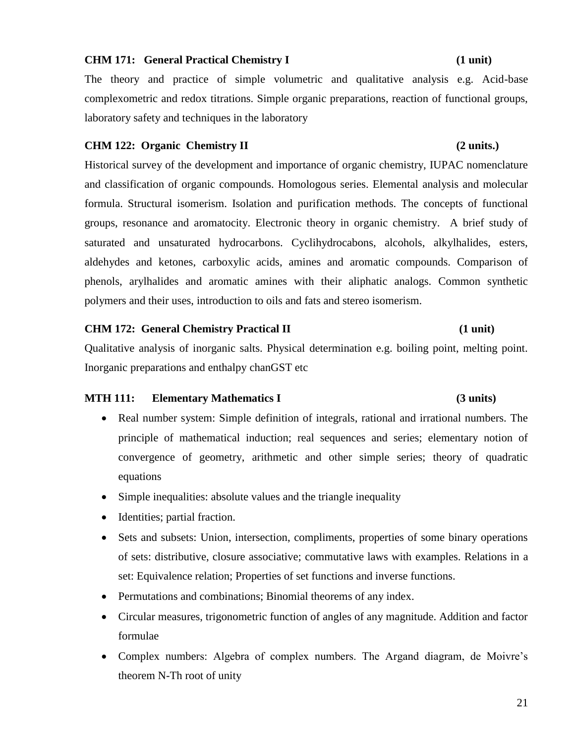**CHM 171: General Practical Chemistry I (1 unit)**

The theory and practice of simple volumetric and qualitative analysis e.g. Acid-base complexometric and redox titrations. Simple organic preparations, reaction of functional groups, laboratory safety and techniques in the laboratory

**CHM 122: Organic Chemistry II (2 units.)**

Historical survey of the development and importance of organic chemistry, IUPAC nomenclature and classification of organic compounds. Homologous series. Elemental analysis and molecular formula. Structural isomerism. Isolation and purification methods. The concepts of functional groups, resonance and aromatocity. Electronic theory in organic chemistry. A brief study of saturated and unsaturated hydrocarbons. Cyclihydrocabons, alcohols, alkylhalides, esters, aldehydes and ketones, carboxylic acids, amines and aromatic compounds. Comparison of phenols, arylhalides and aromatic amines with their aliphatic analogs. Common synthetic polymers and their uses, introduction to oils and fats and stereo isomerism.

**CHM 172: General Chemistry Practical II (1 unit)**

Qualitative analysis of inorganic salts. Physical determination e.g. boiling point, melting point. Inorganic preparations and enthalpy chanGST etc

**MTH 111: Elementary Mathematics I (3 units)**

- Real number system: Simple definition of integrals, rational and irrational numbers. The principle of mathematical induction; real sequences and series; elementary notion of convergence of geometry, arithmetic and other simple series; theory of quadratic equations
- Simple inequalities: absolute values and the triangle inequality
- Identities; partial fraction.
- Sets and subsets: Union, intersection, compliments, properties of some binary operations of sets: distributive, closure associative; commutative laws with examples. Relations in a set: Equivalence relation; Properties of set functions and inverse functions.
- Permutations and combinations; Binomial theorems of any index.
- Circular measures, trigonometric function of angles of any magnitude. Addition and factor formulae
- Complex numbers: Algebra of complex numbers. The Argand diagram, de Moivre's theorem N-Th root of unity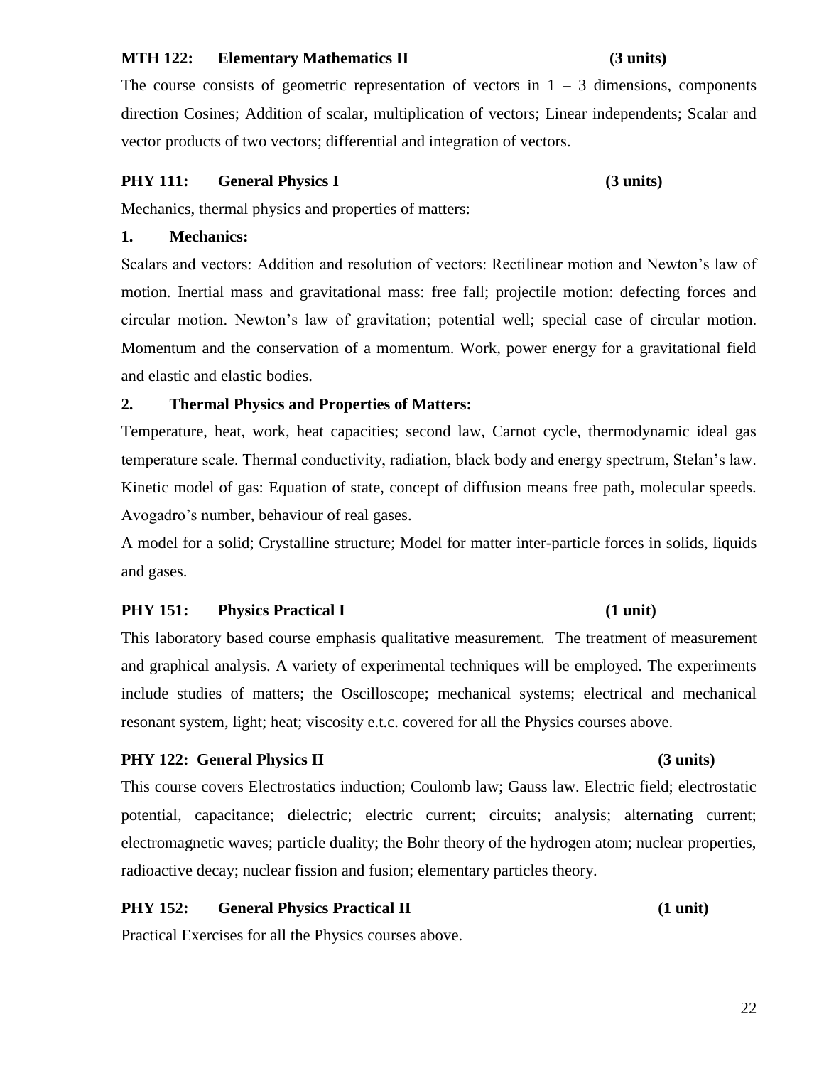**MTH 122: Elementary Mathematics II (3 units)**

The course consists of geometric representation of vectors in $1 - 3$ dimensions, components direction Cosines; Addition of scalar, multiplication of vectors; Linear independents; Scalar and vector products of two vectors; differential and integration of vectors.

**PHY 111: General Physics I (3 units)**

Mechanics, thermal physics and properties of matters:

**1. Mechanics:**

Scalars and vectors: Addition and resolution of vectors: Rectilinear motion and Newton's law of motion. Inertial mass and gravitational mass: free fall; projectile motion: defecting forces and circular motion. Newton's law of gravitation; potential well; special case of circular motion. Momentum and the conservation of a momentum. Work, power energy for a gravitational field and elastic and elastic bodies.

**2. Thermal Physics and Properties of Matters:**

Temperature, heat, work, heat capacities; second law, Carnot cycle, thermodynamic ideal gas temperature scale. Thermal conductivity, radiation, black body and energy spectrum, Stelan's law. Kinetic model of gas: Equation of state, concept of diffusion means free path, molecular speeds. Avogadro's number, behaviour of real gases.

A model for a solid; Crystalline structure; Model for matter inter-particle forces in solids, liquids and gases.

**PHY 151: Physics Practical I (1 unit)**

This laboratory based course emphasis qualitative measurement. The treatment of measurement and graphical analysis. A variety of experimental techniques will be employed. The experiments include studies of matters; the Oscilloscope; mechanical systems; electrical and mechanical resonant system, light; heat; viscosity e.t.c. covered for all the Physics courses above.

**PHY 122: General Physics II (3 units)**

This course covers Electrostatics induction; Coulomb law; Gauss law. Electric field; electrostatic potential, capacitance; dielectric; electric current; circuits; analysis; alternating current; electromagnetic waves; particle duality; the Bohr theory of the hydrogen atom; nuclear properties, radioactive decay; nuclear fission and fusion; elementary particles theory.

**PHY 152: General Physics Practical II (1 unit)**

Practical Exercises for all the Physics courses above.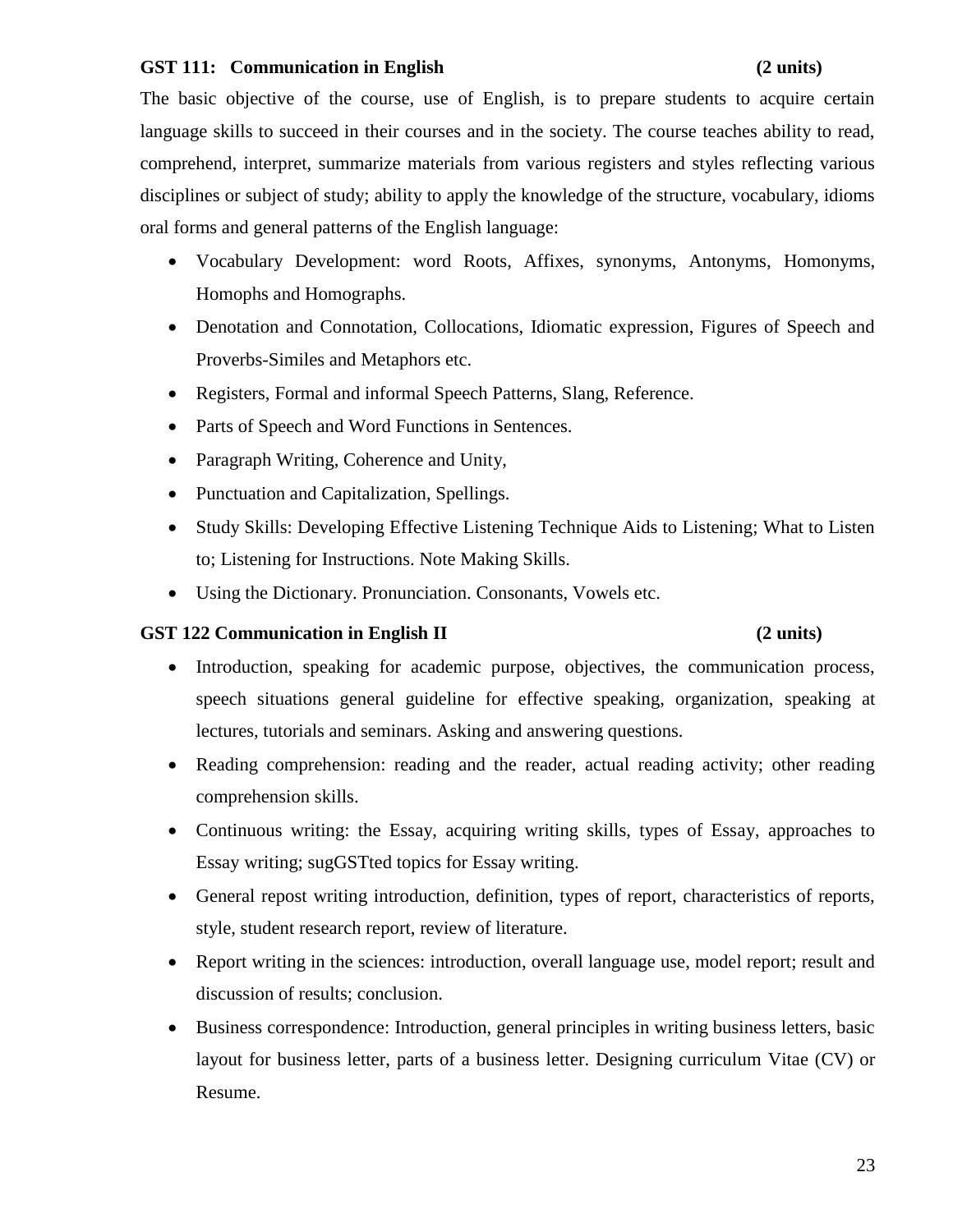**GST 111: Communication in English (2 units)**

The basic objective of the course, use of English, is to prepare students to acquire certain language skills to succeed in their courses and in the society. The course teaches ability to read, comprehend, interpret, summarize materials from various registers and styles reflecting various disciplines or subject of study; ability to apply the knowledge of the structure, vocabulary, idioms oral forms and general patterns of the English language:

- Vocabulary Development: word Roots, Affixes, synonyms, Antonyms, Homonyms, Homophs and Homographs.
- Denotation and Connotation, Collocations, Idiomatic expression, Figures of Speech and Proverbs-Similes and Metaphors etc.
- Registers, Formal and informal Speech Patterns, Slang, Reference.
- Parts of Speech and Word Functions in Sentences.
- Paragraph Writing, Coherence and Unity,
- Punctuation and Capitalization, Spellings.
- Study Skills: Developing Effective Listening Technique Aids to Listening; What to Listen to; Listening for Instructions. Note Making Skills.
- Using the Dictionary. Pronunciation. Consonants, Vowels etc.

**GST 122 Communication in English II (2 units)**

- Introduction, speaking for academic purpose, objectives, the communication process, speech situations general guideline for effective speaking, organization, speaking at lectures, tutorials and seminars. Asking and answering questions.
- Reading comprehension: reading and the reader, actual reading activity; other reading comprehension skills.
- Continuous writing: the Essay, acquiring writing skills, types of Essay, approaches to Essay writing; sugGSTted topics for Essay writing.
- General repost writing introduction, definition, types of report, characteristics of reports, style, student research report, review of literature.
- Report writing in the sciences: introduction, overall language use, model report; result and discussion of results; conclusion.
- Business correspondence: Introduction, general principles in writing business letters, basic layout for business letter, parts of a business letter. Designing curriculum Vitae (CV) or Resume.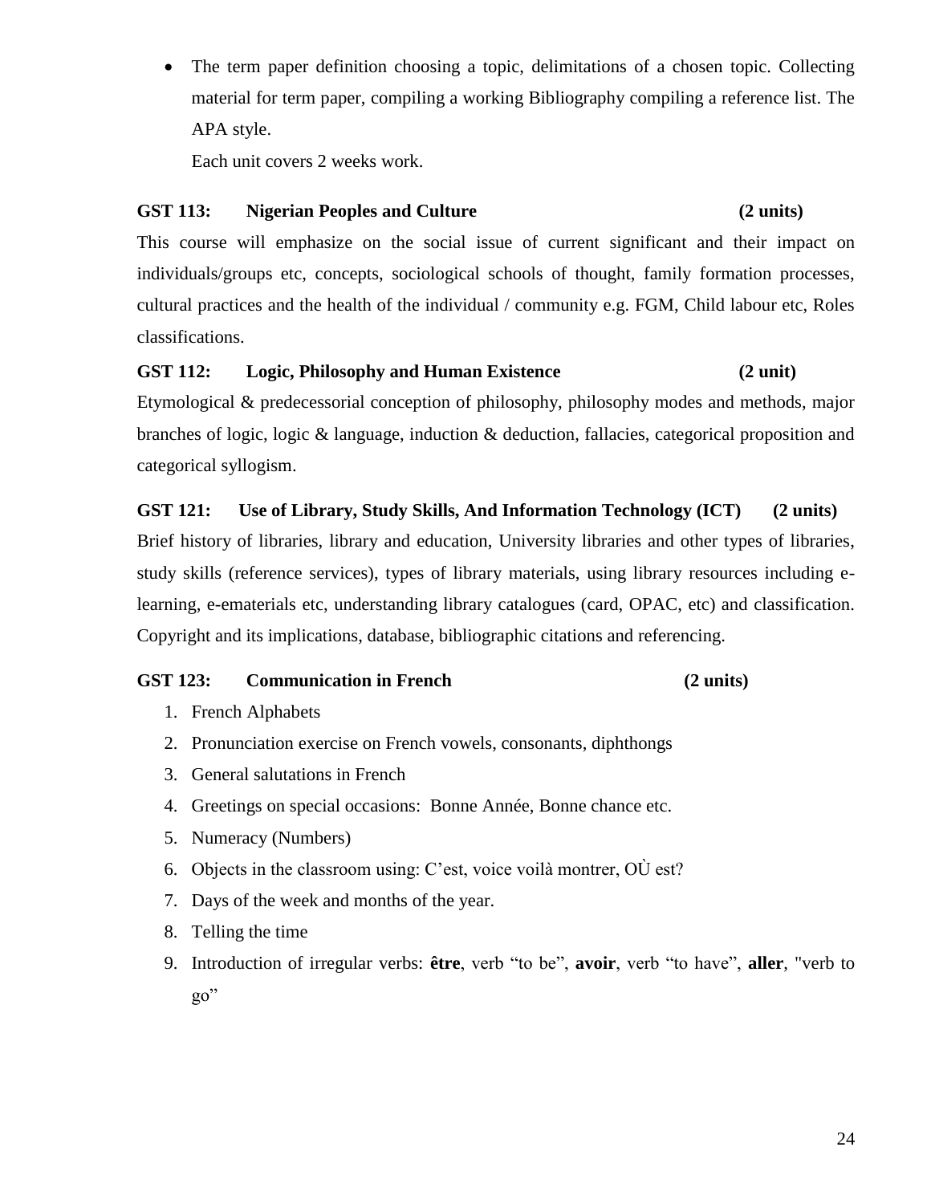- The term paper definition choosing a topic, delimitations of a chosen topic. Collecting material for term paper, compiling a working Bibliography compiling a reference list. The APA style.

  Each unit covers 2 weeks work.

### GST 113: Nigerian Peoples and Culture (2 units)

This course will emphasize on the social issue of current significant and their impact on individuals/groups etc, concepts, sociological schools of thought, family formation processes, cultural practices and the health of the individual / community e.g. FGM, Child labour etc, Roles classifications.

### GST 112: Logic, Philosophy and Human Existence (2 unit)

Etymological & predecessorial conception of philosophy, philosophy modes and methods, major branches of logic, logic & language, induction & deduction, fallacies, categorical proposition and categorical syllogism.

### GST 121: Use of Library, Study Skills, And Information Technology (ICT) (2 units)

Brief history of libraries, library and education, University libraries and other types of libraries, study skills (reference services), types of library materials, using library resources including e-learning, e-ematerials etc, understanding library catalogues (card, OPAC, etc) and classification. Copyright and its implications, database, bibliographic citations and referencing.

### GST 123: Communication in French (2 units)

1. French Alphabets
2. Pronunciation exercise on French vowels, consonants, diphthongs
3. General salutations in French
4. Greetings on special occasions: Bonne Année, Bonne chance etc.
5. Numeracy (Numbers)
6. Objects in the classroom using: C'est, voice voilà montrer, OÙ est?
7. Days of the week and months of the year.
8. Telling the time
9. Introduction of irregular verbs: **être**, verb "to be", **avoir**, verb "to have", **aller**, "verb to go"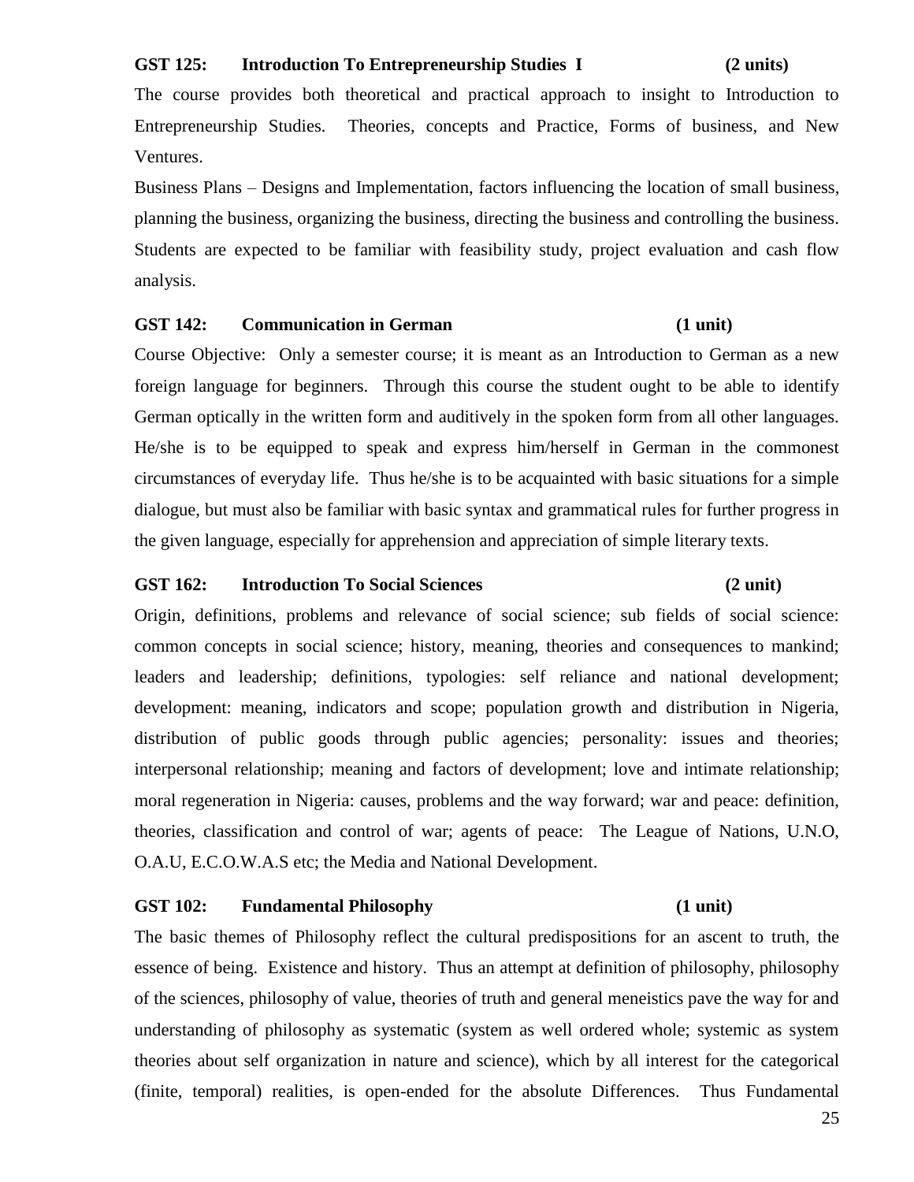**GST 125: Introduction To Entrepreneurship Studies I (2 units)**

The course provides both theoretical and practical approach to insight to Introduction to Entrepreneurship Studies. Theories, concepts and Practice, Forms of business, and New Ventures.

Business Plans – Designs and Implementation, factors influencing the location of small business, planning the business, organizing the business, directing the business and controlling the business. Students are expected to be familiar with feasibility study, project evaluation and cash flow analysis.

**GST 142: Communication in German (1 unit)**

Course Objective: Only a semester course; it is meant as an Introduction to German as a new foreign language for beginners. Through this course the student ought to be able to identify German optically in the written form and auditively in the spoken form from all other languages. He/she is to be equipped to speak and express him/herself in German in the commonest circumstances of everyday life. Thus he/she is to be acquainted with basic situations for a simple dialogue, but must also be familiar with basic syntax and grammatical rules for further progress in the given language, especially for apprehension and appreciation of simple literary texts.

**GST 162: Introduction To Social Sciences (2 unit)**

Origin, definitions, problems and relevance of social science; sub fields of social science: common concepts in social science; history, meaning, theories and consequences to mankind; leaders and leadership; definitions, typologies: self reliance and national development; development: meaning, indicators and scope; population growth and distribution in Nigeria, distribution of public goods through public agencies; personality: issues and theories; interpersonal relationship; meaning and factors of development; love and intimate relationship; moral regeneration in Nigeria: causes, problems and the way forward; war and peace: definition, theories, classification and control of war; agents of peace: The League of Nations, U.N.O, O.A.U, E.C.O.W.A.S etc; the Media and National Development.

**GST 102: Fundamental Philosophy (1 unit)**

The basic themes of Philosophy reflect the cultural predispositions for an ascent to truth, the essence of being. Existence and history. Thus an attempt at definition of philosophy, philosophy of the sciences, philosophy of value, theories of truth and general meneistics pave the way for and understanding of philosophy as systematic (system as well ordered whole; systemic as system theories about self organization in nature and science), which by all interest for the categorical (finite, temporal) realities, is open-ended for the absolute Differences. Thus Fundamental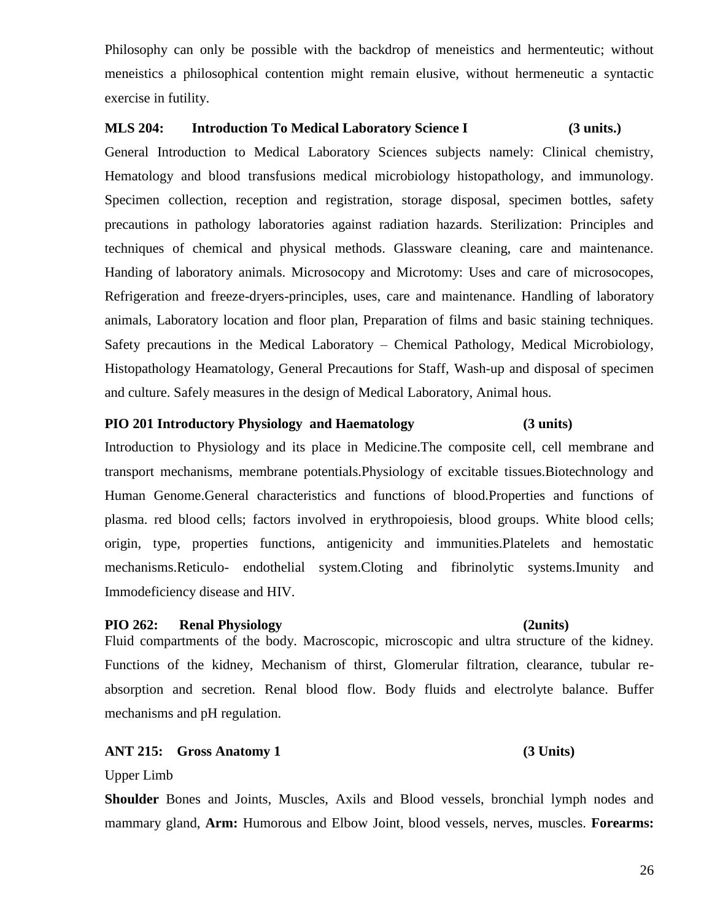Philosophy can only be possible with the backdrop of meneistics and hermenteutic; without meneistics a philosophical contention might remain elusive, without hermeneutic a syntactic exercise in futility.

**MLS 204: Introduction To Medical Laboratory Science I (3 units.)**

General Introduction to Medical Laboratory Sciences subjects namely: Clinical chemistry, Hematology and blood transfusions medical microbiology histopathology, and immunology. Specimen collection, reception and registration, storage disposal, specimen bottles, safety precautions in pathology laboratories against radiation hazards. Sterilization: Principles and techniques of chemical and physical methods. Glassware cleaning, care and maintenance. Handing of laboratory animals. Microsocopy and Microtomy: Uses and care of microsocopes, Refrigeration and freeze-dryers-principles, uses, care and maintenance. Handling of laboratory animals, Laboratory location and floor plan, Preparation of films and basic staining techniques. Safety precautions in the Medical Laboratory – Chemical Pathology, Medical Microbiology, Histopathology Heamatology, General Precautions for Staff, Wash-up and disposal of specimen and culture. Safely measures in the design of Medical Laboratory, Animal hous.

**PIO 201 Introductory Physiology and Haematology (3 units)**

Introduction to Physiology and its place in Medicine.The composite cell, cell membrane and transport mechanisms, membrane potentials.Physiology of excitable tissues.Biotechnology and Human Genome.General characteristics and functions of blood.Properties and functions of plasma. red blood cells; factors involved in erythropoiesis, blood groups. White blood cells; origin, type, properties functions, antigenicity and immunities.Platelets and hemostatic mechanisms.Reticulo- endothelial system.Cloting and fibrinolytic systems.Imunity and Immodeficiency disease and HIV.

**PIO 262: Renal Physiology (2units)**

Fluid compartments of the body. Macroscopic, microscopic and ultra structure of the kidney. Functions of the kidney, Mechanism of thirst, Glomerular filtration, clearance, tubular re-absorption and secretion. Renal blood flow. Body fluids and electrolyte balance. Buffer mechanisms and pH regulation.

**ANT 215: Gross Anatomy 1 (3 Units)**

Upper Limb

**Shoulder** Bones and Joints, Muscles, Axils and Blood vessels, bronchial lymph nodes and mammary gland, **Arm:** Humorous and Elbow Joint, blood vessels, nerves, muscles. **Forearms:**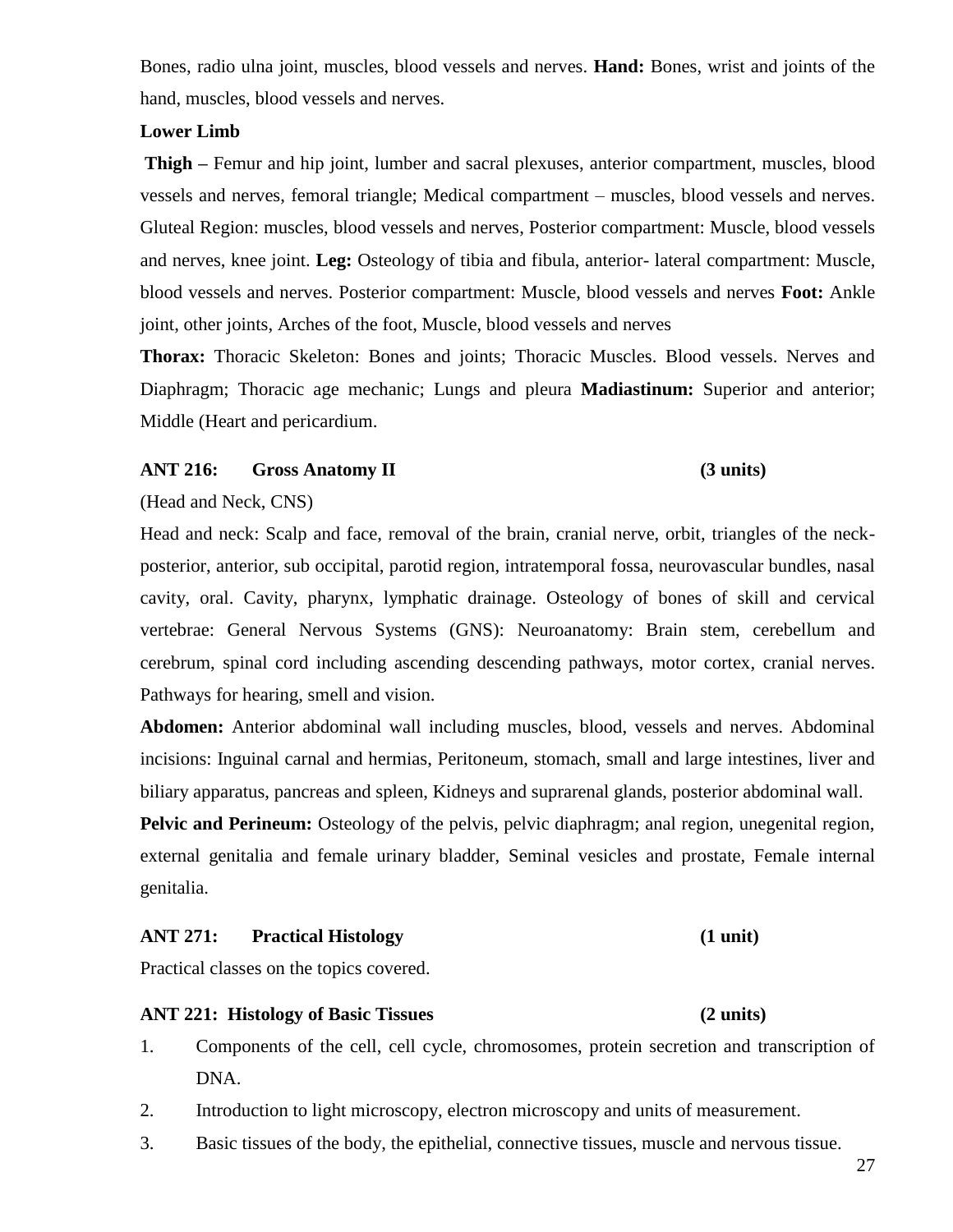Bones, radio ulna joint, muscles, blood vessels and nerves. **Hand:** Bones, wrist and joints of the hand, muscles, blood vessels and nerves.

**Lower Limb**

**Thigh –** Femur and hip joint, lumber and sacral plexuses, anterior compartment, muscles, blood vessels and nerves, femoral triangle; Medical compartment – muscles, blood vessels and nerves. Gluteal Region: muscles, blood vessels and nerves, Posterior compartment: Muscle, blood vessels and nerves, knee joint. **Leg:** Osteology of tibia and fibula, anterior- lateral compartment: Muscle, blood vessels and nerves. Posterior compartment: Muscle, blood vessels and nerves **Foot:** Ankle joint, other joints, Arches of the foot, Muscle, blood vessels and nerves

**Thorax:** Thoracic Skeleton: Bones and joints; Thoracic Muscles. Blood vessels. Nerves and Diaphragm; Thoracic age mechanic; Lungs and pleura **Madiastinum:** Superior and anterior; Middle (Heart and pericardium.

**ANT 216: Gross Anatomy II (3 units)**

(Head and Neck, CNS)

Head and neck: Scalp and face, removal of the brain, cranial nerve, orbit, triangles of the neck-posterior, anterior, sub occipital, parotid region, intratemporal fossa, neurovascular bundles, nasal cavity, oral. Cavity, pharynx, lymphatic drainage. Osteology of bones of skill and cervical vertebrae: General Nervous Systems (GNS): Neuroanatomy: Brain stem, cerebellum and cerebrum, spinal cord including ascending descending pathways, motor cortex, cranial nerves. Pathways for hearing, smell and vision.

**Abdomen:** Anterior abdominal wall including muscles, blood, vessels and nerves. Abdominal incisions: Inguinal carnal and hermias, Peritoneum, stomach, small and large intestines, liver and biliary apparatus, pancreas and spleen, Kidneys and suprarenal glands, posterior abdominal wall.

**Pelvic and Perineum:** Osteology of the pelvis, pelvic diaphragm; anal region, unegenital region, external genitalia and female urinary bladder, Seminal vesicles and prostate, Female internal genitalia.

**ANT 271: Practical Histology (1 unit)**

Practical classes on the topics covered.

**ANT 221: Histology of Basic Tissues (2 units)**

1. Components of the cell, cell cycle, chromosomes, protein secretion and transcription of DNA.
2. Introduction to light microscopy, electron microscopy and units of measurement.
3. Basic tissues of the body, the epithelial, connective tissues, muscle and nervous tissue.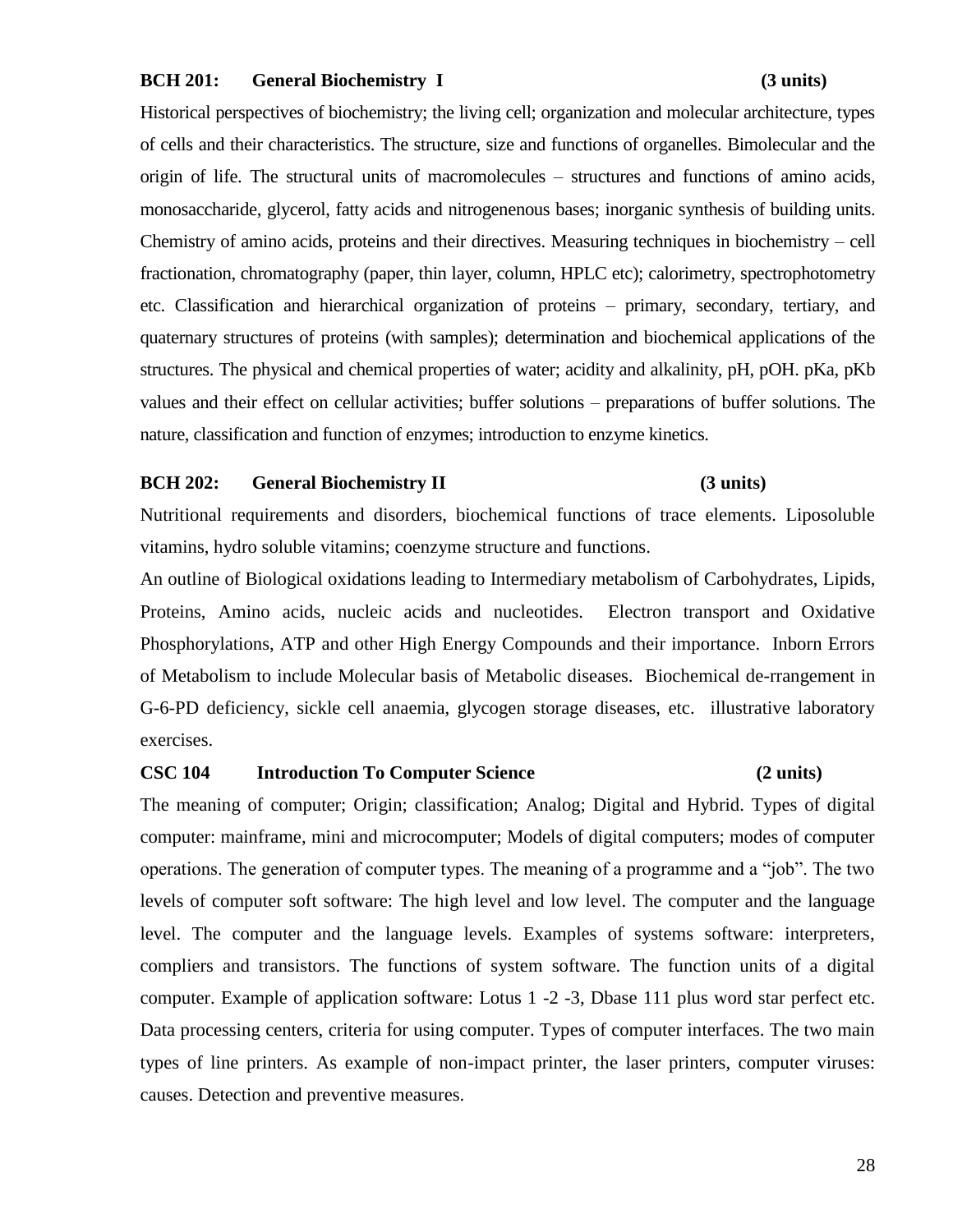### BCH 201: General Biochemistry I (3 units)

Historical perspectives of biochemistry; the living cell; organization and molecular architecture, types of cells and their characteristics. The structure, size and functions of organelles. Bimolecular and the origin of life. The structural units of macromolecules – structures and functions of amino acids, monosaccharide, glycerol, fatty acids and nitrogenenous bases; inorganic synthesis of building units. Chemistry of amino acids, proteins and their directives. Measuring techniques in biochemistry – cell fractionation, chromatography (paper, thin layer, column, HPLC etc); calorimetry, spectrophotometry etc. Classification and hierarchical organization of proteins – primary, secondary, tertiary, and quaternary structures of proteins (with samples); determination and biochemical applications of the structures. The physical and chemical properties of water; acidity and alkalinity, pH, pOH. pKa, pKb values and their effect on cellular activities; buffer solutions – preparations of buffer solutions. The nature, classification and function of enzymes; introduction to enzyme kinetics.

### BCH 202: General Biochemistry II (3 units)

Nutritional requirements and disorders, biochemical functions of trace elements. Liposoluble vitamins, hydro soluble vitamins; coenzyme structure and functions.

An outline of Biological oxidations leading to Intermediary metabolism of Carbohydrates, Lipids, Proteins, Amino acids, nucleic acids and nucleotides. Electron transport and Oxidative Phosphorylations, ATP and other High Energy Compounds and their importance. Inborn Errors of Metabolism to include Molecular basis of Metabolic diseases. Biochemical de-rrangement in G-6-PD deficiency, sickle cell anaemia, glycogen storage diseases, etc. illustrative laboratory exercises.

### CSC 104 Introduction To Computer Science (2 units)

The meaning of computer; Origin; classification; Analog; Digital and Hybrid. Types of digital computer: mainframe, mini and microcomputer; Models of digital computers; modes of computer operations. The generation of computer types. The meaning of a programme and a "job". The two levels of computer soft software: The high level and low level. The computer and the language level. The computer and the language levels. Examples of systems software: interpreters, compliers and transistors. The functions of system software. The function units of a digital computer. Example of application software: Lotus 1 -2 -3, Dbase 111 plus word star perfect etc. Data processing centers, criteria for using computer. Types of computer interfaces. The two main types of line printers. As example of non-impact printer, the laser printers, computer viruses: causes. Detection and preventive measures.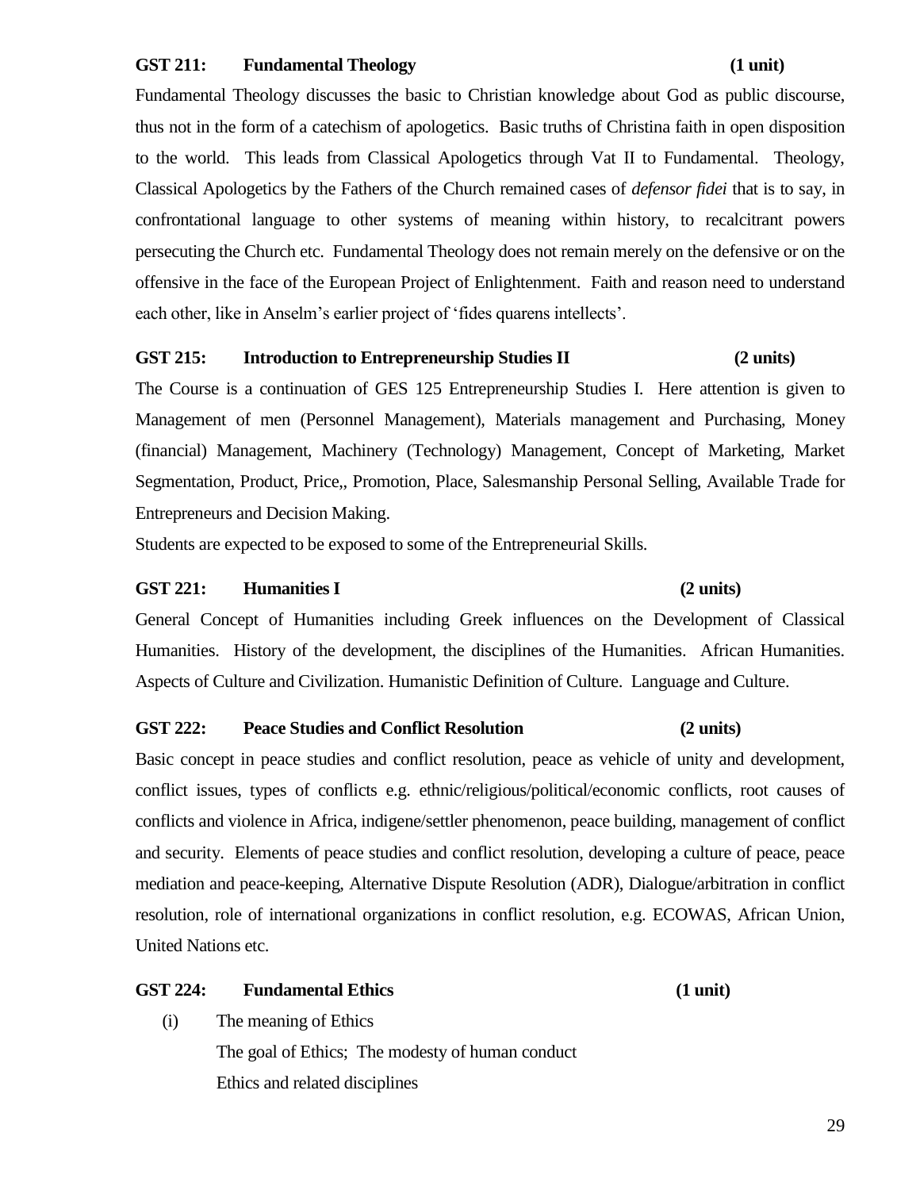**GST 211: Fundamental Theology (1 unit)**

Fundamental Theology discusses the basic to Christian knowledge about God as public discourse, thus not in the form of a catechism of apologetics. Basic truths of Christina faith in open disposition to the world. This leads from Classical Apologetics through Vat II to Fundamental. Theology, Classical Apologetics by the Fathers of the Church remained cases of *defensor fidei* that is to say, in confrontational language to other systems of meaning within history, to recalcitrant powers persecuting the Church etc. Fundamental Theology does not remain merely on the defensive or on the offensive in the face of the European Project of Enlightenment. Faith and reason need to understand each other, like in Anselm's earlier project of 'fides quarens intellects'.

**GST 215: Introduction to Entrepreneurship Studies II (2 units)**

The Course is a continuation of GES 125 Entrepreneurship Studies I. Here attention is given to Management of men (Personnel Management), Materials management and Purchasing, Money (financial) Management, Machinery (Technology) Management, Concept of Marketing, Market Segmentation, Product, Price,, Promotion, Place, Salesmanship Personal Selling, Available Trade for Entrepreneurs and Decision Making.

Students are expected to be exposed to some of the Entrepreneurial Skills.

**GST 221: Humanities I (2 units)**

General Concept of Humanities including Greek influences on the Development of Classical Humanities. History of the development, the disciplines of the Humanities. African Humanities. Aspects of Culture and Civilization. Humanistic Definition of Culture. Language and Culture.

**GST 222: Peace Studies and Conflict Resolution (2 units)**

Basic concept in peace studies and conflict resolution, peace as vehicle of unity and development, conflict issues, types of conflicts e.g. ethnic/religious/political/economic conflicts, root causes of conflicts and violence in Africa, indigene/settler phenomenon, peace building, management of conflict and security. Elements of peace studies and conflict resolution, developing a culture of peace, peace mediation and peace-keeping, Alternative Dispute Resolution (ADR), Dialogue/arbitration in conflict resolution, role of international organizations in conflict resolution, e.g. ECOWAS, African Union, United Nations etc.

**GST 224: Fundamental Ethics (1 unit)**

(i) The meaning of Ethics
The goal of Ethics; The modesty of human conduct
Ethics and related disciplines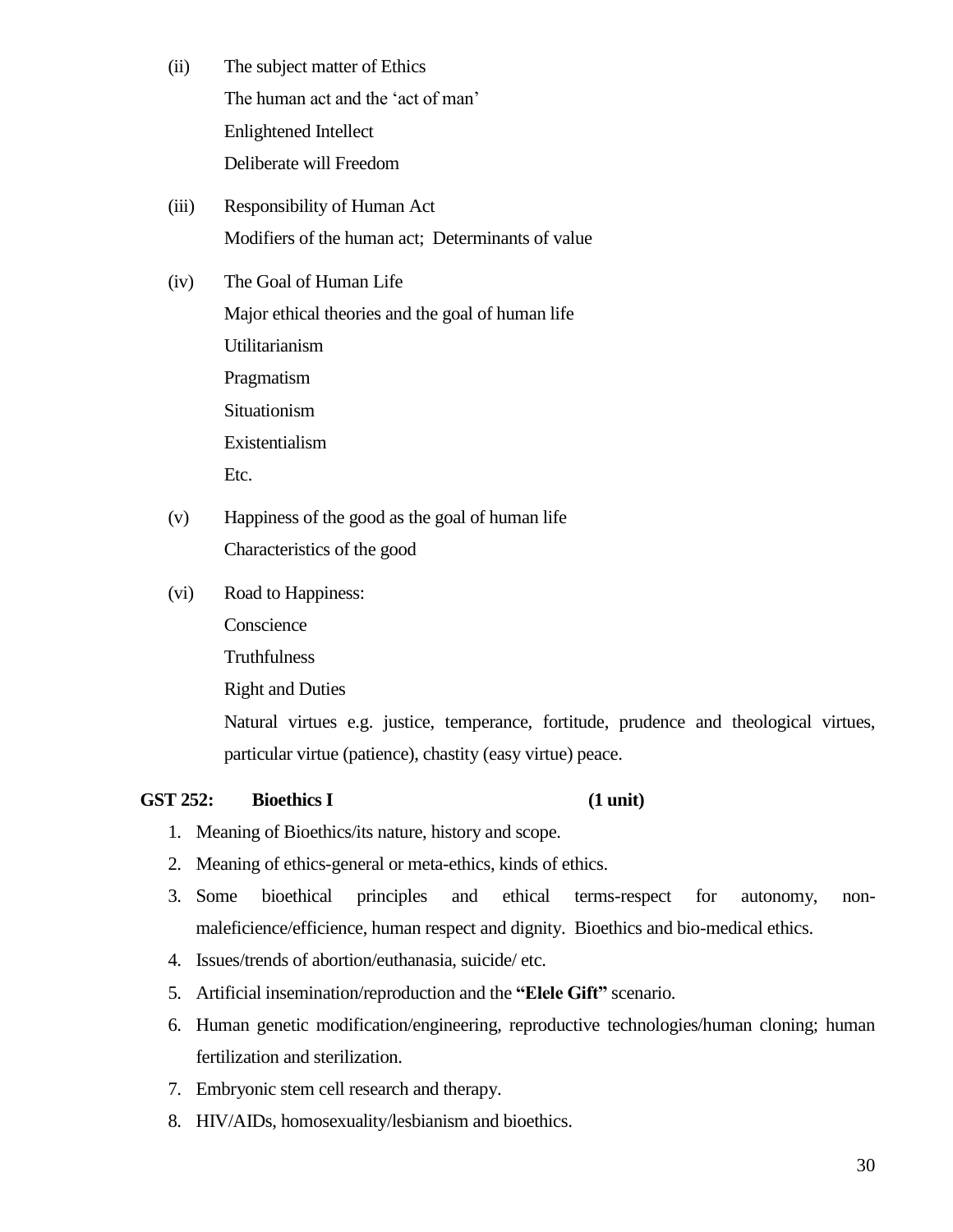(ii) The subject matter of Ethics

The human act and the 'act of man'

Enlightened Intellect

Deliberate will Freedom

(iii) Responsibility of Human Act

Modifiers of the human act; Determinants of value

(iv) The Goal of Human Life

Major ethical theories and the goal of human life

Utilitarianism

Pragmatism

Situationism

Existentialism

Etc.

(v) Happiness of the good as the goal of human life

Characteristics of the good

(vi) Road to Happiness:

Conscience

Truthfulness

Right and Duties

Natural virtues e.g. justice, temperance, fortitude, prudence and theological virtues, particular virtue (patience), chastity (easy virtue) peace.

**GST 252: Bioethics I (1 unit)**

1. Meaning of Bioethics/its nature, history and scope.
2. Meaning of ethics-general or meta-ethics, kinds of ethics.
3. Some bioethical principles and ethical terms-respect for autonomy, non-maleficience/efficience, human respect and dignity. Bioethics and bio-medical ethics.
4. Issues/trends of abortion/euthanasia, suicide/ etc.
5. Artificial insemination/reproduction and the **"Elele Gift"** scenario.
6. Human genetic modification/engineering, reproductive technologies/human cloning; human fertilization and sterilization.
7. Embryonic stem cell research and therapy.
8. HIV/AIDs, homosexuality/lesbianism and bioethics.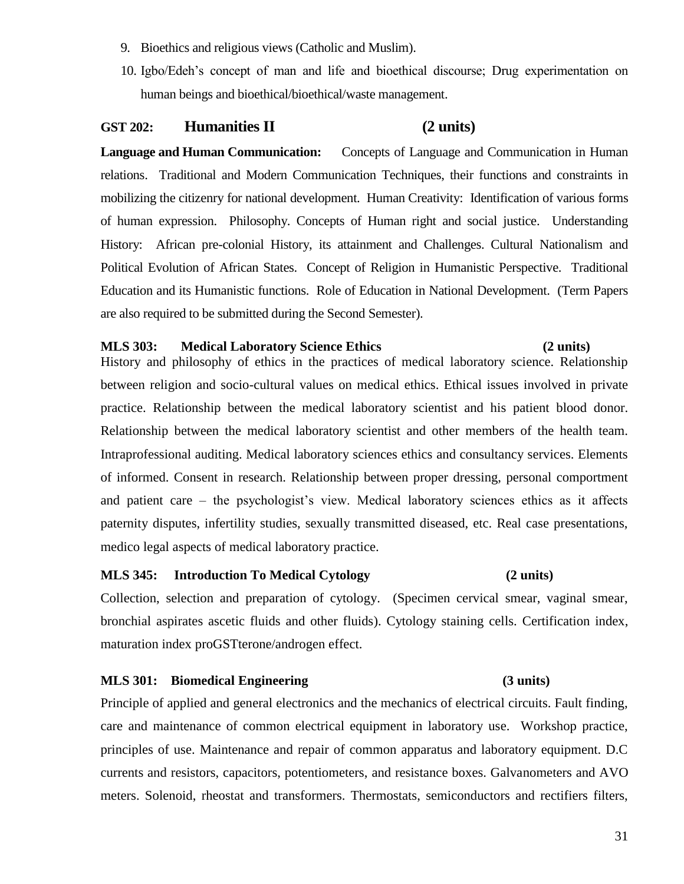9. Bioethics and religious views (Catholic and Muslim).
10. Igbo/Edeh's concept of man and life and bioethical discourse; Drug experimentation on human beings and bioethical/bioethical/waste management.

### GST 202: Humanities II (2 units)

**Language and Human Communication:** Concepts of Language and Communication in Human relations. Traditional and Modern Communication Techniques, their functions and constraints in mobilizing the citizenry for national development. Human Creativity: Identification of various forms of human expression. Philosophy. Concepts of Human right and social justice. Understanding History: African pre-colonial History, its attainment and Challenges. Cultural Nationalism and Political Evolution of African States. Concept of Religion in Humanistic Perspective. Traditional Education and its Humanistic functions. Role of Education in National Development. (Term Papers are also required to be submitted during the Second Semester).

### MLS 303: Medical Laboratory Science Ethics (2 units)

History and philosophy of ethics in the practices of medical laboratory science. Relationship between religion and socio-cultural values on medical ethics. Ethical issues involved in private practice. Relationship between the medical laboratory scientist and his patient blood donor. Relationship between the medical laboratory scientist and other members of the health team. Intraprofessional auditing. Medical laboratory sciences ethics and consultancy services. Elements of informed. Consent in research. Relationship between proper dressing, personal comportment and patient care – the psychologist's view. Medical laboratory sciences ethics as it affects paternity disputes, infertility studies, sexually transmitted diseased, etc. Real case presentations, medico legal aspects of medical laboratory practice.

### MLS 345: Introduction To Medical Cytology (2 units)

Collection, selection and preparation of cytology. (Specimen cervical smear, vaginal smear, bronchial aspirates ascetic fluids and other fluids). Cytology staining cells. Certification index, maturation index proGSTterone/androgen effect.

### MLS 301: Biomedical Engineering (3 units)

Principle of applied and general electronics and the mechanics of electrical circuits. Fault finding, care and maintenance of common electrical equipment in laboratory use. Workshop practice, principles of use. Maintenance and repair of common apparatus and laboratory equipment. D.C currents and resistors, capacitors, potentiometers, and resistance boxes. Galvanometers and AVO meters. Solenoid, rheostat and transformers. Thermostats, semiconductors and rectifiers filters,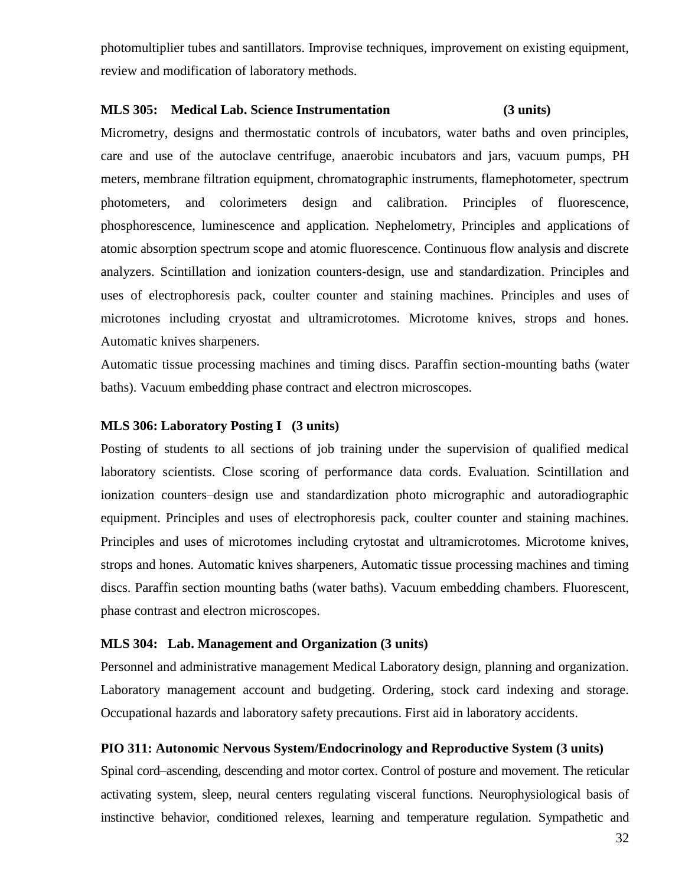photomultiplier tubes and santillators. Improvise techniques, improvement on existing equipment, review and modification of laboratory methods.

**MLS 305: Medical Lab. Science Instrumentation (3 units)**

Micrometry, designs and thermostatic controls of incubators, water baths and oven principles, care and use of the autoclave centrifuge, anaerobic incubators and jars, vacuum pumps, PH meters, membrane filtration equipment, chromatographic instruments, flamephotometer, spectrum photometers, and colorimeters design and calibration. Principles of fluorescence, phosphorescence, luminescence and application. Nephelometry, Principles and applications of atomic absorption spectrum scope and atomic fluorescence. Continuous flow analysis and discrete analyzers. Scintillation and ionization counters-design, use and standardization. Principles and uses of electrophoresis pack, coulter counter and staining machines. Principles and uses of microtones including cryostat and ultramicrotomes. Microtome knives, strops and hones. Automatic knives sharpeners.

Automatic tissue processing machines and timing discs. Paraffin section-mounting baths (water baths). Vacuum embedding phase contract and electron microscopes.

**MLS 306: Laboratory Posting I (3 units)**

Posting of students to all sections of job training under the supervision of qualified medical laboratory scientists. Close scoring of performance data cords. Evaluation. Scintillation and ionization counters–design use and standardization photo micrographic and autoradiographic equipment. Principles and uses of electrophoresis pack, coulter counter and staining machines. Principles and uses of microtomes including crytostat and ultramicrotomes. Microtome knives, strops and hones. Automatic knives sharpeners, Automatic tissue processing machines and timing discs. Paraffin section mounting baths (water baths). Vacuum embedding chambers. Fluorescent, phase contrast and electron microscopes.

**MLS 304: Lab. Management and Organization (3 units)**

Personnel and administrative management Medical Laboratory design, planning and organization. Laboratory management account and budgeting. Ordering, stock card indexing and storage. Occupational hazards and laboratory safety precautions. First aid in laboratory accidents.

**PIO 311: Autonomic Nervous System/Endocrinology and Reproductive System (3 units)**

Spinal cord–ascending, descending and motor cortex. Control of posture and movement. The reticular activating system, sleep, neural centers regulating visceral functions. Neurophysiological basis of instinctive behavior, conditioned relexes, learning and temperature regulation. Sympathetic and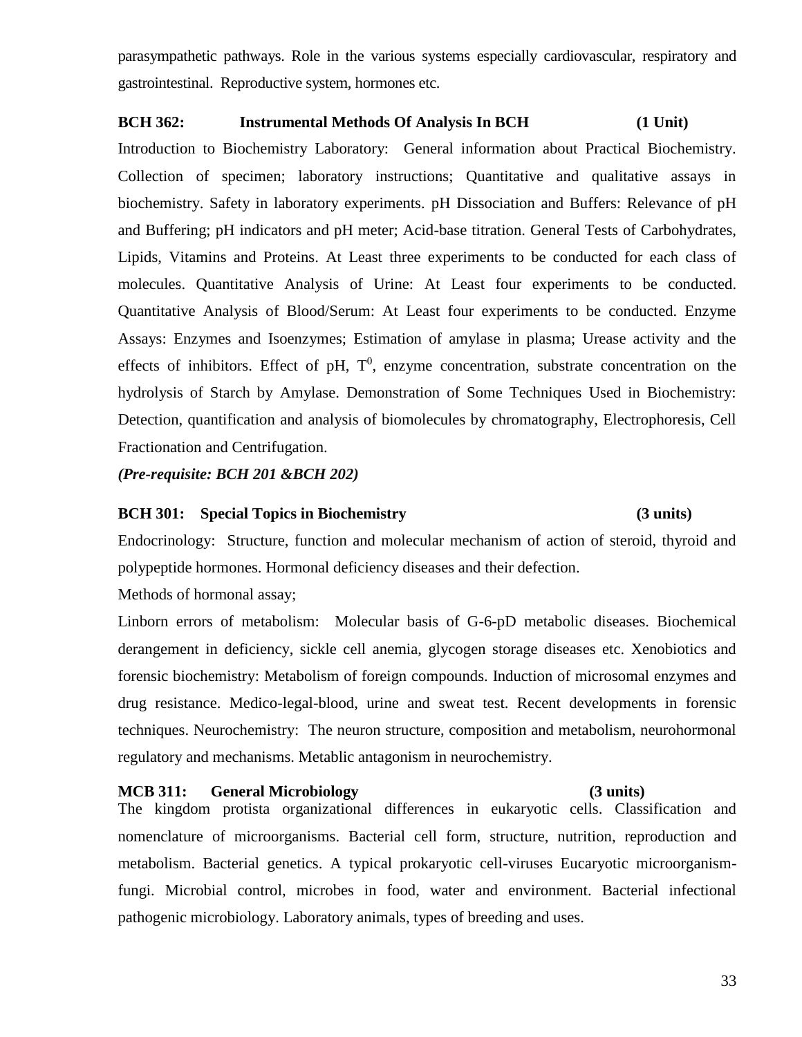parasympathetic pathways. Role in the various systems especially cardiovascular, respiratory and gastrointestinal. Reproductive system, hormones etc.

**BCH 362: Instrumental Methods Of Analysis In BCH (1 Unit)**

Introduction to Biochemistry Laboratory: General information about Practical Biochemistry. Collection of specimen; laboratory instructions; Quantitative and qualitative assays in biochemistry. Safety in laboratory experiments. pH Dissociation and Buffers: Relevance of pH and Buffering; pH indicators and pH meter; Acid-base titration. General Tests of Carbohydrates, Lipids, Vitamins and Proteins. At Least three experiments to be conducted for each class of molecules. Quantitative Analysis of Urine: At Least four experiments to be conducted. Quantitative Analysis of Blood/Serum: At Least four experiments to be conducted. Enzyme Assays: Enzymes and Isoenzymes; Estimation of amylase in plasma; Urease activity and the effects of inhibitors. Effect of pH, $T^0$, enzyme concentration, substrate concentration on the hydrolysis of Starch by Amylase. Demonstration of Some Techniques Used in Biochemistry: Detection, quantification and analysis of biomolecules by chromatography, Electrophoresis, Cell Fractionation and Centrifugation.

***(Pre-requisite: BCH 201 &BCH 202)***

**BCH 301: Special Topics in Biochemistry (3 units)**

Endocrinology: Structure, function and molecular mechanism of action of steroid, thyroid and polypeptide hormones. Hormonal deficiency diseases and their defection.

Methods of hormonal assay;

Linborn errors of metabolism: Molecular basis of G-6-pD metabolic diseases. Biochemical derangement in deficiency, sickle cell anemia, glycogen storage diseases etc. Xenobiotics and forensic biochemistry: Metabolism of foreign compounds. Induction of microsomal enzymes and drug resistance. Medico-legal-blood, urine and sweat test. Recent developments in forensic techniques. Neurochemistry: The neuron structure, composition and metabolism, neurohormonal regulatory and mechanisms. Metablic antagonism in neurochemistry.

**MCB 311: General Microbiology (3 units)**

The kingdom protista organizational differences in eukaryotic cells. Classification and nomenclature of microorganisms. Bacterial cell form, structure, nutrition, reproduction and metabolism. Bacterial genetics. A typical prokaryotic cell-viruses Eucaryotic microorganism-fungi. Microbial control, microbes in food, water and environment. Bacterial infectional pathogenic microbiology. Laboratory animals, types of breeding and uses.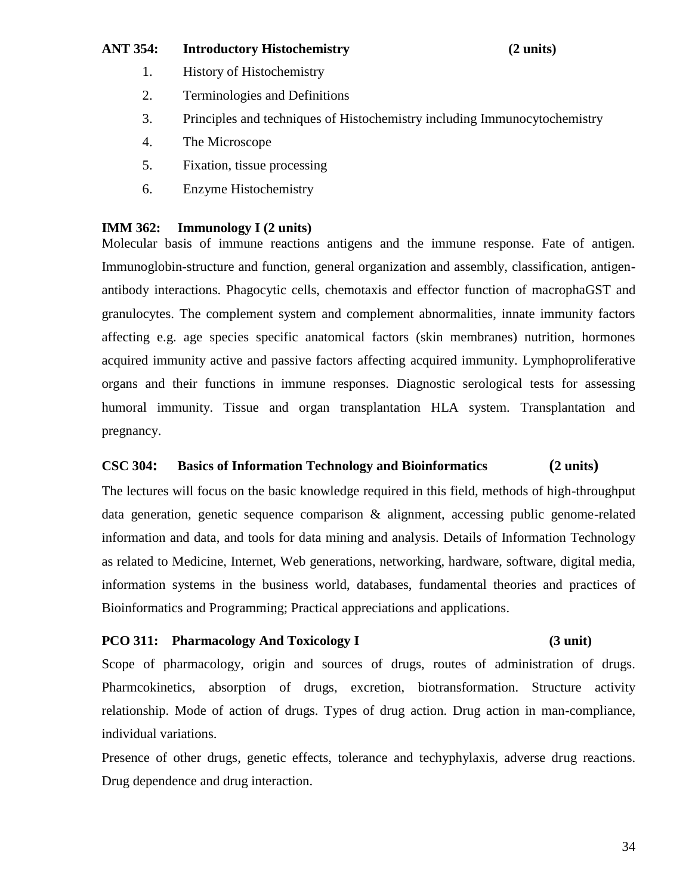**ANT 354: Introductory Histochemistry (2 units)**

1. History of Histochemistry
2. Terminologies and Definitions
3. Principles and techniques of Histochemistry including Immunocytochemistry
4. The Microscope
5. Fixation, tissue processing
6. Enzyme Histochemistry

**IMM 362: Immunology I (2 units)**

Molecular basis of immune reactions antigens and the immune response. Fate of antigen. Immunoglobin-structure and function, general organization and assembly, classification, antigen-antibody interactions. Phagocytic cells, chemotaxis and effector function of macrophaGST and granulocytes. The complement system and complement abnormalities, innate immunity factors affecting e.g. age species specific anatomical factors (skin membranes) nutrition, hormones acquired immunity active and passive factors affecting acquired immunity. Lymphoproliferative organs and their functions in immune responses. Diagnostic serological tests for assessing humoral immunity. Tissue and organ transplantation HLA system. Transplantation and pregnancy.

**CSC 304: Basics of Information Technology and Bioinformatics (2 units)**

The lectures will focus on the basic knowledge required in this field, methods of high-throughput data generation, genetic sequence comparison & alignment, accessing public genome-related information and data, and tools for data mining and analysis. Details of Information Technology as related to Medicine, Internet, Web generations, networking, hardware, software, digital media, information systems in the business world, databases, fundamental theories and practices of Bioinformatics and Programming; Practical appreciations and applications.

**PCO 311: Pharmacology And Toxicology I (3 unit)**

Scope of pharmacology, origin and sources of drugs, routes of administration of drugs. Pharmcokinetics, absorption of drugs, excretion, biotransformation. Structure activity relationship. Mode of action of drugs. Types of drug action. Drug action in man-compliance, individual variations.

Presence of other drugs, genetic effects, tolerance and techyphylaxis, adverse drug reactions. Drug dependence and drug interaction.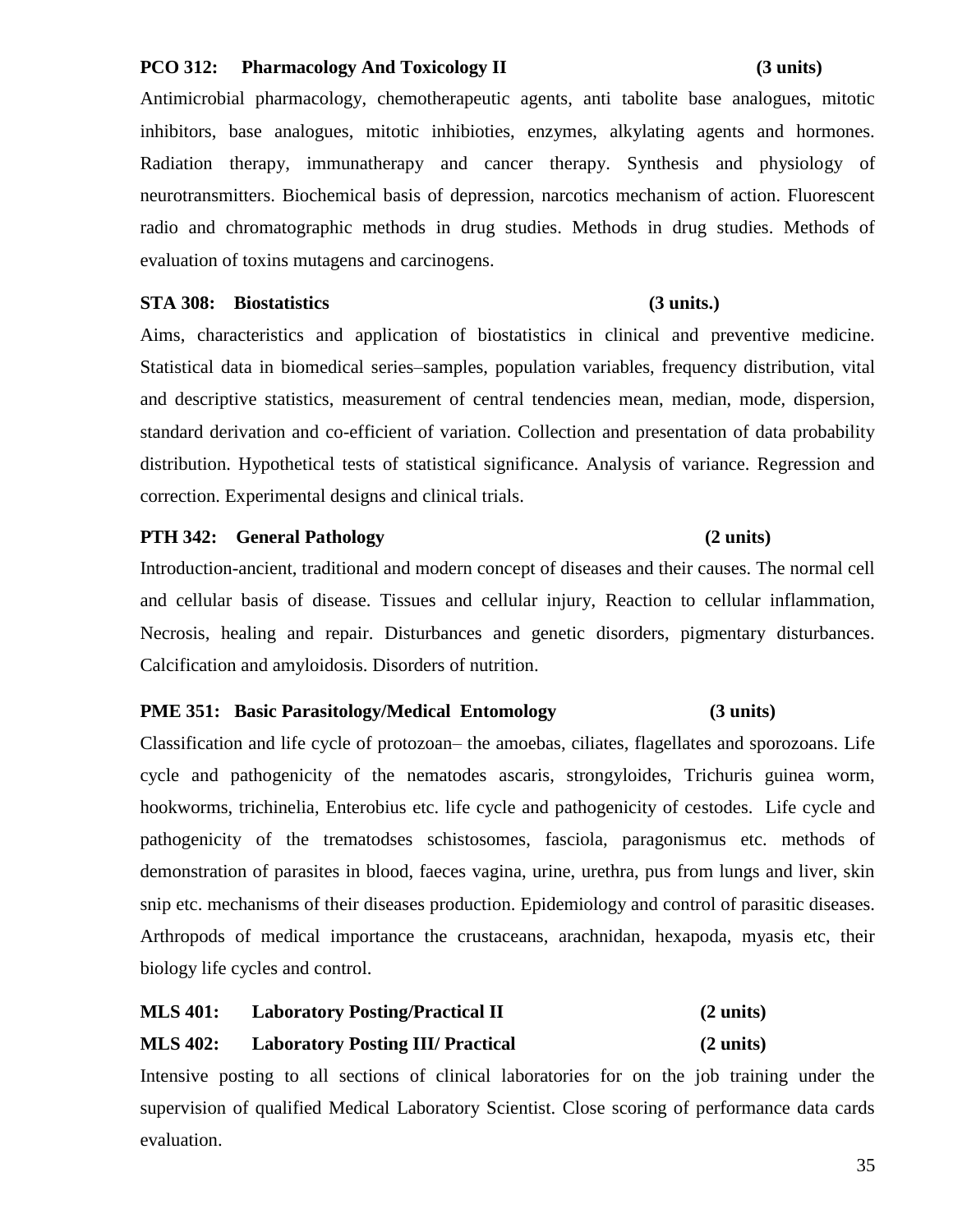**PCO 312: Pharmacology And Toxicology II (3 units)**

Antimicrobial pharmacology, chemotherapeutic agents, anti tabolite base analogues, mitotic inhibitors, base analogues, mitotic inhibioties, enzymes, alkylating agents and hormones. Radiation therapy, immunatherapy and cancer therapy. Synthesis and physiology of neurotransmitters. Biochemical basis of depression, narcotics mechanism of action. Fluorescent radio and chromatographic methods in drug studies. Methods in drug studies. Methods of evaluation of toxins mutagens and carcinogens.

**STA 308: Biostatistics (3 units.)**

Aims, characteristics and application of biostatistics in clinical and preventive medicine. Statistical data in biomedical series–samples, population variables, frequency distribution, vital and descriptive statistics, measurement of central tendencies mean, median, mode, dispersion, standard derivation and co-efficient of variation. Collection and presentation of data probability distribution. Hypothetical tests of statistical significance. Analysis of variance. Regression and correction. Experimental designs and clinical trials.

**PTH 342: General Pathology (2 units)**

Introduction-ancient, traditional and modern concept of diseases and their causes. The normal cell and cellular basis of disease. Tissues and cellular injury, Reaction to cellular inflammation, Necrosis, healing and repair. Disturbances and genetic disorders, pigmentary disturbances. Calcification and amyloidosis. Disorders of nutrition.

**PME 351: Basic Parasitology/Medical Entomology (3 units)**

Classification and life cycle of protozoan– the amoebas, ciliates, flagellates and sporozoans. Life cycle and pathogenicity of the nematodes ascaris, strongyloides, Trichuris guinea worm, hookworms, trichinelia, Enterobius etc. life cycle and pathogenicity of cestodes. Life cycle and pathogenicity of the trematodses schistosomes, fasciola, paragonismus etc. methods of demonstration of parasites in blood, faeces vagina, urine, urethra, pus from lungs and liver, skin snip etc. mechanisms of their diseases production. Epidemiology and control of parasitic diseases. Arthropods of medical importance the crustaceans, arachnidan, hexapoda, myasis etc, their biology life cycles and control.

**MLS 401: Laboratory Posting/Practical II (2 units)**

**MLS 402: Laboratory Posting III/ Practical (2 units)**

Intensive posting to all sections of clinical laboratories for on the job training under the supervision of qualified Medical Laboratory Scientist. Close scoring of performance data cards evaluation.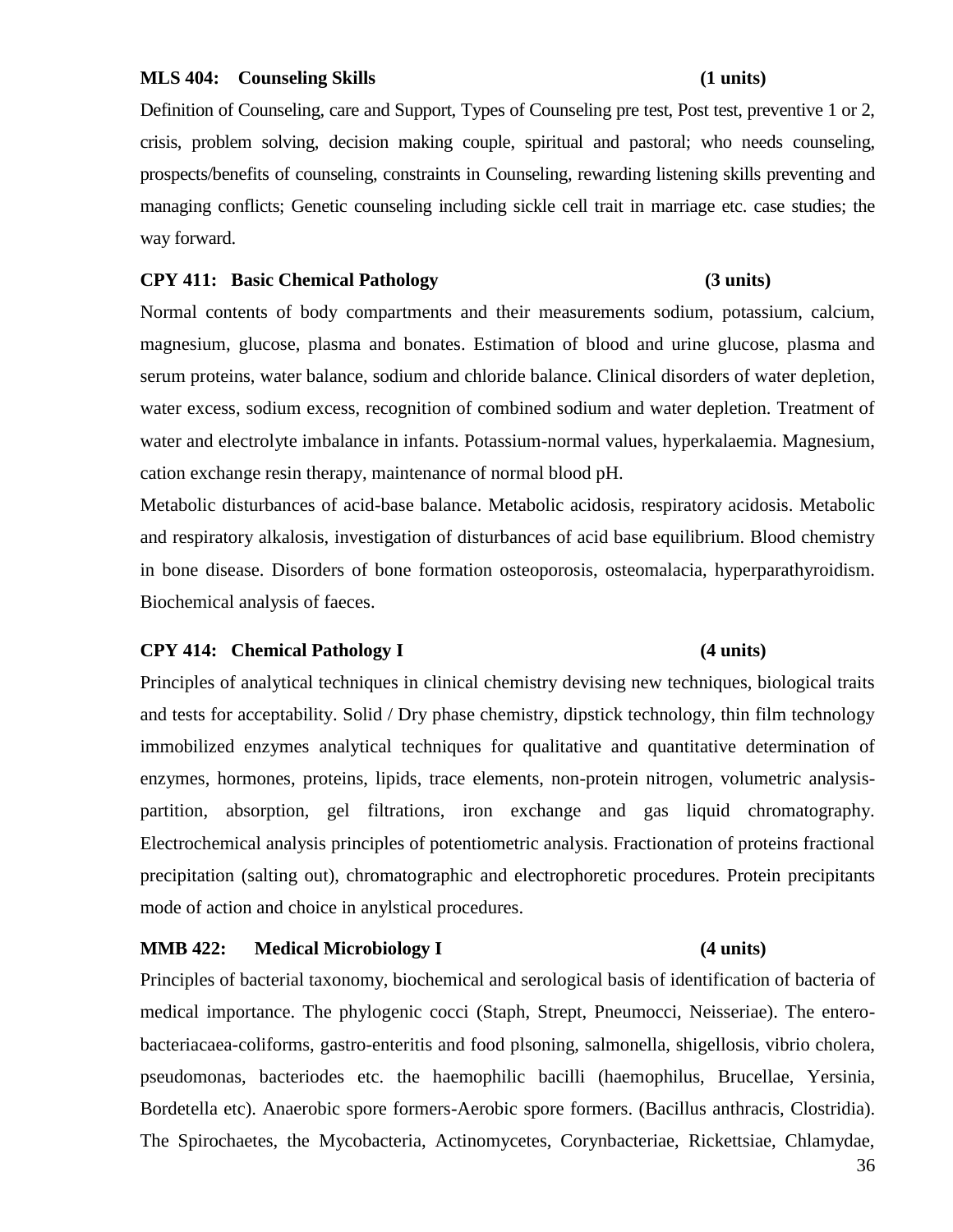**MLS 404: Counseling Skills (1 units)**

Definition of Counseling, care and Support, Types of Counseling pre test, Post test, preventive 1 or 2, crisis, problem solving, decision making couple, spiritual and pastoral; who needs counseling, prospects/benefits of counseling, constraints in Counseling, rewarding listening skills preventing and managing conflicts; Genetic counseling including sickle cell trait in marriage etc. case studies; the way forward.

**CPY 411: Basic Chemical Pathology (3 units)**

Normal contents of body compartments and their measurements sodium, potassium, calcium, magnesium, glucose, plasma and bonates. Estimation of blood and urine glucose, plasma and serum proteins, water balance, sodium and chloride balance. Clinical disorders of water depletion, water excess, sodium excess, recognition of combined sodium and water depletion. Treatment of water and electrolyte imbalance in infants. Potassium-normal values, hyperkalaemia. Magnesium, cation exchange resin therapy, maintenance of normal blood pH.

Metabolic disturbances of acid-base balance. Metabolic acidosis, respiratory acidosis. Metabolic and respiratory alkalosis, investigation of disturbances of acid base equilibrium. Blood chemistry in bone disease. Disorders of bone formation osteoporosis, osteomalacia, hyperparathyroidism. Biochemical analysis of faeces.

**CPY 414: Chemical Pathology I (4 units)**

Principles of analytical techniques in clinical chemistry devising new techniques, biological traits and tests for acceptability. Solid / Dry phase chemistry, dipstick technology, thin film technology immobilized enzymes analytical techniques for qualitative and quantitative determination of enzymes, hormones, proteins, lipids, trace elements, non-protein nitrogen, volumetric analysis-partition, absorption, gel filtrations, iron exchange and gas liquid chromatography. Electrochemical analysis principles of potentiometric analysis. Fractionation of proteins fractional precipitation (salting out), chromatographic and electrophoretic procedures. Protein precipitants mode of action and choice in anylstical procedures.

**MMB 422: Medical Microbiology I (4 units)**

Principles of bacterial taxonomy, biochemical and serological basis of identification of bacteria of medical importance. The phylogenic cocci (Staph, Strept, Pneumocci, Neisseriae). The entero-bacteriacaea-coliforms, gastro-enteritis and food plsoning, salmonella, shigellosis, vibrio cholera, pseudomonas, bacteriodes etc. the haemophilic bacilli (haemophilus, Brucellae, Yersinia, Bordetella etc). Anaerobic spore formers-Aerobic spore formers. (Bacillus anthracis, Clostridia). The Spirochaetes, the Mycobacteria, Actinomycetes, Corynbacteriae, Rickettsiae, Chlamydae,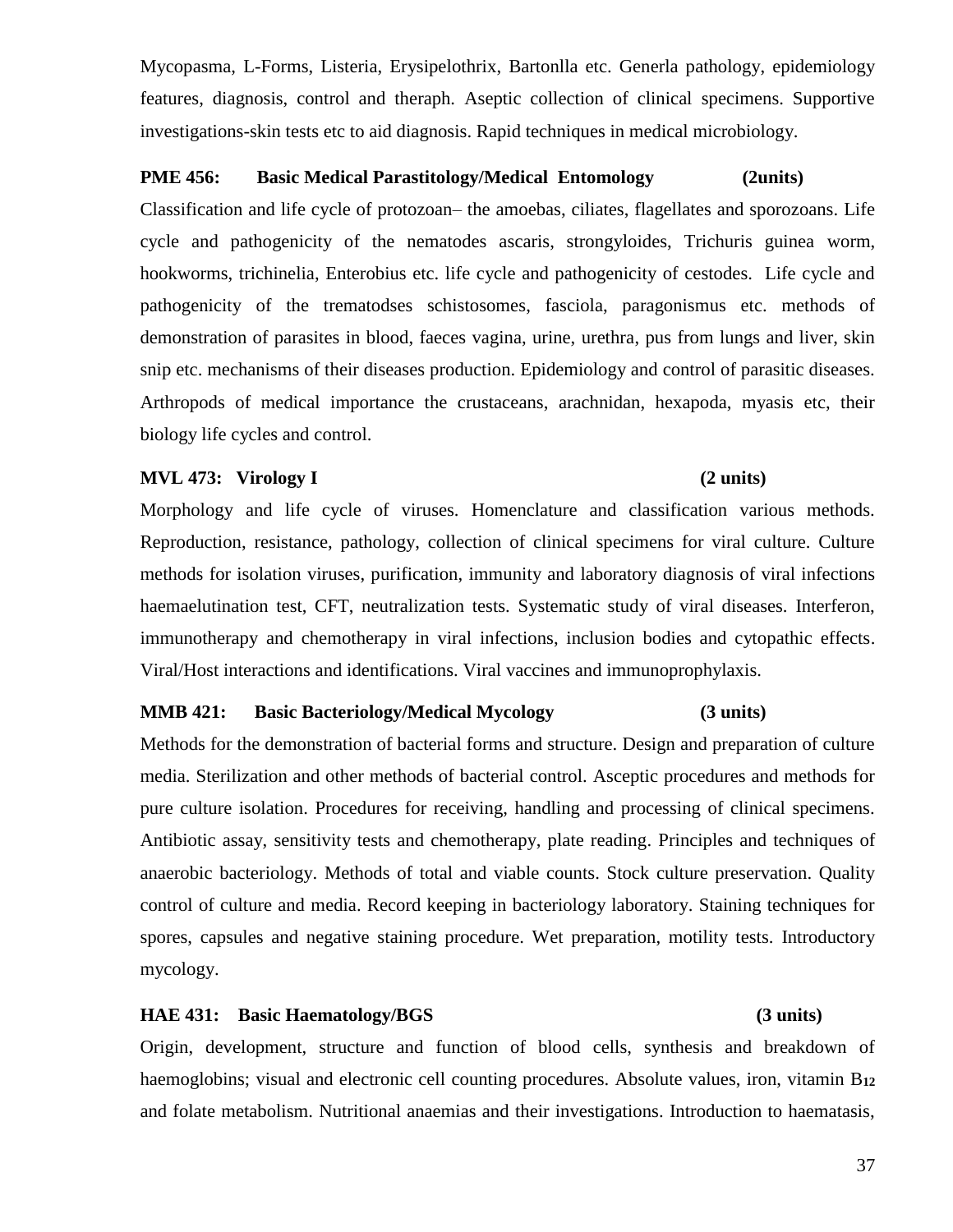Mycopasma, L-Forms, Listeria, Erysipelothrix, Bartonlla etc. Generla pathology, epidemiology features, diagnosis, control and theraph. Aseptic collection of clinical specimens. Supportive investigations-skin tests etc to aid diagnosis. Rapid techniques in medical microbiology.

**PME 456: Basic Medical Parastitology/Medical Entomology (2units)**

Classification and life cycle of protozoan– the amoebas, ciliates, flagellates and sporozoans. Life cycle and pathogenicity of the nematodes ascaris, strongyloides, Trichuris guinea worm, hookworms, trichinelia, Enterobius etc. life cycle and pathogenicity of cestodes. Life cycle and pathogenicity of the trematodses schistosomes, fasciola, paragonismus etc. methods of demonstration of parasites in blood, faeces vagina, urine, urethra, pus from lungs and liver, skin snip etc. mechanisms of their diseases production. Epidemiology and control of parasitic diseases. Arthropods of medical importance the crustaceans, arachnidan, hexapoda, myasis etc, their biology life cycles and control.

**MVL 473: Virology I (2 units)**

Morphology and life cycle of viruses. Homenclature and classification various methods. Reproduction, resistance, pathology, collection of clinical specimens for viral culture. Culture methods for isolation viruses, purification, immunity and laboratory diagnosis of viral infections haemaelutination test, CFT, neutralization tests. Systematic study of viral diseases. Interferon, immunotherapy and chemotherapy in viral infections, inclusion bodies and cytopathic effects. Viral/Host interactions and identifications. Viral vaccines and immunoprophylaxis.

**MMB 421: Basic Bacteriology/Medical Mycology (3 units)**

Methods for the demonstration of bacterial forms and structure. Design and preparation of culture media. Sterilization and other methods of bacterial control. Asceptic procedures and methods for pure culture isolation. Procedures for receiving, handling and processing of clinical specimens. Antibiotic assay, sensitivity tests and chemotherapy, plate reading. Principles and techniques of anaerobic bacteriology. Methods of total and viable counts. Stock culture preservation. Quality control of culture and media. Record keeping in bacteriology laboratory. Staining techniques for spores, capsules and negative staining procedure. Wet preparation, motility tests. Introductory mycology.

**HAE 431: Basic Haematology/BGS (3 units)**

Origin, development, structure and function of blood cells, synthesis and breakdown of haemoglobins; visual and electronic cell counting procedures. Absolute values, iron, vitamin $B_{12}$ and folate metabolism. Nutritional anaemias and their investigations. Introduction to haematasis,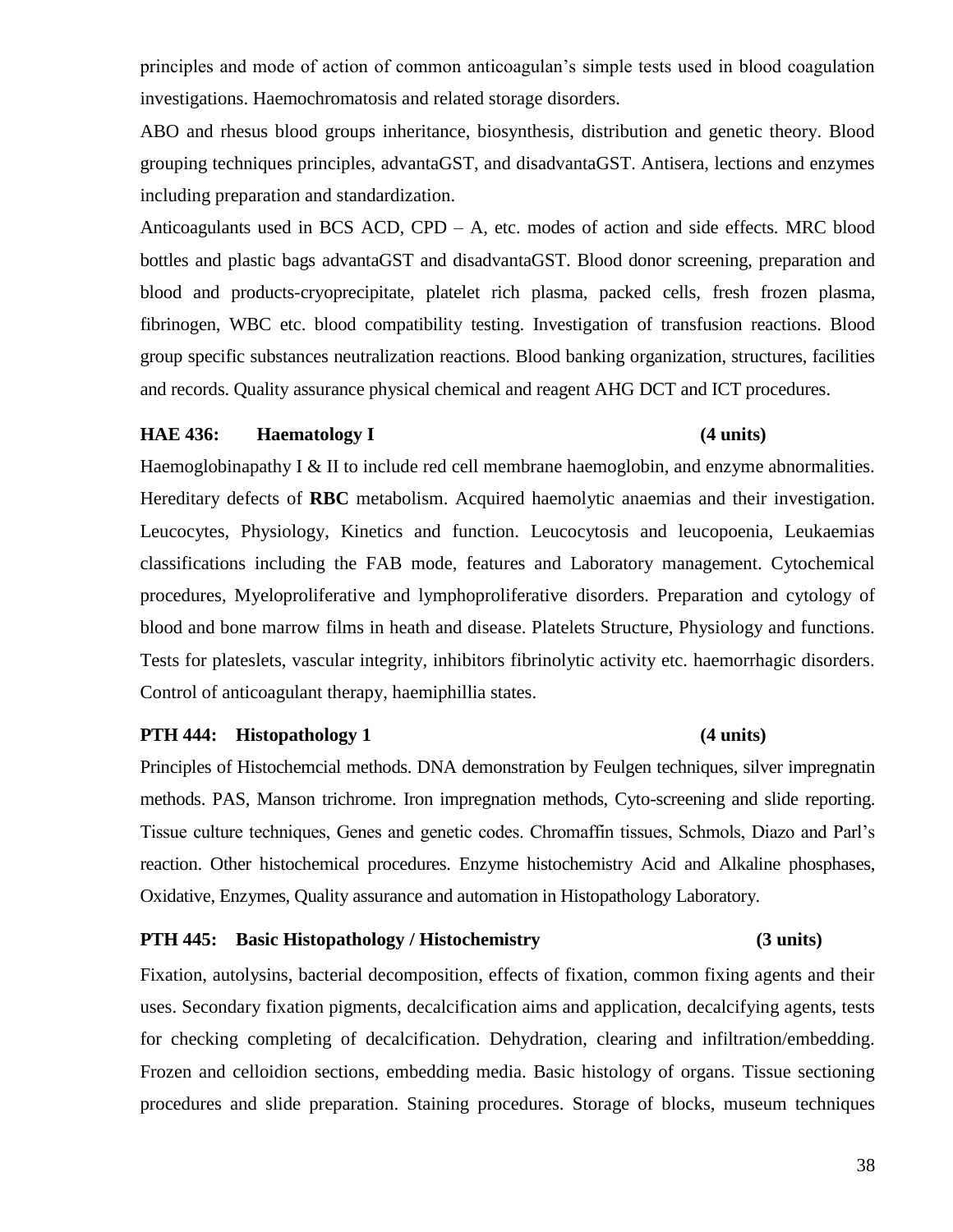principles and mode of action of common anticoagulan's simple tests used in blood coagulation investigations. Haemochromatosis and related storage disorders.

ABO and rhesus blood groups inheritance, biosynthesis, distribution and genetic theory. Blood grouping techniques principles, advantaGST, and disadvantaGST. Antisera, lections and enzymes including preparation and standardization.

Anticoagulants used in BCS ACD, CPD – A, etc. modes of action and side effects. MRC blood bottles and plastic bags advantaGST and disadvantaGST. Blood donor screening, preparation and blood and products-cryoprecipitate, platelet rich plasma, packed cells, fresh frozen plasma, fibrinogen, WBC etc. blood compatibility testing. Investigation of transfusion reactions. Blood group specific substances neutralization reactions. Blood banking organization, structures, facilities and records. Quality assurance physical chemical and reagent AHG DCT and ICT procedures.

**HAE 436: Haematology I (4 units)**

Haemoglobinapathy I & II to include red cell membrane haemoglobin, and enzyme abnormalities. Hereditary defects of **RBC** metabolism. Acquired haemolytic anaemias and their investigation. Leucocytes, Physiology, Kinetics and function. Leucocytosis and leucopoenia, Leukaemias classifications including the FAB mode, features and Laboratory management. Cytochemical procedures, Myeloproliferative and lymphoproliferative disorders. Preparation and cytology of blood and bone marrow films in heath and disease. Platelets Structure, Physiology and functions. Tests for plateslets, vascular integrity, inhibitors fibrinolytic activity etc. haemorrhagic disorders. Control of anticoagulant therapy, haemiphillia states.

**PTH 444: Histopathology 1 (4 units)**

Principles of Histochemcial methods. DNA demonstration by Feulgen techniques, silver impregnatin methods. PAS, Manson trichrome. Iron impregnation methods, Cyto-screening and slide reporting. Tissue culture techniques, Genes and genetic codes. Chromaffin tissues, Schmols, Diazo and Parl's reaction. Other histochemical procedures. Enzyme histochemistry Acid and Alkaline phosphases, Oxidative, Enzymes, Quality assurance and automation in Histopathology Laboratory.

**PTH 445: Basic Histopathology / Histochemistry (3 units)**

Fixation, autolysins, bacterial decomposition, effects of fixation, common fixing agents and their uses. Secondary fixation pigments, decalcification aims and application, decalcifying agents, tests for checking completing of decalcification. Dehydration, clearing and infiltration/embedding. Frozen and celloidion sections, embedding media. Basic histology of organs. Tissue sectioning procedures and slide preparation. Staining procedures. Storage of blocks, museum techniques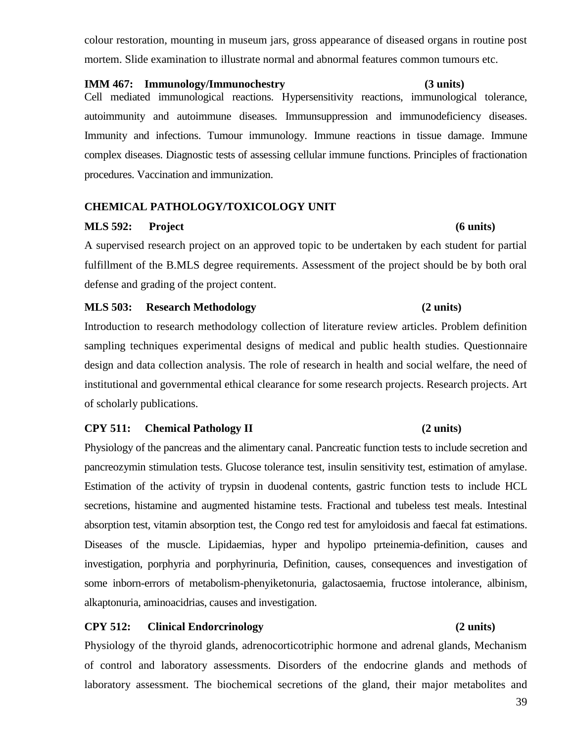colour restoration, mounting in museum jars, gross appearance of diseased organs in routine post mortem. Slide examination to illustrate normal and abnormal features common tumours etc.

**IMM 467: Immunology/Immunochestry (3 units)**

Cell mediated immunological reactions. Hypersensitivity reactions, immunological tolerance, autoimmunity and autoimmune diseases. Immunsuppression and immunodeficiency diseases. Immunity and infections. Tumour immunology. Immune reactions in tissue damage. Immune complex diseases. Diagnostic tests of assessing cellular immune functions. Principles of fractionation procedures. Vaccination and immunization.

## CHEMICAL PATHOLOGY/TOXICOLOGY UNIT

**MLS 592: Project (6 units)**

A supervised research project on an approved topic to be undertaken by each student for partial fulfillment of the B.MLS degree requirements. Assessment of the project should be by both oral defense and grading of the project content.

**MLS 503: Research Methodology (2 units)**

Introduction to research methodology collection of literature review articles. Problem definition sampling techniques experimental designs of medical and public health studies. Questionnaire design and data collection analysis. The role of research in health and social welfare, the need of institutional and governmental ethical clearance for some research projects. Research projects. Art of scholarly publications.

**CPY 511: Chemical Pathology II (2 units)**

Physiology of the pancreas and the alimentary canal. Pancreatic function tests to include secretion and pancreozymin stimulation tests. Glucose tolerance test, insulin sensitivity test, estimation of amylase. Estimation of the activity of trypsin in duodenal contents, gastric function tests to include HCL secretions, histamine and augmented histamine tests. Fractional and tubeless test meals. Intestinal absorption test, vitamin absorption test, the Congo red test for amyloidosis and faecal fat estimations. Diseases of the muscle. Lipidaemias, hyper and hypolipo prteinemia-definition, causes and investigation, porphyria and porphyrinuria, Definition, causes, consequences and investigation of some inborn-errors of metabolism-phenyiketonuria, galactosaemia, fructose intolerance, albinism, alkaptonuria, aminoacidrias, causes and investigation.

**CPY 512: Clinical Endorcrinology (2 units)**

Physiology of the thyroid glands, adrenocorticotriphic hormone and adrenal glands, Mechanism of control and laboratory assessments. Disorders of the endocrine glands and methods of laboratory assessment. The biochemical secretions of the gland, their major metabolites and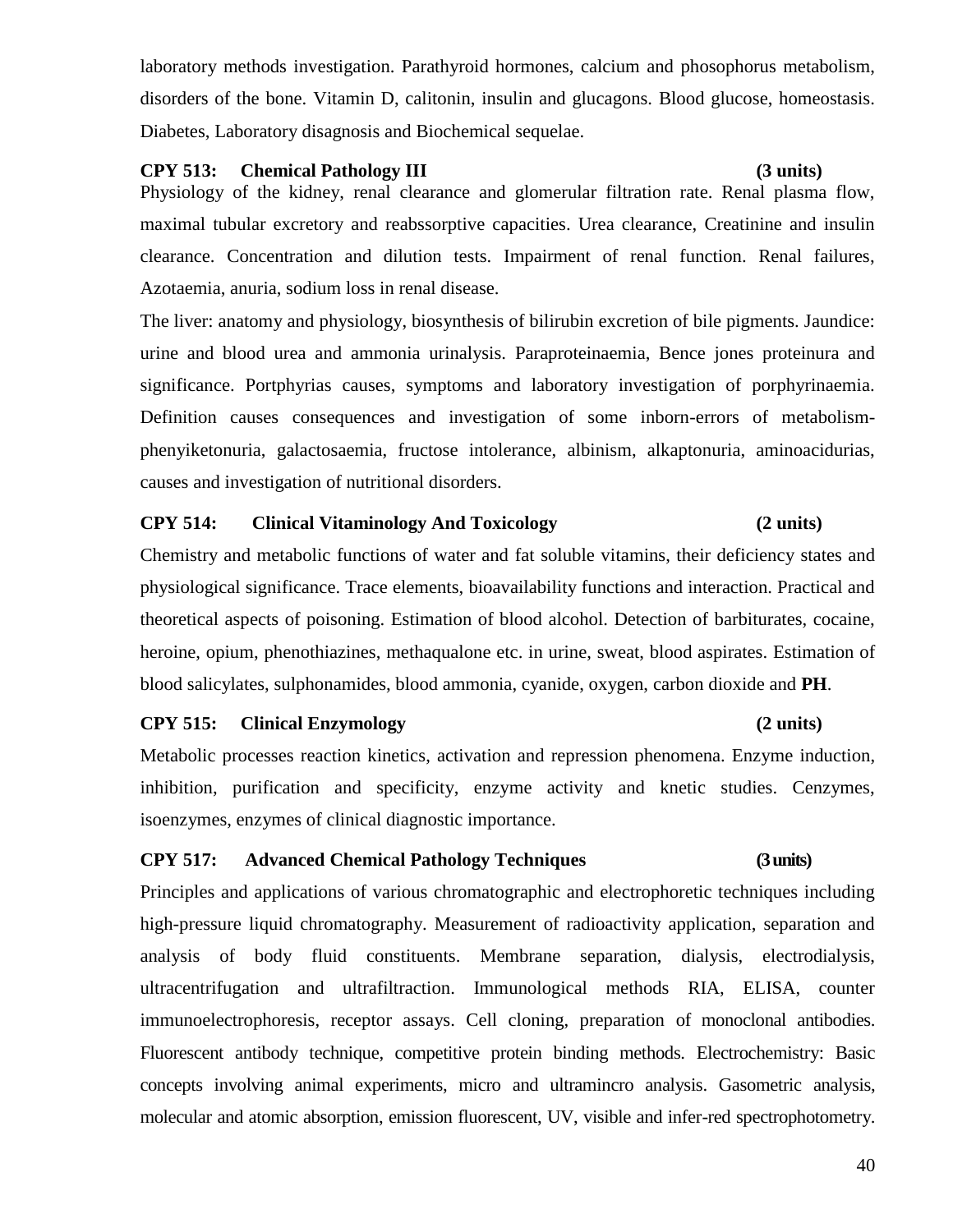laboratory methods investigation. Parathyroid hormones, calcium and phosophorus metabolism, disorders of the bone. Vitamin D, calitonin, insulin and glucagons. Blood glucose, homeostasis. Diabetes, Laboratory disagnosis and Biochemical sequelae.

**CPY 513: Chemical Pathology III (3 units)**

Physiology of the kidney, renal clearance and glomerular filtration rate. Renal plasma flow, maximal tubular excretory and reabssorptive capacities. Urea clearance, Creatinine and insulin clearance. Concentration and dilution tests. Impairment of renal function. Renal failures, Azotaemia, anuria, sodium loss in renal disease.

The liver: anatomy and physiology, biosynthesis of bilirubin excretion of bile pigments. Jaundice: urine and blood urea and ammonia urinalysis. Paraproteinaemia, Bence jones proteinura and significance. Portphyrias causes, symptoms and laboratory investigation of porphyrinaemia. Definition causes consequences and investigation of some inborn-errors of metabolism-phenyiketonuria, galactosaemia, fructose intolerance, albinism, alkaptonuria, aminoacidurias, causes and investigation of nutritional disorders.

**CPY 514: Clinical Vitaminology And Toxicology (2 units)**

Chemistry and metabolic functions of water and fat soluble vitamins, their deficiency states and physiological significance. Trace elements, bioavailability functions and interaction. Practical and theoretical aspects of poisoning. Estimation of blood alcohol. Detection of barbiturates, cocaine, heroine, opium, phenothiazines, methaqualone etc. in urine, sweat, blood aspirates. Estimation of blood salicylates, sulphonamides, blood ammonia, cyanide, oxygen, carbon dioxide and **PH**.

**CPY 515: Clinical Enzymology (2 units)**

Metabolic processes reaction kinetics, activation and repression phenomena. Enzyme induction, inhibition, purification and specificity, enzyme activity and knetic studies. Cenzymes, isoenzymes, enzymes of clinical diagnostic importance.

**CPY 517: Advanced Chemical Pathology Techniques (3 units)**

Principles and applications of various chromatographic and electrophoretic techniques including high-pressure liquid chromatography. Measurement of radioactivity application, separation and analysis of body fluid constituents. Membrane separation, dialysis, electrodialysis, ultracentrifugation and ultrafiltraction. Immunological methods RIA, ELISA, counter immunoelectrophoresis, receptor assays. Cell cloning, preparation of monoclonal antibodies. Fluorescent antibody technique, competitive protein binding methods. Electrochemistry: Basic concepts involving animal experiments, micro and ultramincro analysis. Gasometric analysis, molecular and atomic absorption, emission fluorescent, UV, visible and infer-red spectrophotometry.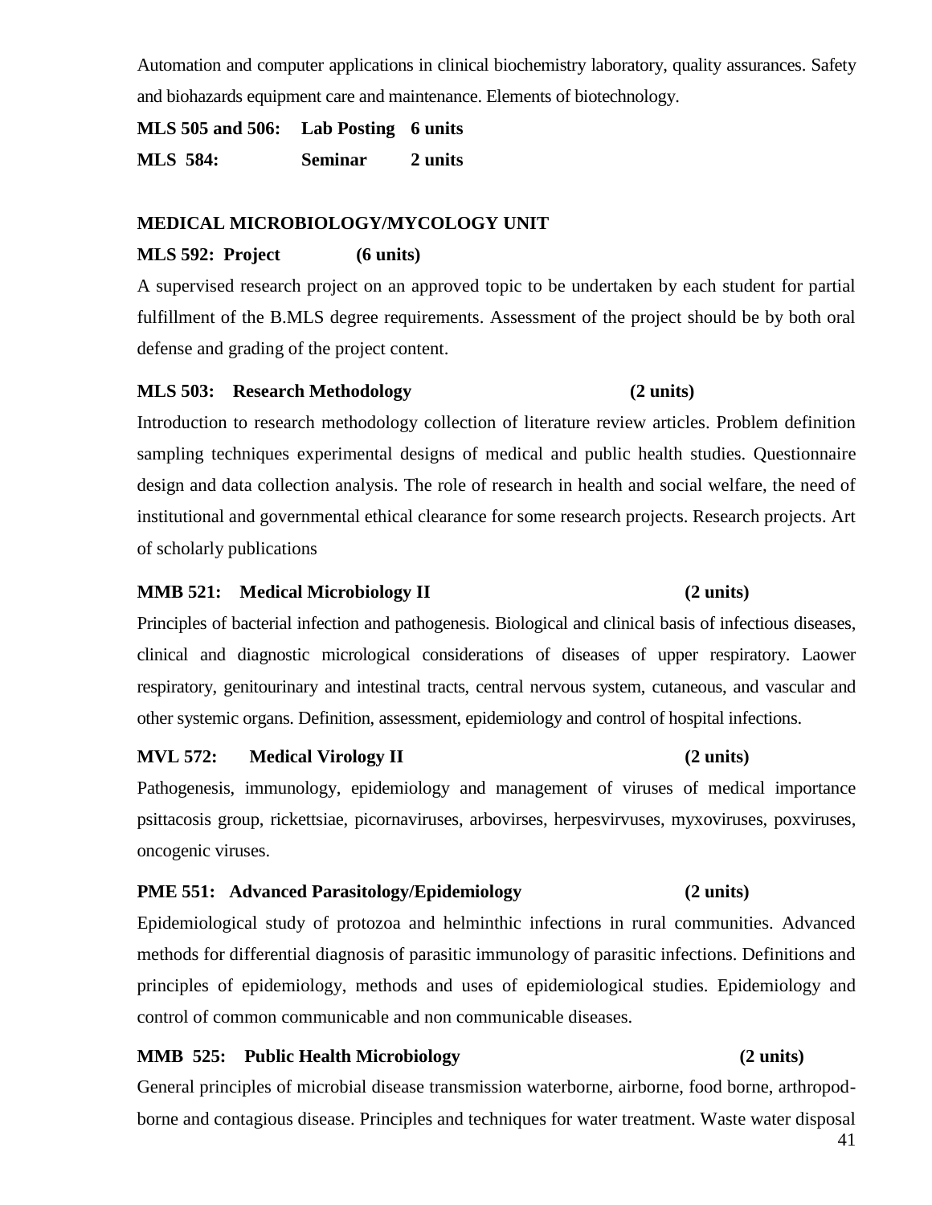Automation and computer applications in clinical biochemistry laboratory, quality assurances. Safety and biohazards equipment care and maintenance. Elements of biotechnology.

**MLS 505 and 506: Lab Posting 6 units**

**MLS 584: Seminar 2 units**

## MEDICAL MICROBIOLOGY/MYCOLOGY UNIT

**MLS 592: Project (6 units)**

A supervised research project on an approved topic to be undertaken by each student for partial fulfillment of the B.MLS degree requirements. Assessment of the project should be by both oral defense and grading of the project content.

**MLS 503: Research Methodology (2 units)**

Introduction to research methodology collection of literature review articles. Problem definition sampling techniques experimental designs of medical and public health studies. Questionnaire design and data collection analysis. The role of research in health and social welfare, the need of institutional and governmental ethical clearance for some research projects. Research projects. Art of scholarly publications

**MMB 521: Medical Microbiology II (2 units)**

Principles of bacterial infection and pathogenesis. Biological and clinical basis of infectious diseases, clinical and diagnostic micrological considerations of diseases of upper respiratory. Laower respiratory, genitourinary and intestinal tracts, central nervous system, cutaneous, and vascular and other systemic organs. Definition, assessment, epidemiology and control of hospital infections.

**MVL 572: Medical Virology II (2 units)**

Pathogenesis, immunology, epidemiology and management of viruses of medical importance psittacosis group, rickettsiae, picornaviruses, arbovirses, herpesvirvuses, myxoviruses, poxviruses, oncogenic viruses.

**PME 551: Advanced Parasitology/Epidemiology (2 units)**

Epidemiological study of protozoa and helminthic infections in rural communities. Advanced methods for differential diagnosis of parasitic immunology of parasitic infections. Definitions and principles of epidemiology, methods and uses of epidemiological studies. Epidemiology and control of common communicable and non communicable diseases.

**MMB 525: Public Health Microbiology (2 units)**

General principles of microbial disease transmission waterborne, airborne, food borne, arthropod-borne and contagious disease. Principles and techniques for water treatment. Waste water disposal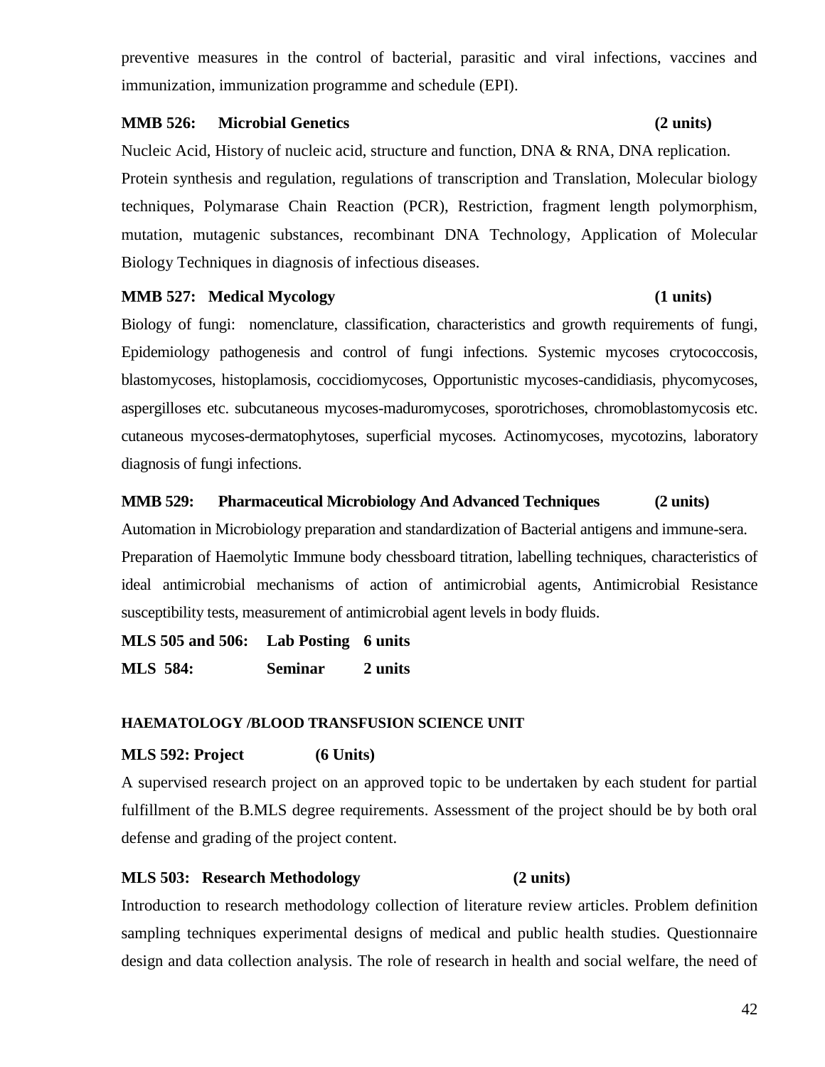preventive measures in the control of bacterial, parasitic and viral infections, vaccines and immunization, immunization programme and schedule (EPI).

**MMB 526: Microbial Genetics (2 units)**

Nucleic Acid, History of nucleic acid, structure and function, DNA & RNA, DNA replication. Protein synthesis and regulation, regulations of transcription and Translation, Molecular biology techniques, Polymarase Chain Reaction (PCR), Restriction, fragment length polymorphism, mutation, mutagenic substances, recombinant DNA Technology, Application of Molecular Biology Techniques in diagnosis of infectious diseases.

**MMB 527: Medical Mycology (1 units)**

Biology of fungi: nomenclature, classification, characteristics and growth requirements of fungi, Epidemiology pathogenesis and control of fungi infections. Systemic mycoses crytococcosis, blastomycoses, histoplamosis, coccidiomycoses, Opportunistic mycoses-candidiasis, phycomycoses, aspergilloses etc. subcutaneous mycoses-maduromycoses, sporotrichoses, chromoblastomycosis etc. cutaneous mycoses-dermatophytoses, superficial mycoses. Actinomycoses, mycotozins, laboratory diagnosis of fungi infections.

**MMB 529: Pharmaceutical Microbiology And Advanced Techniques (2 units)**

Automation in Microbiology preparation and standardization of Bacterial antigens and immune-sera. Preparation of Haemolytic Immune body chessboard titration, labelling techniques, characteristics of ideal antimicrobial mechanisms of action of antimicrobial agents, Antimicrobial Resistance susceptibility tests, measurement of antimicrobial agent levels in body fluids.

**MLS 505 and 506: Lab Posting 6 units**

**MLS 584: Seminar 2 units**

**HAEMATOLOGY /BLOOD TRANSFUSION SCIENCE UNIT**

**MLS 592: Project (6 Units)**

A supervised research project on an approved topic to be undertaken by each student for partial fulfillment of the B.MLS degree requirements. Assessment of the project should be by both oral defense and grading of the project content.

**MLS 503: Research Methodology (2 units)**

Introduction to research methodology collection of literature review articles. Problem definition sampling techniques experimental designs of medical and public health studies. Questionnaire design and data collection analysis. The role of research in health and social welfare, the need of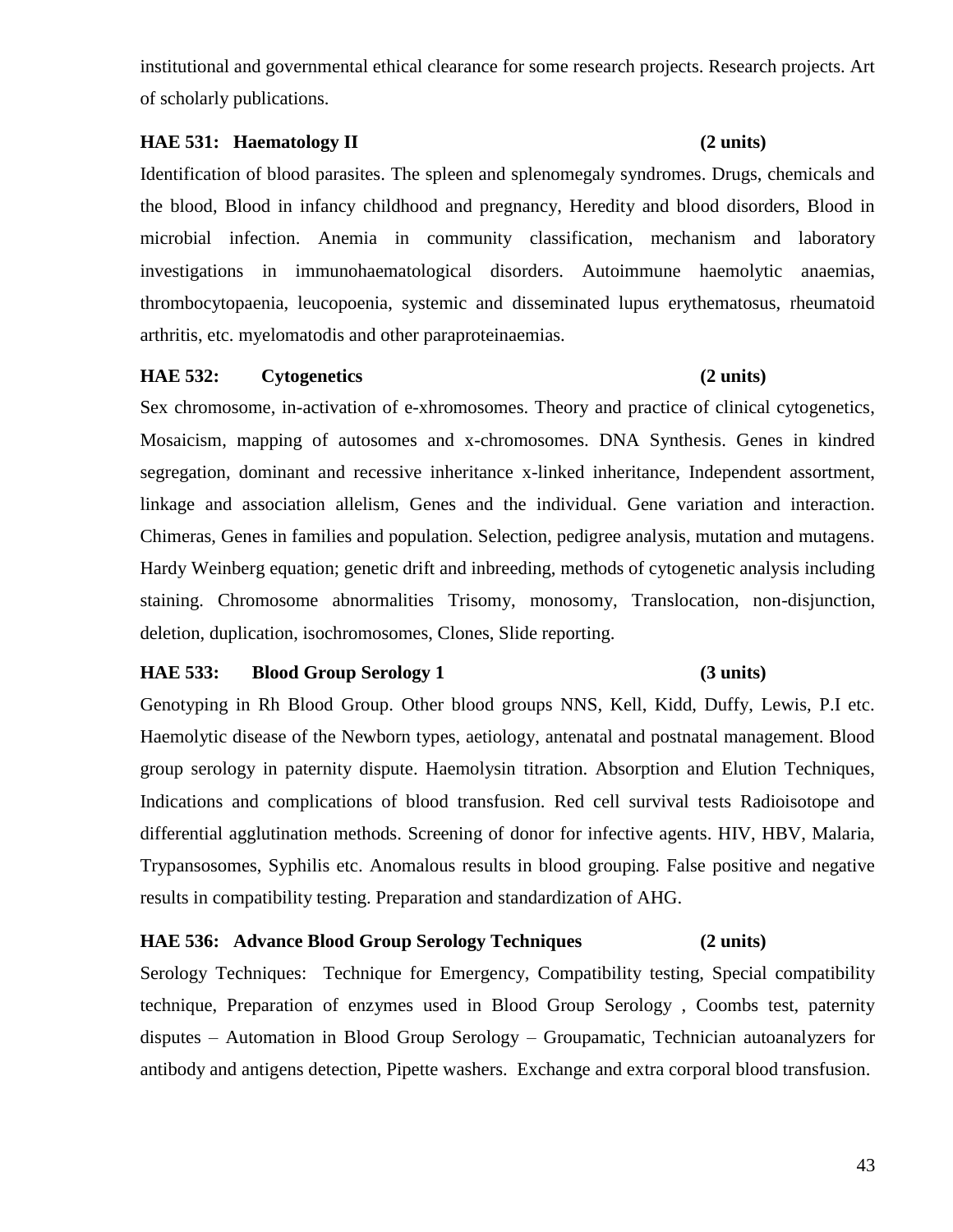institutional and governmental ethical clearance for some research projects. Research projects. Art of scholarly publications.

### HAE 531: Haematology II (2 units)

Identification of blood parasites. The spleen and splenomegaly syndromes. Drugs, chemicals and the blood, Blood in infancy childhood and pregnancy, Heredity and blood disorders, Blood in microbial infection. Anemia in community classification, mechanism and laboratory investigations in immunohaematological disorders. Autoimmune haemolytic anaemias, thrombocytopaenia, leucopoenia, systemic and disseminated lupus erythematosus, rheumatoid arthritis, etc. myelomatodis and other paraproteinaemias.

### HAE 532: Cytogenetics (2 units)

Sex chromosome, in-activation of e-xhromosomes. Theory and practice of clinical cytogenetics, Mosaicism, mapping of autosomes and x-chromosomes. DNA Synthesis. Genes in kindred segregation, dominant and recessive inheritance x-linked inheritance, Independent assortment, linkage and association allelism, Genes and the individual. Gene variation and interaction. Chimeras, Genes in families and population. Selection, pedigree analysis, mutation and mutagens. Hardy Weinberg equation; genetic drift and inbreeding, methods of cytogenetic analysis including staining. Chromosome abnormalities Trisomy, monosomy, Translocation, non-disjunction, deletion, duplication, isochromosomes, Clones, Slide reporting.

### HAE 533: Blood Group Serology 1 (3 units)

Genotyping in Rh Blood Group. Other blood groups NNS, Kell, Kidd, Duffy, Lewis, P.I etc. Haemolytic disease of the Newborn types, aetiology, antenatal and postnatal management. Blood group serology in paternity dispute. Haemolysin titration. Absorption and Elution Techniques, Indications and complications of blood transfusion. Red cell survival tests Radioisotope and differential agglutination methods. Screening of donor for infective agents. HIV, HBV, Malaria, Trypansosomes, Syphilis etc. Anomalous results in blood grouping. False positive and negative results in compatibility testing. Preparation and standardization of AHG.

### HAE 536: Advance Blood Group Serology Techniques (2 units)

Serology Techniques: Technique for Emergency, Compatibility testing, Special compatibility technique, Preparation of enzymes used in Blood Group Serology , Coombs test, paternity disputes – Automation in Blood Group Serology – Groupamatic, Technician autoanalyzers for antibody and antigens detection, Pipette washers. Exchange and extra corporal blood transfusion.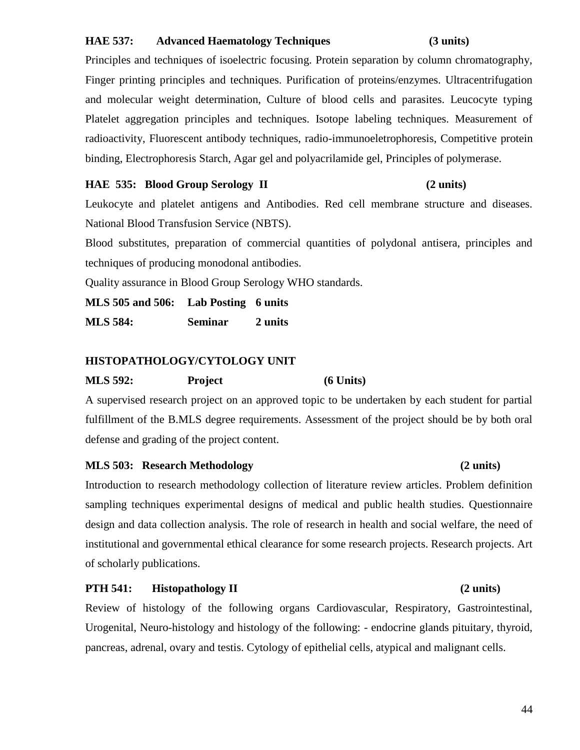**HAE 537: Advanced Haematology Techniques (3 units)**

Principles and techniques of isoelectric focusing. Protein separation by column chromatography, Finger printing principles and techniques. Purification of proteins/enzymes. Ultracentrifugation and molecular weight determination, Culture of blood cells and parasites. Leucocyte typing Platelet aggregation principles and techniques. Isotope labeling techniques. Measurement of radioactivity, Fluorescent antibody techniques, radio-immunoeletrophoresis, Competitive protein binding, Electrophoresis Starch, Agar gel and polyacrilamide gel, Principles of polymerase.

**HAE 535: Blood Group Serology II (2 units)**

Leukocyte and platelet antigens and Antibodies. Red cell membrane structure and diseases. National Blood Transfusion Service (NBTS).

Blood substitutes, preparation of commercial quantities of polydonal antisera, principles and techniques of producing monodonal antibodies.

Quality assurance in Blood Group Serology WHO standards.

**MLS 505 and 506: Lab Posting 6 units**

**MLS 584: Seminar 2 units**

## HISTOPATHOLOGY/CYTOLOGY UNIT

**MLS 592: Project (6 Units)**

A supervised research project on an approved topic to be undertaken by each student for partial fulfillment of the B.MLS degree requirements. Assessment of the project should be by both oral defense and grading of the project content.

**MLS 503: Research Methodology (2 units)**

Introduction to research methodology collection of literature review articles. Problem definition sampling techniques experimental designs of medical and public health studies. Questionnaire design and data collection analysis. The role of research in health and social welfare, the need of institutional and governmental ethical clearance for some research projects. Research projects. Art of scholarly publications.

**PTH 541: Histopathology II (2 units)**

Review of histology of the following organs Cardiovascular, Respiratory, Gastrointestinal, Urogenital, Neuro-histology and histology of the following: - endocrine glands pituitary, thyroid, pancreas, adrenal, ovary and testis. Cytology of epithelial cells, atypical and malignant cells.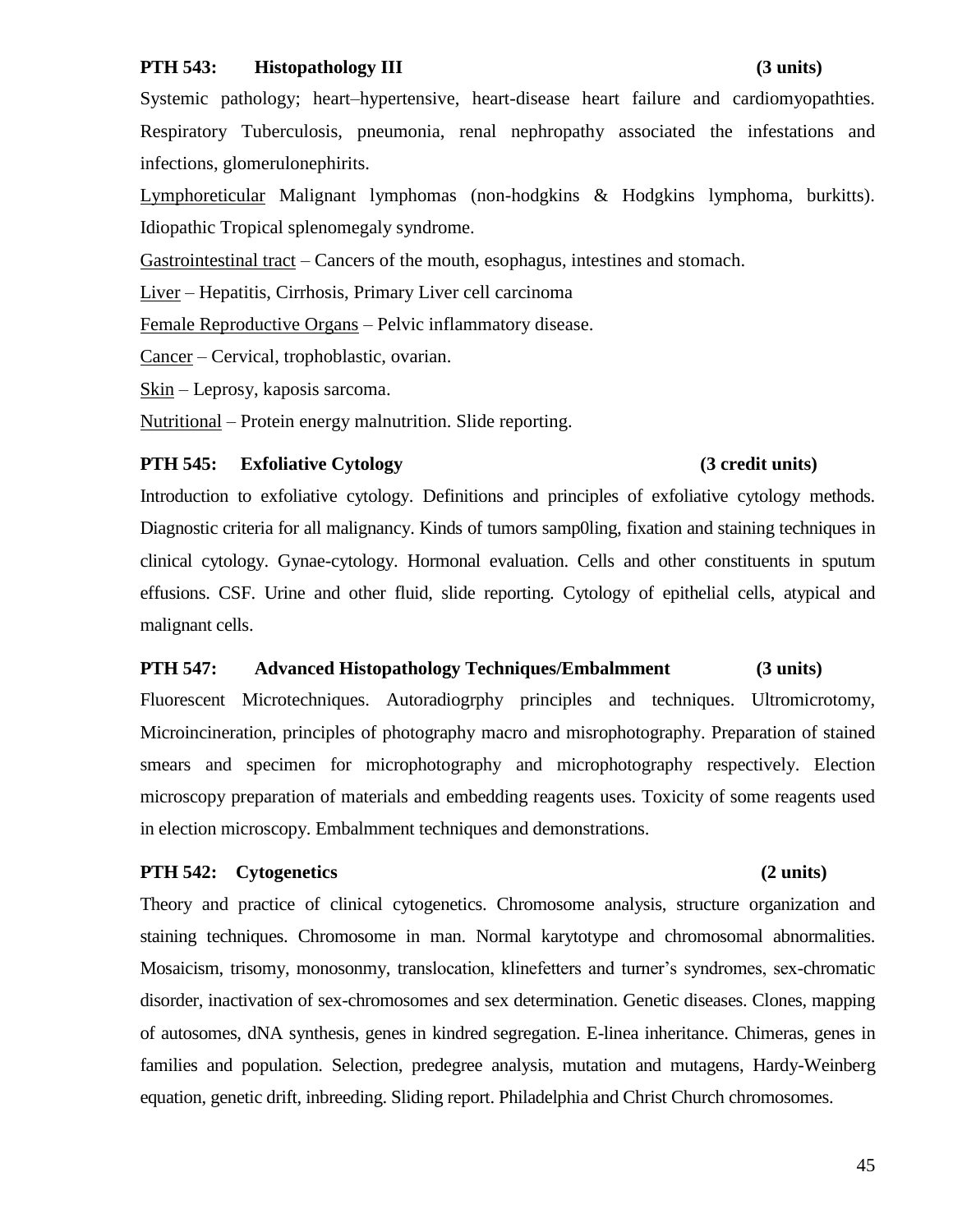**PTH 543: Histopathology III (3 units)**

Systemic pathology; heart–hypertensive, heart-disease heart failure and cardiomyopathties. Respiratory Tuberculosis, pneumonia, renal nephropathy associated the infestations and infections, glomerulonephirits.

Lymphoreticular Malignant lymphomas (non-hodgkins & Hodgkins lymphoma, burkitts). Idiopathic Tropical splenomegaly syndrome.

Gastrointestinal tract – Cancers of the mouth, esophagus, intestines and stomach.

Liver – Hepatitis, Cirrhosis, Primary Liver cell carcinoma

Female Reproductive Organs – Pelvic inflammatory disease.

Cancer – Cervical, trophoblastic, ovarian.

Skin – Leprosy, kaposis sarcoma.

Nutritional – Protein energy malnutrition. Slide reporting.

**PTH 545: Exfoliative Cytology (3 credit units)**

Introduction to exfoliative cytology. Definitions and principles of exfoliative cytology methods. Diagnostic criteria for all malignancy. Kinds of tumors samp0ling, fixation and staining techniques in clinical cytology. Gynae-cytology. Hormonal evaluation. Cells and other constituents in sputum effusions. CSF. Urine and other fluid, slide reporting. Cytology of epithelial cells, atypical and malignant cells.

**PTH 547: Advanced Histopathology Techniques/Embalmment (3 units)**

Fluorescent Microtechniques. Autoradiogrphy principles and techniques. Ultromicrotomy, Microincineration, principles of photography macro and misrophotography. Preparation of stained smears and specimen for microphotography and microphotography respectively. Election microscopy preparation of materials and embedding reagents uses. Toxicity of some reagents used in election microscopy. Embalmment techniques and demonstrations.

**PTH 542: Cytogenetics (2 units)**

Theory and practice of clinical cytogenetics. Chromosome analysis, structure organization and staining techniques. Chromosome in man. Normal karytotype and chromosomal abnormalities. Mosaicism, trisomy, monosonmy, translocation, klinefetters and turner's syndromes, sex-chromatic disorder, inactivation of sex-chromosomes and sex determination. Genetic diseases. Clones, mapping of autosomes, dNA synthesis, genes in kindred segregation. E-linea inheritance. Chimeras, genes in families and population. Selection, predegree analysis, mutation and mutagens, Hardy-Weinberg equation, genetic drift, inbreeding. Sliding report. Philadelphia and Christ Church chromosomes.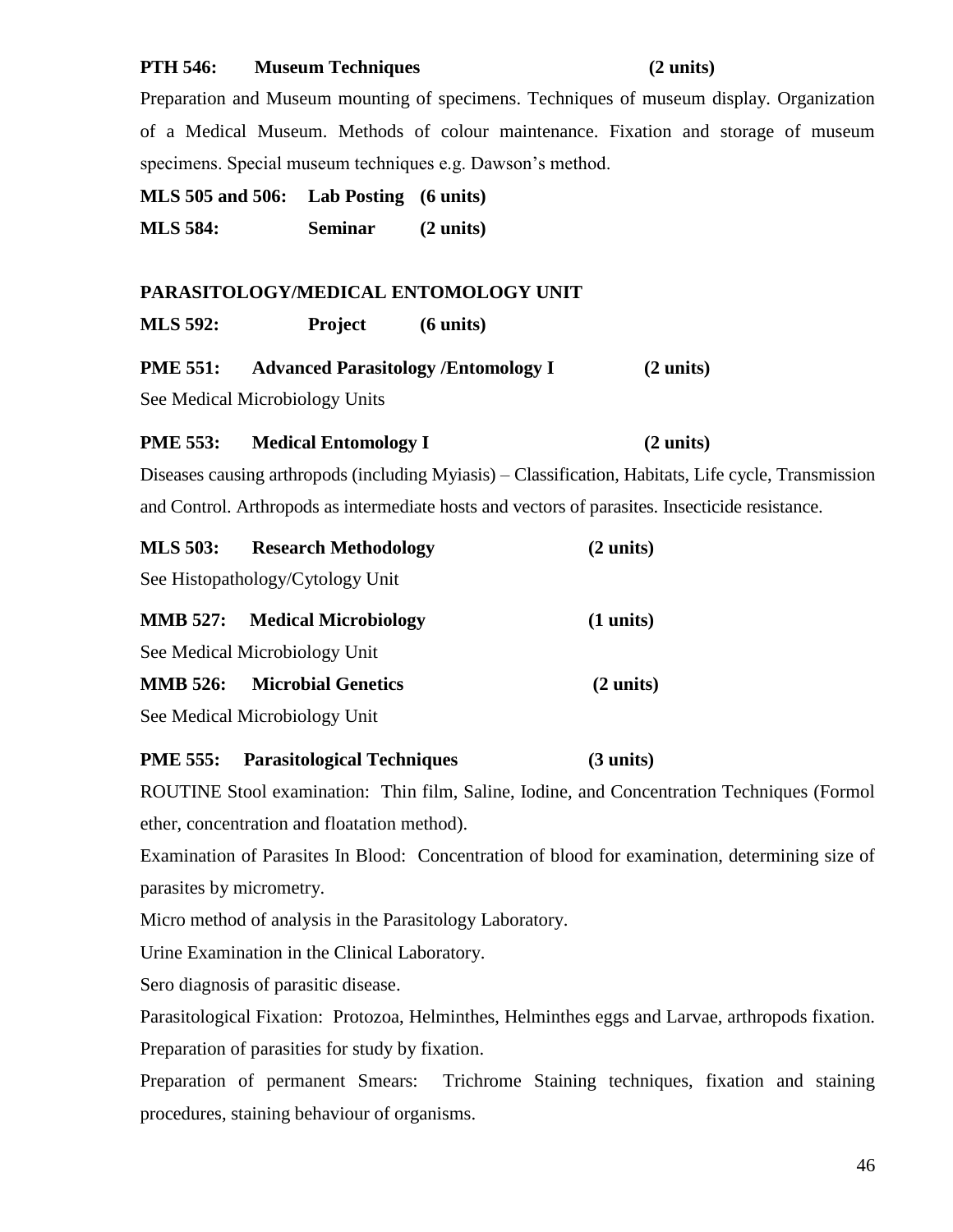**PTH 546: Museum Techniques (2 units)**

Preparation and Museum mounting of specimens. Techniques of museum display. Organization of a Medical Museum. Methods of colour maintenance. Fixation and storage of museum specimens. Special museum techniques e.g. Dawson's method.

**MLS 505 and 506: Lab Posting (6 units)**

**MLS 584: Seminar (2 units)**

## PARASITOLOGY/MEDICAL ENTOMOLOGY UNIT

**MLS 592: Project (6 units)**

**PME 551: Advanced Parasitology /Entomology I (2 units)**

See Medical Microbiology Units

**PME 553: Medical Entomology I (2 units)**

Diseases causing arthropods (including Myiasis) – Classification, Habitats, Life cycle, Transmission and Control. Arthropods as intermediate hosts and vectors of parasites. Insecticide resistance.

**MLS 503: Research Methodology (2 units)**

See Histopathology/Cytology Unit

**MMB 527: Medical Microbiology (1 units)**

See Medical Microbiology Unit

**MMB 526: Microbial Genetics (2 units)**

See Medical Microbiology Unit

**PME 555: Parasitological Techniques (3 units)**

ROUTINE Stool examination: Thin film, Saline, Iodine, and Concentration Techniques (Formol ether, concentration and floatation method).

Examination of Parasites In Blood: Concentration of blood for examination, determining size of parasites by micrometry.

Micro method of analysis in the Parasitology Laboratory.

Urine Examination in the Clinical Laboratory.

Sero diagnosis of parasitic disease.

Parasitological Fixation: Protozoa, Helminthes, Helminthes eggs and Larvae, arthropods fixation. Preparation of parasities for study by fixation.

Preparation of permanent Smears: Trichrome Staining techniques, fixation and staining procedures, staining behaviour of organisms.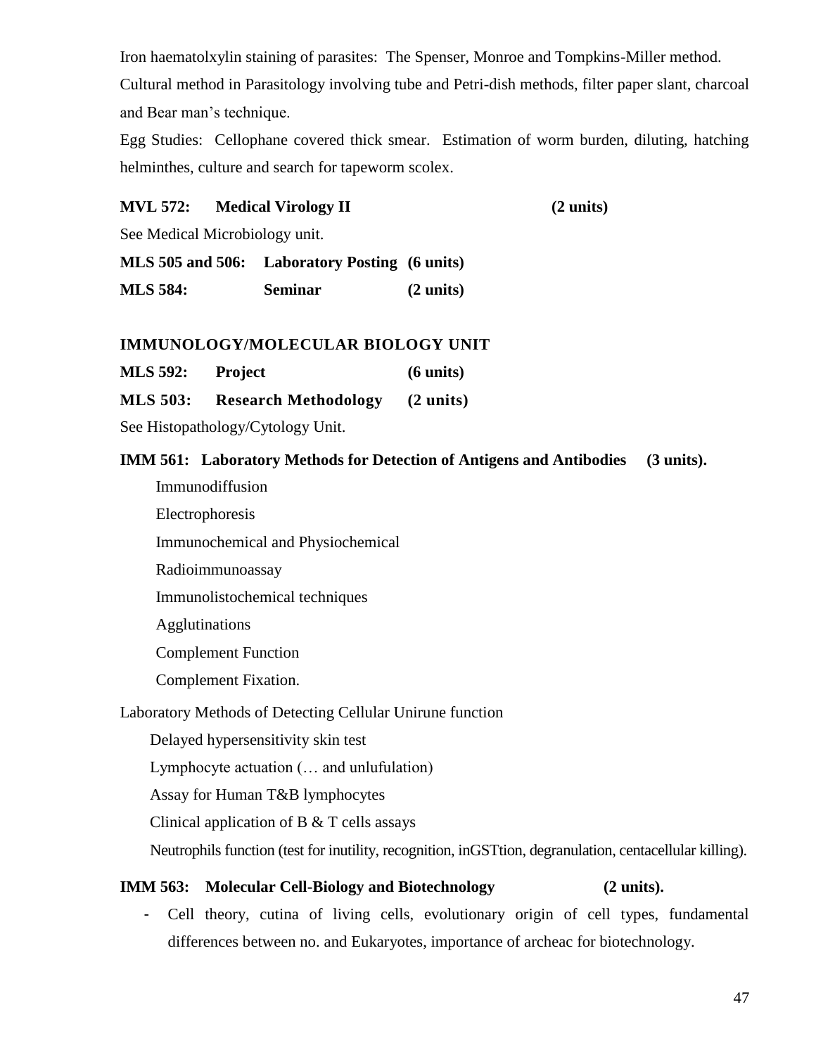Iron haematolxylin staining of parasites: The Spenser, Monroe and Tompkins-Miller method.

Cultural method in Parasitology involving tube and Petri-dish methods, filter paper slant, charcoal and Bear man's technique.

Egg Studies: Cellophane covered thick smear. Estimation of worm burden, diluting, hatching helminthes, culture and search for tapeworm scolex.

**MVL 572: Medical Virology II (2 units)**

See Medical Microbiology unit.

**MLS 505 and 506: Laboratory Posting (6 units)**

**MLS 584: Seminar (2 units)**

### IMMUNOLOGY/MOLECULAR BIOLOGY UNIT

**MLS 592: Project (6 units)**

**MLS 503: Research Methodology (2 units)**

See Histopathology/Cytology Unit.

**IMM 561: Laboratory Methods for Detection of Antigens and Antibodies (3 units).**

Immunodiffusion

Electrophoresis

Immunochemical and Physiochemical

Radioimmunoassay

Immunolistochemical techniques

Agglutinations

Complement Function

Complement Fixation.

Laboratory Methods of Detecting Cellular Unirune function

Delayed hypersensitivity skin test

Lymphocyte actuation (… and unlufulation)

Assay for Human T&B lymphocytes

Clinical application of B & T cells assays

Neutrophils function (test for inutility, recognition, inGSTtion, degranulation, centacellular killing).

**IMM 563: Molecular Cell-Biology and Biotechnology (2 units).**

- Cell theory, cutina of living cells, evolutionary origin of cell types, fundamental differences between no. and Eukaryotes, importance of archeac for biotechnology.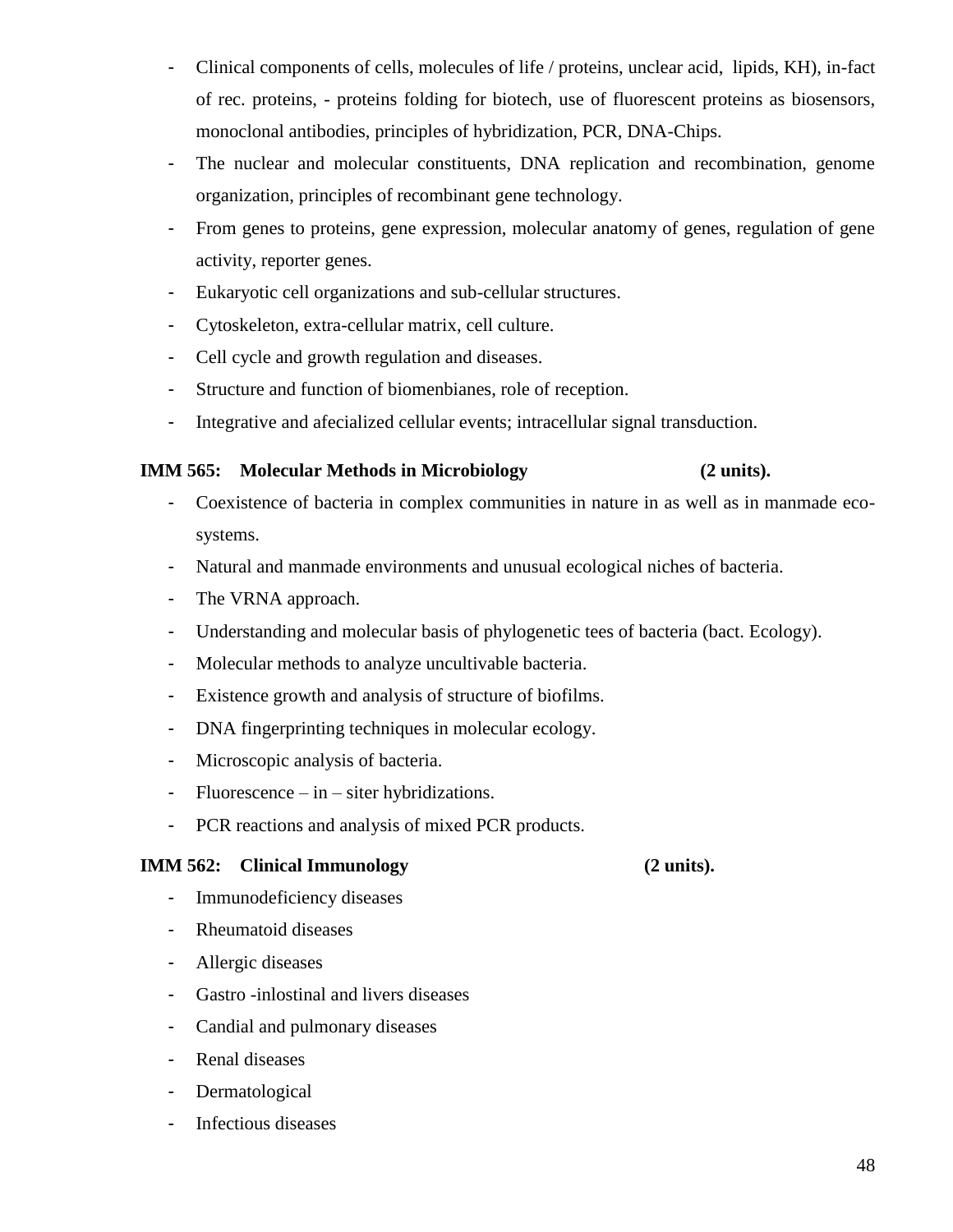- Clinical components of cells, molecules of life / proteins, unclear acid, lipids, KH), in-fact of rec. proteins, - proteins folding for biotech, use of fluorescent proteins as biosensors, monoclonal antibodies, principles of hybridization, PCR, DNA-Chips.
- The nuclear and molecular constituents, DNA replication and recombination, genome organization, principles of recombinant gene technology.
- From genes to proteins, gene expression, molecular anatomy of genes, regulation of gene activity, reporter genes.
- Eukaryotic cell organizations and sub-cellular structures.
- Cytoskeleton, extra-cellular matrix, cell culture.
- Cell cycle and growth regulation and diseases.
- Structure and function of biomenbianes, role of reception.
- Integrative and afecialized cellular events; intracellular signal transduction.

**IMM 565: Molecular Methods in Microbiology (2 units).**

- Coexistence of bacteria in complex communities in nature in as well as in manmade eco-systems.
- Natural and manmade environments and unusual ecological niches of bacteria.
- The VRNA approach.
- Understanding and molecular basis of phylogenetic tees of bacteria (bact. Ecology).
- Molecular methods to analyze uncultivable bacteria.
- Existence growth and analysis of structure of biofilms.
- DNA fingerprinting techniques in molecular ecology.
- Microscopic analysis of bacteria.
- Fluorescence – in – siter hybridizations.
- PCR reactions and analysis of mixed PCR products.

**IMM 562: Clinical Immunology (2 units).**

- Immunodeficiency diseases
- Rheumatoid diseases
- Allergic diseases
- Gastro -inlostinal and livers diseases
- Candial and pulmonary diseases
- Renal diseases
- Dermatological
- Infectious diseases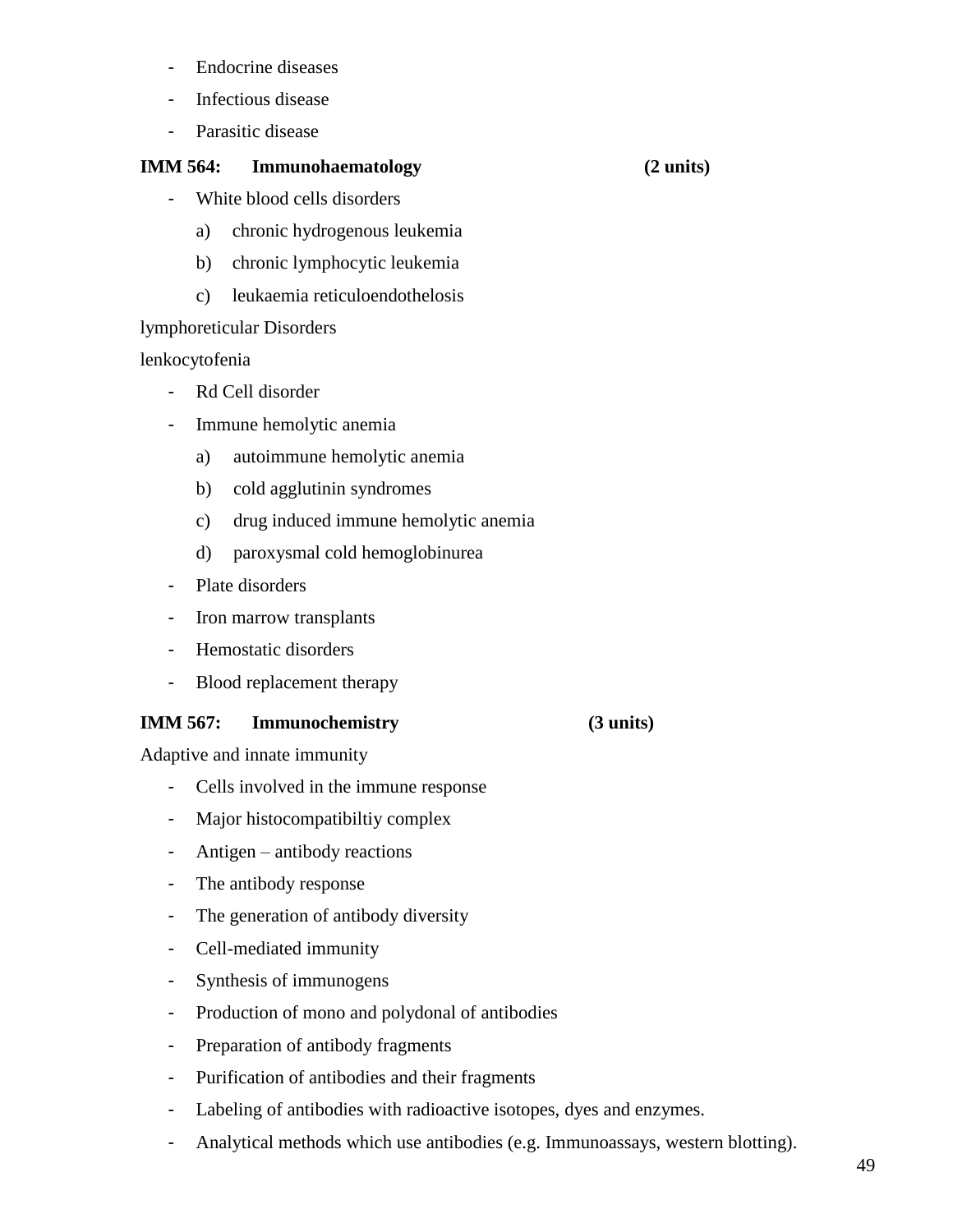- Endocrine diseases
- Infectious disease
- Parasitic disease

**IMM 564: Immunohaematology (2 units)**

- White blood cells disorders
  a) chronic hydrogenous leukemia
  b) chronic lymphocytic leukemia
  c) leukaemia reticuloendothelosis

lymphoreticular Disorders

lenkocytofenia

- Rd Cell disorder
- Immune hemolytic anemia
  a) autoimmune hemolytic anemia
  b) cold agglutinin syndromes
  c) drug induced immune hemolytic anemia
  d) paroxysmal cold hemoglobinurea
- Plate disorders
- Iron marrow transplants
- Hemostatic disorders
- Blood replacement therapy

**IMM 567: Immunochemistry (3 units)**

Adaptive and innate immunity

- Cells involved in the immune response
- Major histocompatibiltiy complex
- Antigen – antibody reactions
- The antibody response
- The generation of antibody diversity
- Cell-mediated immunity
- Synthesis of immunogens
- Production of mono and polydonal of antibodies
- Preparation of antibody fragments
- Purification of antibodies and their fragments
- Labeling of antibodies with radioactive isotopes, dyes and enzymes.
- Analytical methods which use antibodies (e.g. Immunoassays, western blotting).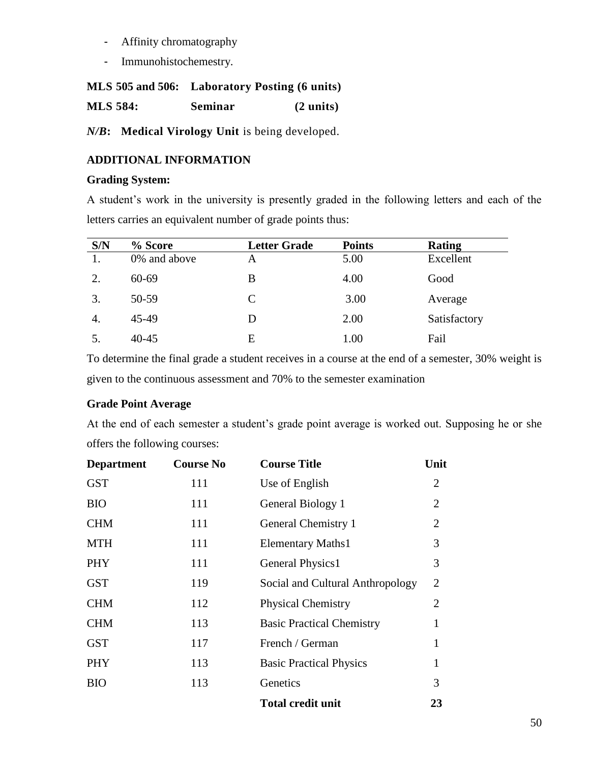- Affinity chromatography
- Immunohistochemestry.

**MLS 505 and 506: Laboratory Posting (6 units)**

**MLS 584: Seminar (2 units)**

***N/B*: Medical Virology Unit** is being developed.

### ADDITIONAL INFORMATION

**Grading System:**

A student's work in the university is presently graded in the following letters and each of the letters carries an equivalent number of grade points thus:

| S/N | % Score | Letter Grade | Points | Rating |
|---|---|---|---|---|
| 1. | 0% and above | A | 5.00 | Excellent |
| 2. | 60-69 | B | 4.00 | Good |
| 3. | 50-59 | C | 3.00 | Average |
| 4. | 45-49 | D | 2.00 | Satisfactory |
| 5. | 40-45 | E | 1.00 | Fail |

To determine the final grade a student receives in a course at the end of a semester, 30% weight is given to the continuous assessment and 70% to the semester examination

**Grade Point Average**

At the end of each semester a student's grade point average is worked out. Supposing he or she offers the following courses:

| Department | Course No | Course Title | Unit |
|---|---|---|---|
| GST | 111 | Use of English | 2 |
| BIO | 111 | General Biology 1 | 2 |
| CHM | 111 | General Chemistry 1 | 2 |
| MTH | 111 | Elementary Maths1 | 3 |
| PHY | 111 | General Physics1 | 3 |
| GST | 119 | Social and Cultural Anthropology | 2 |
| CHM | 112 | Physical Chemistry | 2 |
| CHM | 113 | Basic Practical Chemistry | 1 |
| GST | 117 | French / German | 1 |
| PHY | 113 | Basic Practical Physics | 1 |
| BIO | 113 | Genetics | 3 |
| | | **Total credit unit** | **23** |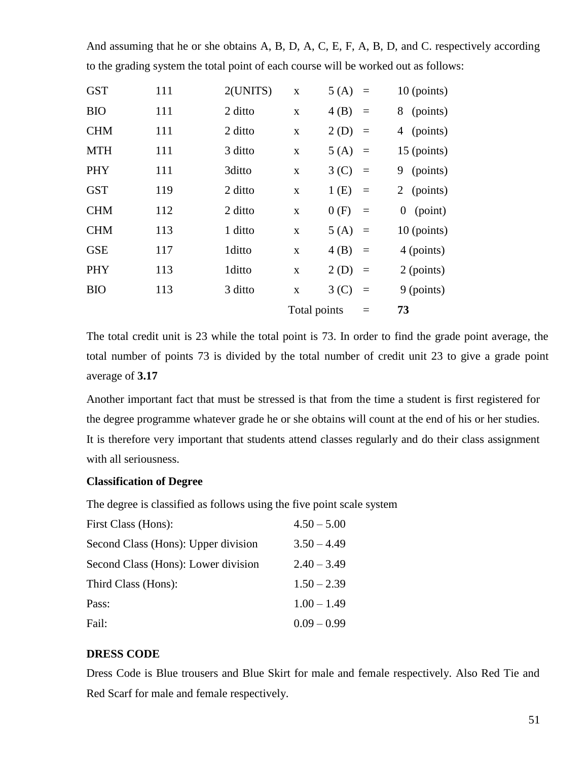And assuming that he or she obtains A, B, D, A, C, E, F, A, B, D, and C. respectively according to the grading system the total point of each course will be worked out as follows:

| | | | | | | |
|---|---|---|---|---|---|---|
| GST | 111 | 2(UNITS) | x | 5 (A) | = | 10 (points) |
| BIO | 111 | 2 ditto | x | 4 (B) | = | 8 (points) |
| CHM | 111 | 2 ditto | x | 2 (D) | = | 4 (points) |
| MTH | 111 | 3 ditto | x | 5 (A) | = | 15 (points) |
| PHY | 111 | 3ditto | x | 3 (C) | = | 9 (points) |
| GST | 119 | 2 ditto | x | 1 (E) | = | 2 (points) |
| CHM | 112 | 2 ditto | x | 0 (F) | = | 0 (point) |
| CHM | 113 | 1 ditto | x | 5 (A) | = | 10 (points) |
| GSE | 117 | 1ditto | x | 4 (B) | = | 4 (points) |
| PHY | 113 | 1ditto | x | 2 (D) | = | 2 (points) |
| BIO | 113 | 3 ditto | x | 3 (C) | = | 9 (points) |
| | | | Total points | | = | **73** |

The total credit unit is 23 while the total point is 73. In order to find the grade point average, the total number of points 73 is divided by the total number of credit unit 23 to give a grade point average of **3.17**

Another important fact that must be stressed is that from the time a student is first registered for the degree programme whatever grade he or she obtains will count at the end of his or her studies. It is therefore very important that students attend classes regularly and do their class assignment with all seriousness.

**Classification of Degree**

The degree is classified as follows using the five point scale system

| | |
|---|---|
| First Class (Hons): | 4.50 – 5.00 |
| Second Class (Hons): Upper division | 3.50 – 4.49 |
| Second Class (Hons): Lower division | 2.40 – 3.49 |
| Third Class (Hons): | 1.50 – 2.39 |
| Pass: | 1.00 – 1.49 |
| Fail: | 0.09 – 0.99 |

**DRESS CODE**

Dress Code is Blue trousers and Blue Skirt for male and female respectively. Also Red Tie and Red Scarf for male and female respectively.